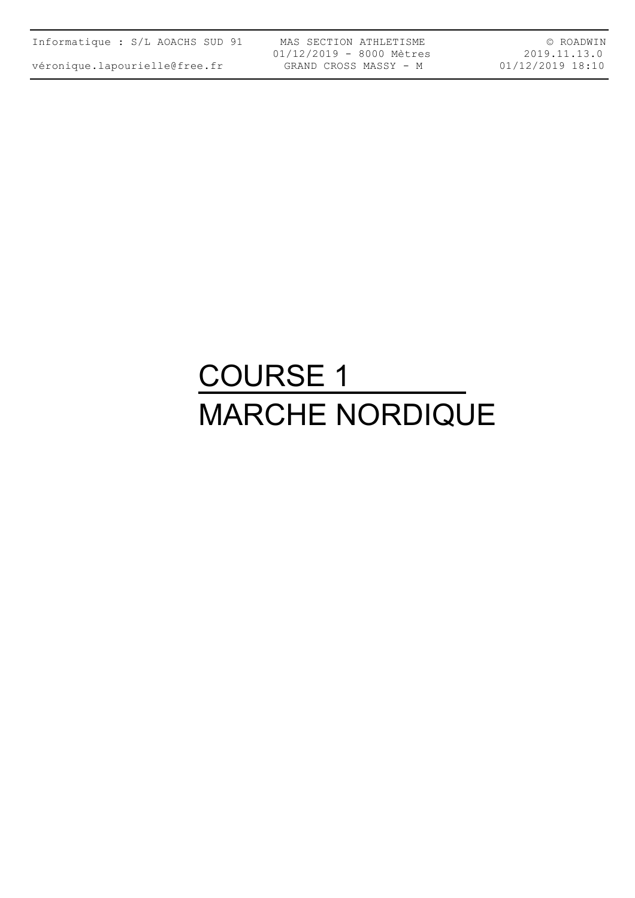# COURSE 1

# MARCHE NORDIQUE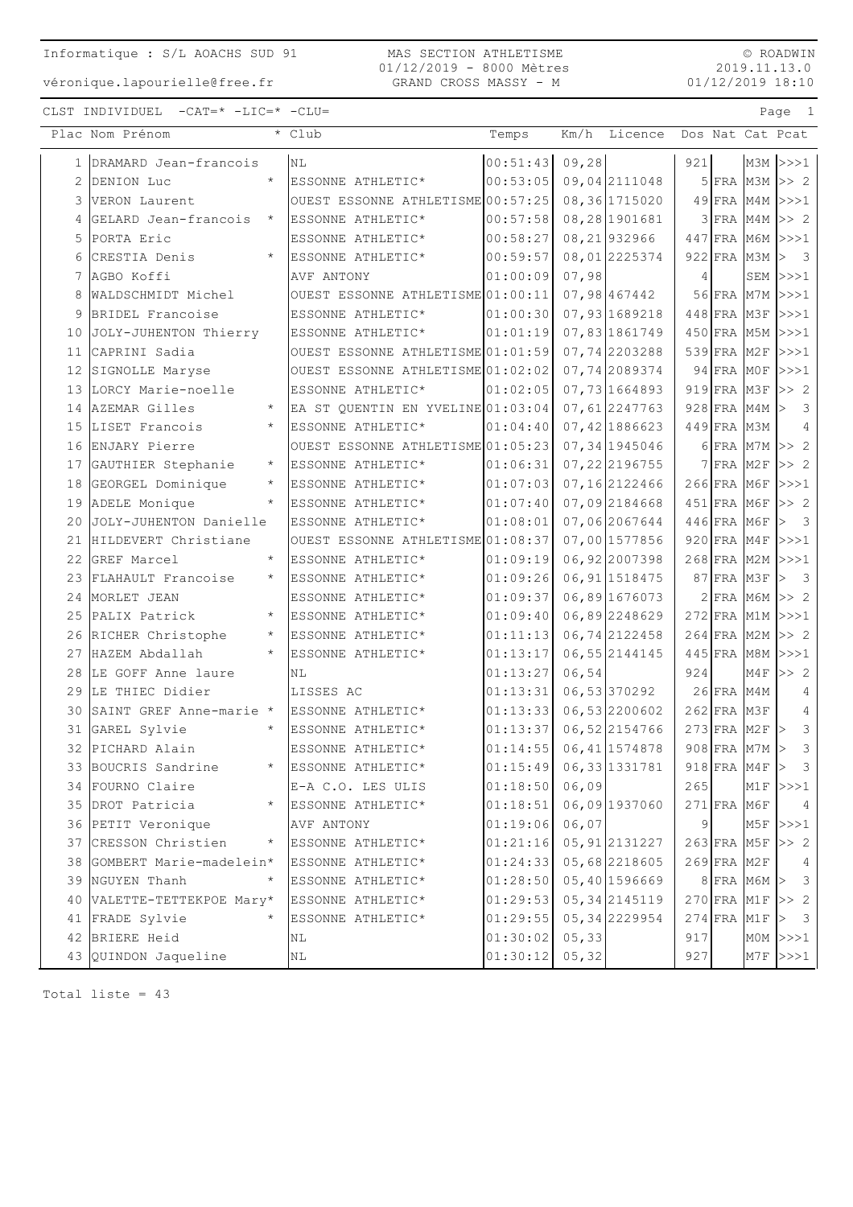Informatique : S/L AOACHS SUD 91

véronique.lapourielle@free.fr

MAS SECTION ATHLETISME
01/12/2019 - 8000 Mètres
GRAND CROSS MASSY - M

© ROADWIN
2019.11.13.0
01/12/2019 18:10

CLST INDIVIDUEL -CAT=* -LIC=* -CLU=

| Plac | Nom Prénom | * | Club | Temps | Km/h | Licence | Dos | Nat | Cat | Pcat |
|---|---|---|---|---|---|---|---|---|---|---|
| 1 | DRAMARD Jean-francois | | NL | 00:51:43 | 09,28 | | 921 | | M3M | >>>1 |
| 2 | DENION Luc | * | ESSONNE ATHLETIC* | 00:53:05 | 09,04 | 2111048 | 5 | FRA | M3M | >> 2 |
| 3 | VERON Laurent | | OUEST ESSONNE ATHLETISME | 00:57:25 | 08,36 | 1715020 | 49 | FRA | M4M | >>>1 |
| 4 | GELARD Jean-francois | * | ESSONNE ATHLETIC* | 00:57:58 | 08,28 | 1901681 | 3 | FRA | M4M | >> 2 |
| 5 | PORTA Eric | | ESSONNE ATHLETIC* | 00:58:27 | 08,21 | 932966 | 447 | FRA | M6M | >>>1 |
| 6 | CRESTIA Denis | * | ESSONNE ATHLETIC* | 00:59:57 | 08,01 | 2225374 | 922 | FRA | M3M | > 3 |
| 7 | AGBO Koffi | | AVF ANTONY | 01:00:09 | 07,98 | | 4 | | SEM | >>>1 |
| 8 | WALDSCHMIDT Michel | | OUEST ESSONNE ATHLETISME | 01:00:11 | 07,98 | 467442 | 56 | FRA | M7M | >>>1 |
| 9 | BRIDEL Francoise | | ESSONNE ATHLETIC* | 01:00:30 | 07,93 | 1689218 | 448 | FRA | M3F | >>>1 |
| 10 | JOLY-JUHENTON Thierry | | ESSONNE ATHLETIC* | 01:01:19 | 07,83 | 1861749 | 450 | FRA | M5M | >>>1 |
| 11 | CAPRINI Sadia | | OUEST ESSONNE ATHLETISME | 01:01:59 | 07,74 | 2203288 | 539 | FRA | M2F | >>>1 |
| 12 | SIGNOLLE Maryse | | OUEST ESSONNE ATHLETISME | 01:02:02 | 07,74 | 2089374 | 94 | FRA | M0F | >>>1 |
| 13 | LORCY Marie-noelle | | ESSONNE ATHLETIC* | 01:02:05 | 07,73 | 1664893 | 919 | FRA | M3F | >> 2 |
| 14 | AZEMAR Gilles | * | EA ST QUENTIN EN YVELINE | 01:03:04 | 07,61 | 2247763 | 928 | FRA | M4M | > 3 |
| 15 | LISET Francois | * | ESSONNE ATHLETIC* | 01:04:40 | 07,42 | 1886623 | 449 | FRA | M3M | 4 |
| 16 | ENJARY Pierre | | OUEST ESSONNE ATHLETISME | 01:05:23 | 07,34 | 1945046 | 6 | FRA | M7M | >> 2 |
| 17 | GAUTHIER Stephanie | * | ESSONNE ATHLETIC* | 01:06:31 | 07,22 | 2196755 | 7 | FRA | M2F | >> 2 |
| 18 | GEORGEL Dominique | * | ESSONNE ATHLETIC* | 01:07:03 | 07,16 | 2122466 | 266 | FRA | M6F | >>>1 |
| 19 | ADELE Monique | * | ESSONNE ATHLETIC* | 01:07:40 | 07,09 | 2184668 | 451 | FRA | M6F | >> 2 |
| 20 | JOLY-JUHENTON Danielle | | ESSONNE ATHLETIC* | 01:08:01 | 07,06 | 2067644 | 446 | FRA | M6F | > 3 |
| 21 | HILDEVERT Christiane | | OUEST ESSONNE ATHLETISME | 01:08:37 | 07,00 | 1577856 | 920 | FRA | M4F | >>>1 |
| 22 | GREF Marcel | * | ESSONNE ATHLETIC* | 01:09:19 | 06,92 | 2007398 | 268 | FRA | M2M | >>>1 |
| 23 | FLAHAULT Francoise | * | ESSONNE ATHLETIC* | 01:09:26 | 06,91 | 1518475 | 87 | FRA | M3F | > 3 |
| 24 | MORLET JEAN | | ESSONNE ATHLETIC* | 01:09:37 | 06,89 | 1676073 | 2 | FRA | M6M | >> 2 |
| 25 | PALIX Patrick | * | ESSONNE ATHLETIC* | 01:09:40 | 06,89 | 2248629 | 272 | FRA | M1M | >>>1 |
| 26 | RICHER Christophe | * | ESSONNE ATHLETIC* | 01:11:13 | 06,74 | 2122458 | 264 | FRA | M2M | >> 2 |
| 27 | HAZEM Abdallah | * | ESSONNE ATHLETIC* | 01:13:17 | 06,55 | 2144145 | 445 | FRA | M8M | >>>1 |
| 28 | LE GOFF Anne laure | | NL | 01:13:27 | 06,54 | | 924 | | M4F | >> 2 |
| 29 | LE THIEC Didier | | LISSES AC | 01:13:31 | 06,53 | 370292 | 26 | FRA | M4M | 4 |
| 30 | SAINT GREF Anne-marie | * | ESSONNE ATHLETIC* | 01:13:33 | 06,53 | 2200602 | 262 | FRA | M3F | 4 |
| 31 | GAREL Sylvie | * | ESSONNE ATHLETIC* | 01:13:37 | 06,52 | 2154766 | 273 | FRA | M2F | > 3 |
| 32 | PICHARD Alain | | ESSONNE ATHLETIC* | 01:14:55 | 06,41 | 1574878 | 908 | FRA | M7M | > 3 |
| 33 | BOUCRIS Sandrine | * | ESSONNE ATHLETIC* | 01:15:49 | 06,33 | 1331781 | 918 | FRA | M4F | > 3 |
| 34 | FOURNO Claire | | E-A C.O. LES ULIS | 01:18:50 | 06,09 | | 265 | | M1F | >>>1 |
| 35 | DROT Patricia | * | ESSONNE ATHLETIC* | 01:18:51 | 06,09 | 1937060 | 271 | FRA | M6F | 4 |
| 36 | PETIT Veronique | | AVF ANTONY | 01:19:06 | 06,07 | | 9 | | M5F | >>>1 |
| 37 | CRESSON Christien | * | ESSONNE ATHLETIC* | 01:21:16 | 05,91 | 2131227 | 263 | FRA | M5F | >> 2 |
| 38 | GOMBERT Marie-madelein | * | ESSONNE ATHLETIC* | 01:24:33 | 05,68 | 2218605 | 269 | FRA | M2F | 4 |
| 39 | NGUYEN Thanh | * | ESSONNE ATHLETIC* | 01:28:50 | 05,40 | 1596669 | 8 | FRA | M6M | > 3 |
| 40 | VALETTE-TETTEKPOE Mary | * | ESSONNE ATHLETIC* | 01:29:53 | 05,34 | 2145119 | 270 | FRA | M1F | >> 2 |
| 41 | FRADE Sylvie | * | ESSONNE ATHLETIC* | 01:29:55 | 05,34 | 2229954 | 274 | FRA | M1F | > 3 |
| 42 | BRIERE Heid | | NL | 01:30:02 | 05,33 | | 917 | | M0M | >>>1 |
| 43 | QUINDON Jaqueline | | NL | 01:30:12 | 05,32 | | 927 | | M7F | >>>1 |

Total liste = 43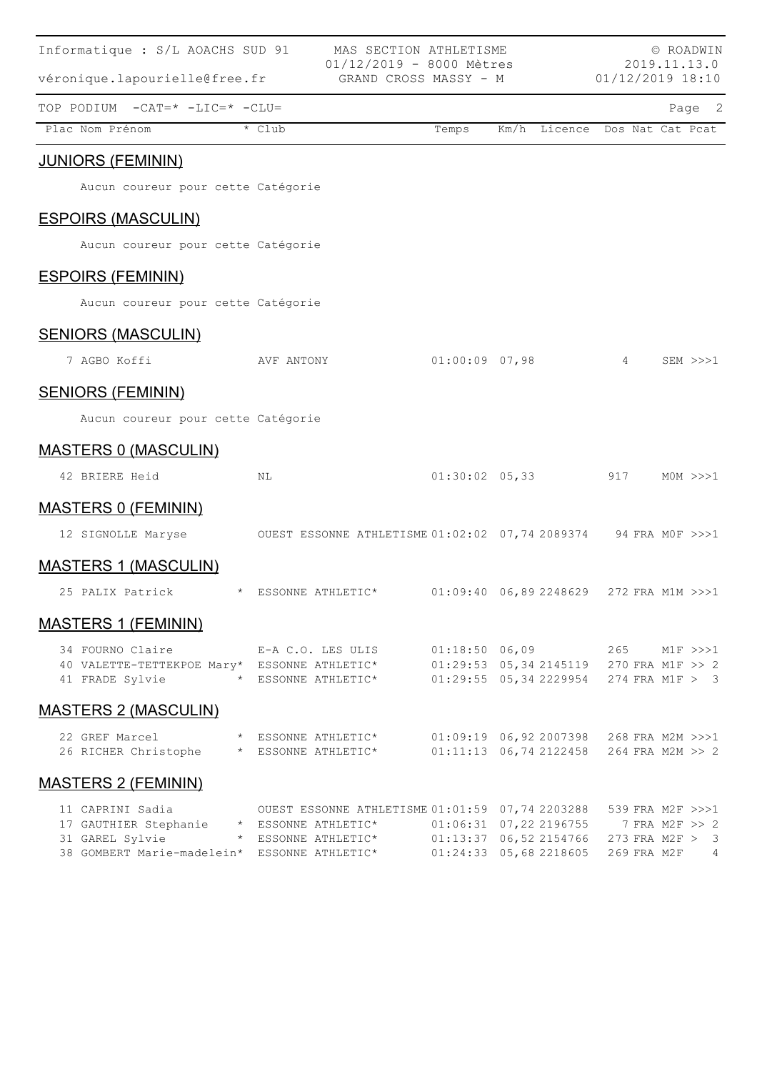TOP PODIUM -CAT=* -LIC=* -CLU=

| Plac | Nom Prénom | * | Club | Temps | Km/h | Licence | Dos | Nat | Cat | Pcat |
|---|---|---|---|---|---|---|---|---|---|---|

## JUNIORS (FEMININ)

Aucun coureur pour cette Catégorie

## ESPOIRS (MASCULIN)

Aucun coureur pour cette Catégorie

## ESPOIRS (FEMININ)

Aucun coureur pour cette Catégorie

## SENIORS (MASCULIN)

| Plac | Nom Prénom | * | Club | Temps | Km/h | Licence | Dos | Nat | Cat | Pcat |
|---|---|---|---|---|---|---|---|---|---|---|
| 7 | AGBO Koffi | | AVF ANTONY | 01:00:09 | 07,98 | | 4 | | SEM | >>>1 |

## SENIORS (FEMININ)

Aucun coureur pour cette Catégorie

## MASTERS 0 (MASCULIN)

| Plac | Nom Prénom | * | Club | Temps | Km/h | Licence | Dos | Nat | Cat | Pcat |
|---|---|---|---|---|---|---|---|---|---|---|
| 42 | BRIERE Heid | | NL | 01:30:02 | 05,33 | | 917 | | M0M | >>>1 |

## MASTERS 0 (FEMININ)

| Plac | Nom Prénom | * | Club | Temps | Km/h | Licence | Dos | Nat | Cat | Pcat |
|---|---|---|---|---|---|---|---|---|---|---|
| 12 | SIGNOLLE Maryse | | OUEST ESSONNE ATHLETISME | 01:02:02 | 07,74 | 2089374 | 94 | FRA | M0F | >>>1 |

## MASTERS 1 (MASCULIN)

| Plac | Nom Prénom | * | Club | Temps | Km/h | Licence | Dos | Nat | Cat | Pcat |
|---|---|---|---|---|---|---|---|---|---|---|
| 25 | PALIX Patrick | * | ESSONNE ATHLETIC* | 01:09:40 | 06,89 | 2248629 | 272 | FRA | M1M | >>>1 |

## MASTERS 1 (FEMININ)

| Plac | Nom Prénom | * | Club | Temps | Km/h | Licence | Dos | Nat | Cat | Pcat |
|---|---|---|---|---|---|---|---|---|---|---|
| 34 | FOURNO Claire | | E-A C.O. LES ULIS | 01:18:50 | 06,09 | | 265 | | M1F | >>>1 |
| 40 | VALETTE-TETTEKPOE Mary | * | ESSONNE ATHLETIC* | 01:29:53 | 05,34 | 2145119 | 270 | FRA | M1F | >> 2 |
| 41 | FRADE Sylvie | * | ESSONNE ATHLETIC* | 01:29:55 | 05,34 | 2229954 | 274 | FRA | M1F | > 3 |

## MASTERS 2 (MASCULIN)

| Plac | Nom Prénom | * | Club | Temps | Km/h | Licence | Dos | Nat | Cat | Pcat |
|---|---|---|---|---|---|---|---|---|---|---|
| 22 | GREF Marcel | * | ESSONNE ATHLETIC* | 01:09:19 | 06,92 | 2007398 | 268 | FRA | M2M | >>>1 |
| 26 | RICHER Christophe | * | ESSONNE ATHLETIC* | 01:11:13 | 06,74 | 2122458 | 264 | FRA | M2M | >> 2 |

## MASTERS 2 (FEMININ)

| Plac | Nom Prénom | * | Club | Temps | Km/h | Licence | Dos | Nat | Cat | Pcat |
|---|---|---|---|---|---|---|---|---|---|---|
| 11 | CAPRINI Sadia | | OUEST ESSONNE ATHLETISME | 01:01:59 | 07,74 | 2203288 | 539 | FRA | M2F | >>>1 |
| 17 | GAUTHIER Stephanie | * | ESSONNE ATHLETIC* | 01:06:31 | 07,22 | 2196755 | 7 | FRA | M2F | >> 2 |
| 31 | GAREL Sylvie | * | ESSONNE ATHLETIC* | 01:13:37 | 06,52 | 2154766 | 273 | FRA | M2F | > 3 |
| 38 | GOMBERT Marie-madelein | * | ESSONNE ATHLETIC* | 01:24:33 | 05,68 | 2218605 | 269 | FRA | M2F | 4 |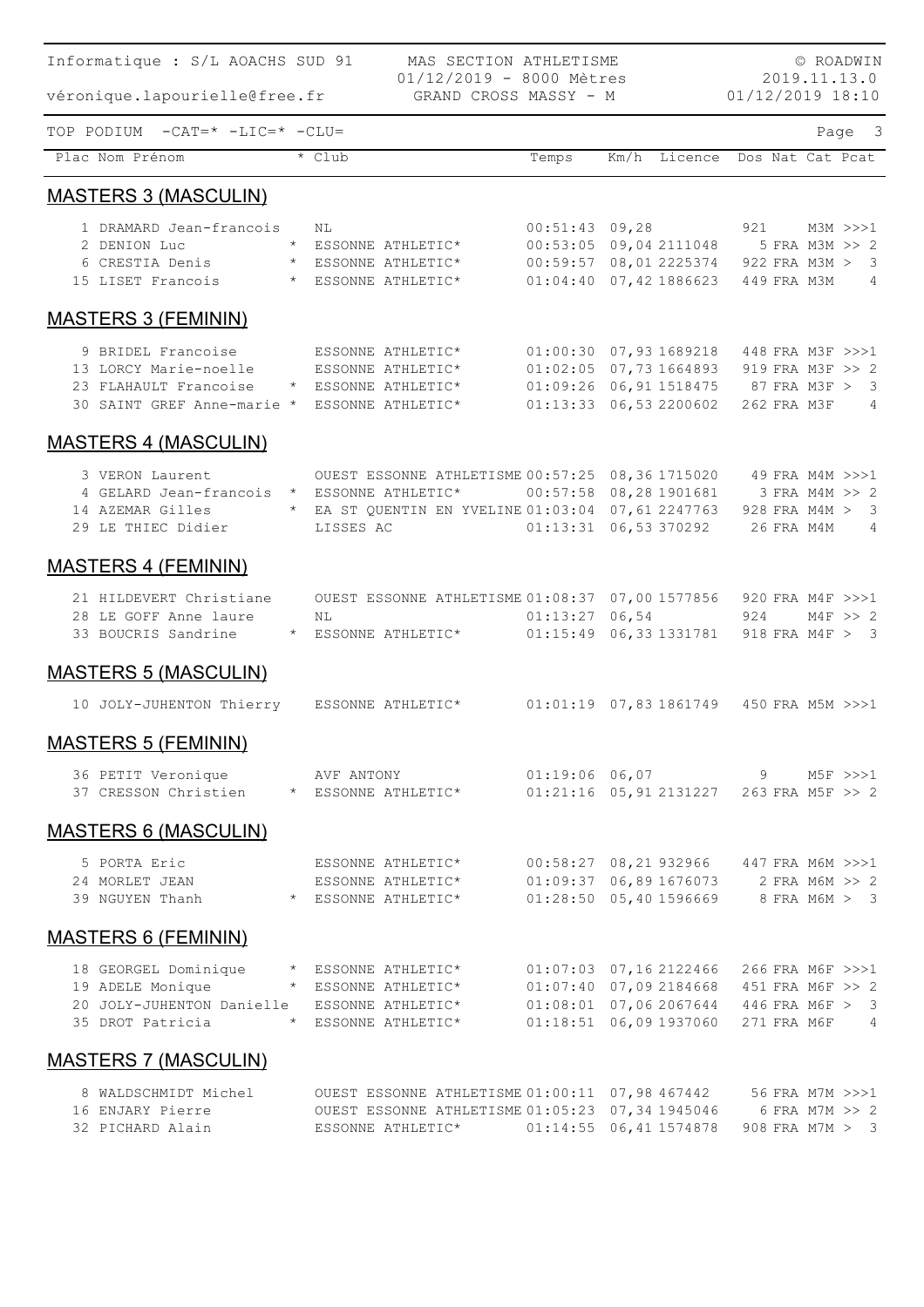Informatique : S/L AOACHS SUD 91 — MAS SECTION ATHLETISME — © ROADWIN

véronique.lapourielle@free.fr — 01/12/2019 - 8000 Mètres — 2019.11.13.0

GRAND CROSS MASSY - M — 01/12/2019 18:10

TOP PODIUM -CAT=* -LIC=* -CLU=

## MASTERS 3 (MASCULIN)

| Plac | Nom Prénom | * | Club | Temps | Km/h | Licence | Dos | Nat | Cat | Pcat |
|---|---|---|---|---|---|---|---|---|---|---|
| 1 | DRAMARD Jean-francois | | NL | 00:51:43 | 09,28 | | 921 | | M3M | >>>1 |
| 2 | DENION Luc | * | ESSONNE ATHLETIC* | 00:53:05 | 09,04 | 2111048 | 5 | FRA | M3M | >> 2 |
| 6 | CRESTIA Denis | * | ESSONNE ATHLETIC* | 00:59:57 | 08,01 | 2225374 | 922 | FRA | M3M | > 3 |
| 15 | LISET Francois | * | ESSONNE ATHLETIC* | 01:04:40 | 07,42 | 1886623 | 449 | FRA | M3M | 4 |

## MASTERS 3 (FEMININ)

| Plac | Nom Prénom | * | Club | Temps | Km/h | Licence | Dos | Nat | Cat | Pcat |
|---|---|---|---|---|---|---|---|---|---|---|
| 9 | BRIDEL Francoise | | ESSONNE ATHLETIC* | 01:00:30 | 07,93 | 1689218 | 448 | FRA | M3F | >>>1 |
| 13 | LORCY Marie-noelle | | ESSONNE ATHLETIC* | 01:02:05 | 07,73 | 1664893 | 919 | FRA | M3F | >> 2 |
| 23 | FLAHAULT Francoise | * | ESSONNE ATHLETIC* | 01:09:26 | 06,91 | 1518475 | 87 | FRA | M3F | > 3 |
| 30 | SAINT GREF Anne-marie | * | ESSONNE ATHLETIC* | 01:13:33 | 06,53 | 2200602 | 262 | FRA | M3F | 4 |

## MASTERS 4 (MASCULIN)

| Plac | Nom Prénom | * | Club | Temps | Km/h | Licence | Dos | Nat | Cat | Pcat |
|---|---|---|---|---|---|---|---|---|---|---|
| 3 | VERON Laurent | | OUEST ESSONNE ATHLETISME | 00:57:25 | 08,36 | 1715020 | 49 | FRA | M4M | >>>1 |
| 4 | GELARD Jean-francois | * | ESSONNE ATHLETIC* | 00:57:58 | 08,28 | 1901681 | 3 | FRA | M4M | >> 2 |
| 14 | AZEMAR Gilles | * | EA ST QUENTIN EN YVELINE | 01:03:04 | 07,61 | 2247763 | 928 | FRA | M4M | > 3 |
| 29 | LE THIEC Didier | | LISSES AC | 01:13:31 | 06,53 | 370292 | 26 | FRA | M4M | 4 |

## MASTERS 4 (FEMININ)

| Plac | Nom Prénom | * | Club | Temps | Km/h | Licence | Dos | Nat | Cat | Pcat |
|---|---|---|---|---|---|---|---|---|---|---|
| 21 | HILDEVERT Christiane | | OUEST ESSONNE ATHLETISME | 01:08:37 | 07,00 | 1577856 | 920 | FRA | M4F | >>>1 |
| 28 | LE GOFF Anne laure | | NL | 01:13:27 | 06,54 | | 924 | | M4F | >> 2 |
| 33 | BOUCRIS Sandrine | * | ESSONNE ATHLETIC* | 01:15:49 | 06,33 | 1331781 | 918 | FRA | M4F | > 3 |

## MASTERS 5 (MASCULIN)

| Plac | Nom Prénom | * | Club | Temps | Km/h | Licence | Dos | Nat | Cat | Pcat |
|---|---|---|---|---|---|---|---|---|---|---|
| 10 | JOLY-JUHENTON Thierry | | ESSONNE ATHLETIC* | 01:01:19 | 07,83 | 1861749 | 450 | FRA | M5M | >>>1 |

## MASTERS 5 (FEMININ)

| Plac | Nom Prénom | * | Club | Temps | Km/h | Licence | Dos | Nat | Cat | Pcat |
|---|---|---|---|---|---|---|---|---|---|---|
| 36 | PETIT Veronique | | AVF ANTONY | 01:19:06 | 06,07 | | 9 | | M5F | >>>1 |
| 37 | CRESSON Christien | * | ESSONNE ATHLETIC* | 01:21:16 | 05,91 | 2131227 | 263 | FRA | M5F | >> 2 |

## MASTERS 6 (MASCULIN)

| Plac | Nom Prénom | * | Club | Temps | Km/h | Licence | Dos | Nat | Cat | Pcat |
|---|---|---|---|---|---|---|---|---|---|---|
| 5 | PORTA Eric | | ESSONNE ATHLETIC* | 00:58:27 | 08,21 | 932966 | 447 | FRA | M6M | >>>1 |
| 24 | MORLET JEAN | | ESSONNE ATHLETIC* | 01:09:37 | 06,89 | 1676073 | 2 | FRA | M6M | >> 2 |
| 39 | NGUYEN Thanh | * | ESSONNE ATHLETIC* | 01:28:50 | 05,40 | 1596669 | 8 | FRA | M6M | > 3 |

## MASTERS 6 (FEMININ)

| Plac | Nom Prénom | * | Club | Temps | Km/h | Licence | Dos | Nat | Cat | Pcat |
|---|---|---|---|---|---|---|---|---|---|---|
| 18 | GEORGEL Dominique | * | ESSONNE ATHLETIC* | 01:07:03 | 07,16 | 2122466 | 266 | FRA | M6F | >>>1 |
| 19 | ADELE Monique | * | ESSONNE ATHLETIC* | 01:07:40 | 07,09 | 2184668 | 451 | FRA | M6F | >> 2 |
| 20 | JOLY-JUHENTON Danielle | | ESSONNE ATHLETIC* | 01:08:01 | 07,06 | 2067644 | 446 | FRA | M6F | > 3 |
| 35 | DROT Patricia | * | ESSONNE ATHLETIC* | 01:18:51 | 06,09 | 1937060 | 271 | FRA | M6F | 4 |

## MASTERS 7 (MASCULIN)

| Plac | Nom Prénom | * | Club | Temps | Km/h | Licence | Dos | Nat | Cat | Pcat |
|---|---|---|---|---|---|---|---|---|---|---|
| 8 | WALDSCHMIDT Michel | | OUEST ESSONNE ATHLETISME | 01:00:11 | 07,98 | 467442 | 56 | FRA | M7M | >>>1 |
| 16 | ENJARY Pierre | | OUEST ESSONNE ATHLETISME | 01:05:23 | 07,34 | 1945046 | 6 | FRA | M7M | >> 2 |
| 32 | PICHARD Alain | | ESSONNE ATHLETIC* | 01:14:55 | 06,41 | 1574878 | 908 | FRA | M7M | > 3 |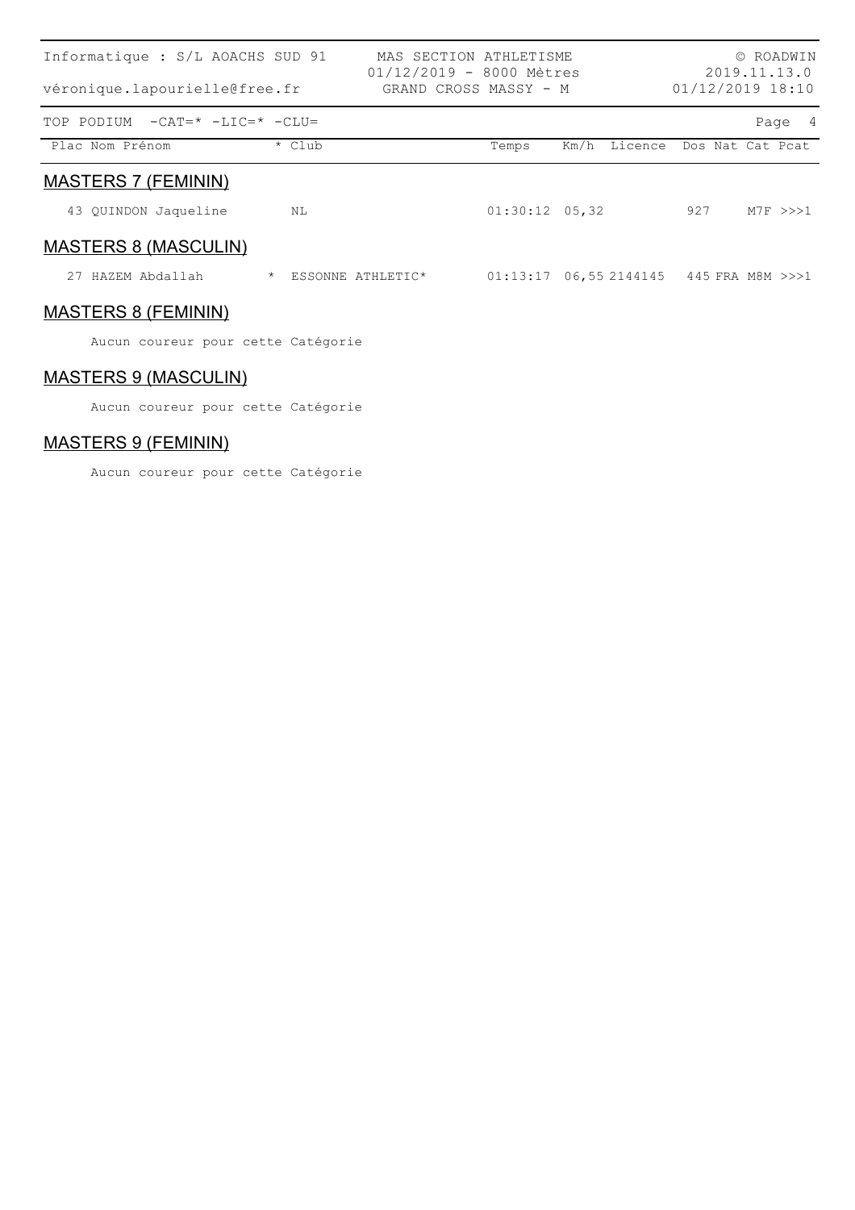TOP PODIUM -CAT=* -LIC=* -CLU=

## MASTERS 7 (FEMININ)

| Plac | Nom Prénom | * | Club | Temps | Km/h | Licence | Dos | Nat | Cat | Pcat |
|---|---|---|---|---|---|---|---|---|---|---|
| 43 | QUINDON Jaqueline | | NL | 01:30:12 | 05,32 | | 927 | | M7F | >>>1 |

## MASTERS 8 (MASCULIN)

| Plac | Nom Prénom | * | Club | Temps | Km/h | Licence | Dos | Nat | Cat | Pcat |
|---|---|---|---|---|---|---|---|---|---|---|
| 27 | HAZEM Abdallah | * | ESSONNE ATHLETIC* | 01:13:17 | 06,55 | 2144145 | 445 | FRA | M8M | >>>1 |

## MASTERS 8 (FEMININ)

Aucun coureur pour cette Catégorie

## MASTERS 9 (MASCULIN)

Aucun coureur pour cette Catégorie

## MASTERS 9 (FEMININ)

Aucun coureur pour cette Catégorie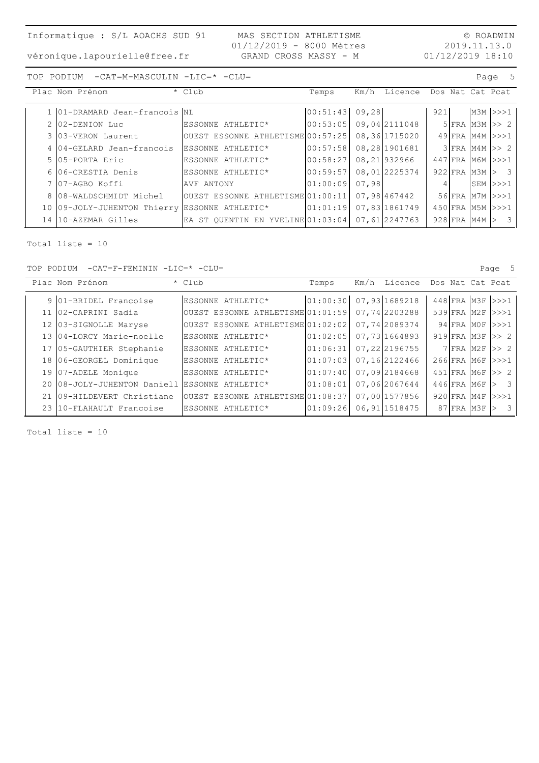Informatique : S/L AOACHS SUD 91 — MAS SECTION ATHLETISME — © ROADWIN

véronique.lapourielle@free.fr — 01/12/2019 - 8000 Mètres — 2019.11.13.0

GRAND CROSS MASSY - M — 01/12/2019 18:10

TOP PODIUM -CAT=M-MASCULIN -LIC=* -CLU=

| Plac | Nom Prénom | * Club | Temps | Km/h | Licence | Dos | Nat | Cat | Pcat |
|---|---|---|---|---|---|---|---|---|---|
| 1 | 01-DRAMARD Jean-francois | NL | 00:51:43 | 09,28 | | 921 | | M3M | >>>1 |
| 2 | 02-DENION Luc | ESSONNE ATHLETIC* | 00:53:05 | 09,04 | 2111048 | 5 | FRA | M3M | >> 2 |
| 3 | 03-VERON Laurent | OUEST ESSONNE ATHLETISME | 00:57:25 | 08,36 | 1715020 | 49 | FRA | M4M | >>>1 |
| 4 | 04-GELARD Jean-francois | ESSONNE ATHLETIC* | 00:57:58 | 08,28 | 1901681 | 3 | FRA | M4M | >> 2 |
| 5 | 05-PORTA Eric | ESSONNE ATHLETIC* | 00:58:27 | 08,21 | 932966 | 447 | FRA | M6M | >>>1 |
| 6 | 06-CRESTIA Denis | ESSONNE ATHLETIC* | 00:59:57 | 08,01 | 2225374 | 922 | FRA | M3M | > 3 |
| 7 | 07-AGBO Koffi | AVF ANTONY | 01:00:09 | 07,98 | | 4 | | SEM | >>>1 |
| 8 | 08-WALDSCHMIDT Michel | OUEST ESSONNE ATHLETISME | 01:00:11 | 07,98 | 467442 | 56 | FRA | M7M | >>>1 |
| 10 | 09-JOLY-JUHENTON Thierry | ESSONNE ATHLETIC* | 01:01:19 | 07,83 | 1861749 | 450 | FRA | M5M | >>>1 |
| 14 | 10-AZEMAR Gilles | EA ST QUENTIN EN YVELINE | 01:03:04 | 07,61 | 2247763 | 928 | FRA | M4M | > 3 |

Total liste = 10

TOP PODIUM -CAT=F-FEMININ -LIC=* -CLU=

| Plac | Nom Prénom | * Club | Temps | Km/h | Licence | Dos | Nat | Cat | Pcat |
|---|---|---|---|---|---|---|---|---|---|
| 9 | 01-BRIDEL Francoise | ESSONNE ATHLETIC* | 01:00:30 | 07,93 | 1689218 | 448 | FRA | M3F | >>>1 |
| 11 | 02-CAPRINI Sadia | OUEST ESSONNE ATHLETISME | 01:01:59 | 07,74 | 2203288 | 539 | FRA | M2F | >>>1 |
| 12 | 03-SIGNOLLE Maryse | OUEST ESSONNE ATHLETISME | 01:02:02 | 07,74 | 2089374 | 94 | FRA | M0F | >>>1 |
| 13 | 04-LORCY Marie-noelle | ESSONNE ATHLETIC* | 01:02:05 | 07,73 | 1664893 | 919 | FRA | M3F | >> 2 |
| 17 | 05-GAUTHIER Stephanie | ESSONNE ATHLETIC* | 01:06:31 | 07,22 | 2196755 | 7 | FRA | M2F | >> 2 |
| 18 | 06-GEORGEL Dominique | ESSONNE ATHLETIC* | 01:07:03 | 07,16 | 2122466 | 266 | FRA | M6F | >>>1 |
| 19 | 07-ADELE Monique | ESSONNE ATHLETIC* | 01:07:40 | 07,09 | 2184668 | 451 | FRA | M6F | >> 2 |
| 20 | 08-JOLY-JUHENTON Daniell | ESSONNE ATHLETIC* | 01:08:01 | 07,06 | 2067644 | 446 | FRA | M6F | > 3 |
| 21 | 09-HILDEVERT Christiane | OUEST ESSONNE ATHLETISME | 01:08:37 | 07,00 | 1577856 | 920 | FRA | M4F | >>>1 |
| 23 | 10-FLAHAULT Francoise | ESSONNE ATHLETIC* | 01:09:26 | 06,91 | 1518475 | 87 | FRA | M3F | > 3 |

Total liste = 10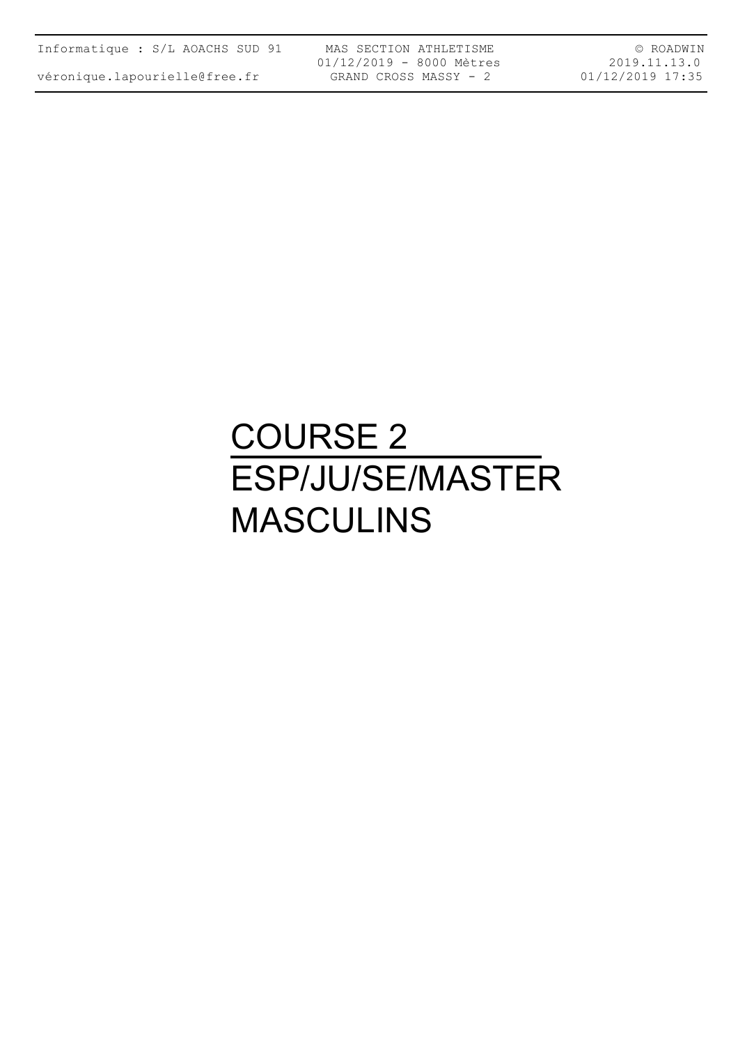# COURSE 2

# ESP/JU/SE/MASTER MASCULINS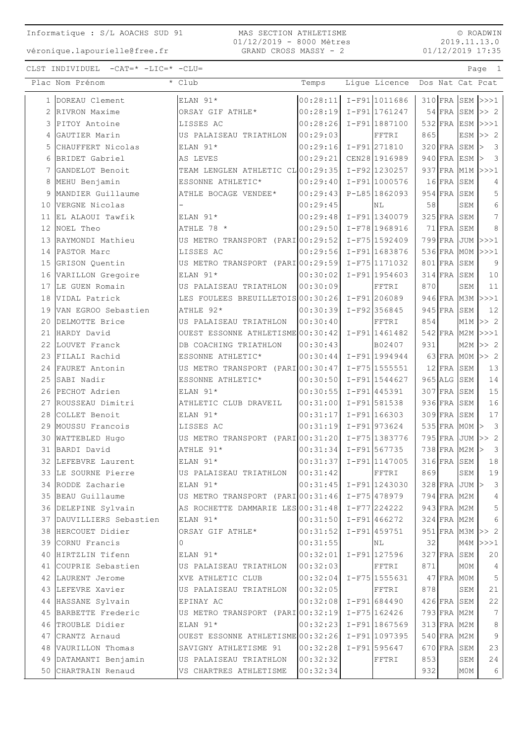CLST INDIVIDUEL -CAT=* -LIC=* -CLU=

| Plac | Nom Prénom | * Club | Temps | Ligue | Licence | Dos | Nat | Cat | Pcat |
|---|---|---|---|---|---|---|---|---|---|
| 1 | DOREAU Clement | ELAN 91* | 00:28:11 | I-F91 | 1011686 | 310 | FRA | SEM | >>>1 |
| 2 | RIVRON Maxime | ORSAY GIF ATHLE* | 00:28:19 | I-F91 | 1761247 | 54 | FRA | SEM | >> 2 |
| 3 | PITOY Antoine | LISSES AC | 00:28:26 | I-F91 | 1887100 | 532 | FRA | ESM | >>>1 |
| 4 | GAUTIER Marin | US PALAISEAU TRIATHLON | 00:29:03 | | FFTRI | 865 | | ESM | >> 2 |
| 5 | CHAUFFERT Nicolas | ELAN 91* | 00:29:16 | I-F91 | 271810 | 320 | FRA | SEM | > 3 |
| 6 | BRIDET Gabriel | AS LEVES | 00:29:21 | CEN28 | 1916989 | 940 | FRA | ESM | > 3 |
| 7 | GANDELOT Benoit | TEAM LENGLEN ATHLETIC CL | 00:29:35 | I-F92 | 1230257 | 937 | FRA | M1M | >>>1 |
| 8 | MEHU Benjamin | ESSONNE ATHLETIC* | 00:29:40 | I-F91 | 1000576 | 16 | FRA | SEM | 4 |
| 9 | MANDIER Guillaume | ATHLE BOCAGE VENDEE* | 00:29:43 | P-L85 | 1862093 | 954 | FRA | SEM | 5 |
| 10 | VERGNE Nicolas | - | 00:29:45 | | NL | 58 | | SEM | 6 |
| 11 | EL ALAOUI Tawfik | ELAN 91* | 00:29:48 | I-F91 | 1340079 | 325 | FRA | SEM | 7 |
| 12 | NOEL Theo | ATHLE 78 * | 00:29:50 | I-F78 | 1968916 | 71 | FRA | SEM | 8 |
| 13 | RAYMONDI Mathieu | US METRO TRANSPORT (PARI | 00:29:52 | I-F75 | 1592409 | 799 | FRA | JUM | >>>1 |
| 14 | PASTOR Marc | LISSES AC | 00:29:56 | I-F91 | 1683876 | 536 | FRA | M0M | >>>1 |
| 15 | GRISON Quentin | US METRO TRANSPORT (PARI | 00:29:59 | I-F75 | 1171032 | 801 | FRA | SEM | 9 |
| 16 | VARILLON Gregoire | ELAN 91* | 00:30:02 | I-F91 | 1954603 | 314 | FRA | SEM | 10 |
| 17 | LE GUEN Romain | US PALAISEAU TRIATHLON | 00:30:09 | | FFTRI | 870 | | SEM | 11 |
| 18 | VIDAL Patrick | LES FOULEES BREUILLETOIS | 00:30:26 | I-F91 | 206089 | 946 | FRA | M3M | >>>1 |
| 19 | VAN EGROO Sebastien | ATHLE 92* | 00:30:39 | I-F92 | 356845 | 945 | FRA | SEM | 12 |
| 20 | DELMOTTE Brice | US PALAISEAU TRIATHLON | 00:30:40 | | FFTRI | 854 | | M1M | >> 2 |
| 21 | HARDY David | OUEST ESSONNE ATHLETISME | 00:30:42 | I-F91 | 1461482 | 542 | FRA | M2M | >>>1 |
| 22 | LOUVET Franck | DB COACHING TRIATHLON | 00:30:43 | | B02407 | 931 | | M2M | >> 2 |
| 23 | FILALI Rachid | ESSONNE ATHLETIC* | 00:30:44 | I-F91 | 1994944 | 63 | FRA | M0M | >> 2 |
| 24 | FAURET Antonin | US METRO TRANSPORT (PARI | 00:30:47 | I-F75 | 1555551 | 12 | FRA | SEM | 13 |
| 25 | SABI Nadir | ESSONNE ATHLETIC* | 00:30:50 | I-F91 | 1544627 | 965 | ALG | SEM | 14 |
| 26 | PECHOT Adrien | ELAN 91* | 00:30:55 | I-F91 | 445391 | 307 | FRA | SEM | 15 |
| 27 | ROUSSEAU Dimitri | ATHLETIC CLUB DRAVEIL | 00:31:00 | I-F91 | 581538 | 936 | FRA | SEM | 16 |
| 28 | COLLET Benoit | ELAN 91* | 00:31:17 | I-F91 | 166303 | 309 | FRA | SEM | 17 |
| 29 | MOUSSU Francois | LISSES AC | 00:31:19 | I-F91 | 973624 | 535 | FRA | M0M | > 3 |
| 30 | WATTEBLED Hugo | US METRO TRANSPORT (PARI | 00:31:20 | I-F75 | 1383776 | 795 | FRA | JUM | >> 2 |
| 31 | BARDI David | ATHLE 91* | 00:31:34 | I-F91 | 567735 | 738 | FRA | M2M | > 3 |
| 32 | LEFEBVRE Laurent | ELAN 91* | 00:31:37 | I-F91 | 1147005 | 316 | FRA | SEM | 18 |
| 33 | LE SOURNE Pierre | US PALAISEAU TRIATHLON | 00:31:42 | | FFTRI | 869 | | SEM | 19 |
| 34 | RODDE Zacharie | ELAN 91* | 00:31:45 | I-F91 | 1243030 | 328 | FRA | JUM | > 3 |
| 35 | BEAU Guillaume | US METRO TRANSPORT (PARI | 00:31:46 | I-F75 | 478979 | 794 | FRA | M2M | 4 |
| 36 | DELEPINE Sylvain | AS ROCHETTE DAMMARIE LES | 00:31:48 | I-F77 | 224222 | 943 | FRA | M2M | 5 |
| 37 | DAUVILLIERS Sebastien | ELAN 91* | 00:31:50 | I-F91 | 466272 | 324 | FRA | M2M | 6 |
| 38 | HERCOUET Didier | ORSAY GIF ATHLE* | 00:31:52 | I-F91 | 459751 | 951 | FRA | M3M | >> 2 |
| 39 | CORNU Francis | 0 | 00:31:55 | | NL | 32 | | M4M | >>>1 |
| 40 | HIRTZLIN Tifenn | ELAN 91* | 00:32:01 | I-F91 | 127596 | 327 | FRA | SEM | 20 |
| 41 | COUPRIE Sebastien | US PALAISEAU TRIATHLON | 00:32:03 | | FFTRI | 871 | | M0M | 4 |
| 42 | LAURENT Jerome | XVE ATHLETIC CLUB | 00:32:04 | I-F75 | 1555631 | 47 | FRA | M0M | 5 |
| 43 | LEFEVRE Xavier | US PALAISEAU TRIATHLON | 00:32:05 | | FFTRI | 878 | | SEM | 21 |
| 44 | HASSANE Sylvain | EPINAY AC | 00:32:08 | I-F91 | 684490 | 426 | FRA | SEM | 22 |
| 45 | BARBETTE Frederic | US METRO TRANSPORT (PARI | 00:32:19 | I-F75 | 162426 | 793 | FRA | M2M | 7 |
| 46 | TROUBLE Didier | ELAN 91* | 00:32:23 | I-F91 | 1867569 | 313 | FRA | M2M | 8 |
| 47 | CRANTZ Arnaud | OUEST ESSONNE ATHLETISME | 00:32:26 | I-F91 | 1097395 | 540 | FRA | M2M | 9 |
| 48 | VAURILLON Thomas | SAVIGNY ATHLETISME 91 | 00:32:28 | I-F91 | 595647 | 670 | FRA | SEM | 23 |
| 49 | DATAMANTI Benjamin | US PALAISEAU TRIATHLON | 00:32:32 | | FFTRI | 853 | | SEM | 24 |
| 50 | CHARTRAIN Renaud | VS CHARTRES ATHLETISME | 00:32:34 | | | 932 | | M0M | 6 |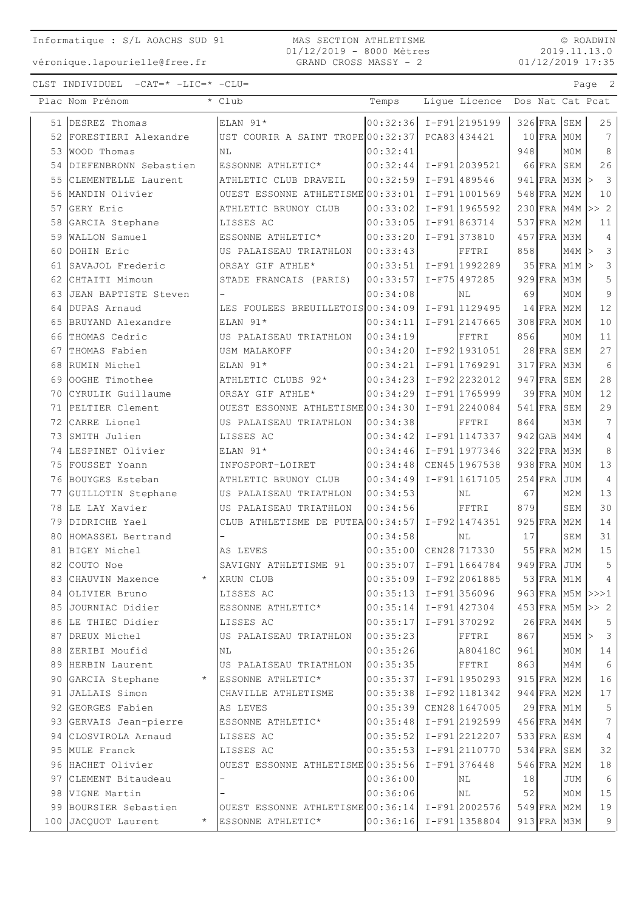CLST INDIVIDUEL -CAT=* -LIC=* -CLU=

| Plac | Nom Prénom | * | Club | Temps | Ligue | Licence | Dos | Nat | Cat | Pcat |
|---|---|---|---|---|---|---|---|---|---|---|
| 51 | DESREZ Thomas | | ELAN 91* | 00:32:36 | I-F91 | 2195199 | 326 | FRA | SEM | 25 |
| 52 | FORESTIERI Alexandre | | UST COURIR A SAINT TROPE | 00:32:37 | PCA83 | 434421 | 10 | FRA | M0M | 7 |
| 53 | WOOD Thomas | | NL | 00:32:41 | | | 948 | | M0M | 8 |
| 54 | DIEFENBRONN Sebastien | | ESSONNE ATHLETIC* | 00:32:44 | I-F91 | 2039521 | 66 | FRA | SEM | 26 |
| 55 | CLEMENTELLE Laurent | | ATHLETIC CLUB DRAVEIL | 00:32:59 | I-F91 | 489546 | 941 | FRA | M3M | > 3 |
| 56 | MANDIN Olivier | | OUEST ESSONNE ATHLETISME | 00:33:01 | I-F91 | 1001569 | 548 | FRA | M2M | 10 |
| 57 | GERY Eric | | ATHLETIC BRUNOY CLUB | 00:33:02 | I-F91 | 1965592 | 230 | FRA | M4M | >> 2 |
| 58 | GARCIA Stephane | | LISSES AC | 00:33:05 | I-F91 | 863714 | 537 | FRA | M2M | 11 |
| 59 | WALLON Samuel | | ESSONNE ATHLETIC* | 00:33:20 | I-F91 | 373810 | 457 | FRA | M3M | 4 |
| 60 | DOHIN Eric | | US PALAISEAU TRIATHLON | 00:33:43 | | FFTRI | 858 | | M4M | > 3 |
| 61 | SAVAJOL Frederic | | ORSAY GIF ATHLE* | 00:33:51 | I-F91 | 1992289 | 35 | FRA | M1M | > 3 |
| 62 | CHTAITI Mimoun | | STADE FRANCAIS (PARIS) | 00:33:57 | I-F75 | 497285 | 929 | FRA | M3M | 5 |
| 63 | JEAN BAPTISTE Steven | | - | 00:34:08 | | NL | 69 | | M0M | 9 |
| 64 | DUPAS Arnaud | | LES FOULEES BREUILLETOIS | 00:34:09 | I-F91 | 1129495 | 14 | FRA | M2M | 12 |
| 65 | BRUYAND Alexandre | | ELAN 91* | 00:34:11 | I-F91 | 2147665 | 308 | FRA | M0M | 10 |
| 66 | THOMAS Cedric | | US PALAISEAU TRIATHLON | 00:34:19 | | FFTRI | 856 | | M0M | 11 |
| 67 | THOMAS Fabien | | USM MALAKOFF | 00:34:20 | I-F92 | 1931051 | 28 | FRA | SEM | 27 |
| 68 | RUMIN Michel | | ELAN 91* | 00:34:21 | I-F91 | 1769291 | 317 | FRA | M3M | 6 |
| 69 | OOGHE Timothee | | ATHLETIC CLUBS 92* | 00:34:23 | I-F92 | 2232012 | 947 | FRA | SEM | 28 |
| 70 | CYRULIK Guillaume | | ORSAY GIF ATHLE* | 00:34:29 | I-F91 | 1765999 | 39 | FRA | M0M | 12 |
| 71 | PELTIER Clement | | OUEST ESSONNE ATHLETISME | 00:34:30 | I-F91 | 2240084 | 541 | FRA | SEM | 29 |
| 72 | CARRE Lionel | | US PALAISEAU TRIATHLON | 00:34:38 | | FFTRI | 864 | | M3M | 7 |
| 73 | SMITH Julien | | LISSES AC | 00:34:42 | I-F91 | 1147337 | 942 | GAB | M4M | 4 |
| 74 | LESPINET Olivier | | ELAN 91* | 00:34:46 | I-F91 | 1977346 | 322 | FRA | M3M | 8 |
| 75 | FOUSSET Yoann | | INFOSPORT-LOIRET | 00:34:48 | CEN45 | 1967538 | 938 | FRA | M0M | 13 |
| 76 | BOUYGES Esteban | | ATHLETIC BRUNOY CLUB | 00:34:49 | I-F91 | 1617105 | 254 | FRA | JUM | 4 |
| 77 | GUILLOTIN Stephane | | US PALAISEAU TRIATHLON | 00:34:53 | | NL | 67 | | M2M | 13 |
| 78 | LE LAY Xavier | | US PALAISEAU TRIATHLON | 00:34:56 | | FFTRI | 879 | | SEM | 30 |
| 79 | DIDRICHE Yael | | CLUB ATHLETISME DE PUTEA | 00:34:57 | I-F92 | 1474351 | 925 | FRA | M2M | 14 |
| 80 | HOMASSEL Bertrand | | - | 00:34:58 | | NL | 17 | | SEM | 31 |
| 81 | BIGEY Michel | | AS LEVES | 00:35:00 | CEN28 | 717330 | 55 | FRA | M2M | 15 |
| 82 | COUTO Noe | | SAVIGNY ATHLETISME 91 | 00:35:07 | I-F91 | 1664784 | 949 | FRA | JUM | 5 |
| 83 | CHAUVIN Maxence | * | XRUN CLUB | 00:35:09 | I-F92 | 2061885 | 53 | FRA | M1M | 4 |
| 84 | OLIVIER Bruno | | LISSES AC | 00:35:13 | I-F91 | 356096 | 963 | FRA | M5M | >>>1 |
| 85 | JOURNIAC Didier | | ESSONNE ATHLETIC* | 00:35:14 | I-F91 | 427304 | 453 | FRA | M5M | >> 2 |
| 86 | LE THIEC Didier | | LISSES AC | 00:35:17 | I-F91 | 370292 | 26 | FRA | M4M | 5 |
| 87 | DREUX Michel | | US PALAISEAU TRIATHLON | 00:35:23 | | FFTRI | 867 | | M5M | > 3 |
| 88 | ZERIBI Moufid | | NL | 00:35:26 | | A80418C | 961 | | M0M | 14 |
| 89 | HERBIN Laurent | | US PALAISEAU TRIATHLON | 00:35:35 | | FFTRI | 863 | | M4M | 6 |
| 90 | GARCIA Stephane | * | ESSONNE ATHLETIC* | 00:35:37 | I-F91 | 1950293 | 915 | FRA | M2M | 16 |
| 91 | JALLAIS Simon | | CHAVILLE ATHLETISME | 00:35:38 | I-F92 | 1181342 | 944 | FRA | M2M | 17 |
| 92 | GEORGES Fabien | | AS LEVES | 00:35:39 | CEN28 | 1647005 | 29 | FRA | M1M | 5 |
| 93 | GERVAIS Jean-pierre | | ESSONNE ATHLETIC* | 00:35:48 | I-F91 | 2192599 | 456 | FRA | M4M | 7 |
| 94 | CLOSVIROLA Arnaud | | LISSES AC | 00:35:52 | I-F91 | 2212207 | 533 | FRA | ESM | 4 |
| 95 | MULE Franck | | LISSES AC | 00:35:53 | I-F91 | 2110770 | 534 | FRA | SEM | 32 |
| 96 | HACHET Olivier | | OUEST ESSONNE ATHLETISME | 00:35:56 | I-F91 | 376448 | 546 | FRA | M2M | 18 |
| 97 | CLEMENT Bitaudeau | | - | 00:36:00 | | NL | 18 | | JUM | 6 |
| 98 | VIGNE Martin | | - | 00:36:06 | | NL | 52 | | M0M | 15 |
| 99 | BOURSIER Sebastien | | OUEST ESSONNE ATHLETISME | 00:36:14 | I-F91 | 2002576 | 549 | FRA | M2M | 19 |
| 100 | JACQUOT Laurent | * | ESSONNE ATHLETIC* | 00:36:16 | I-F91 | 1358804 | 913 | FRA | M3M | 9 |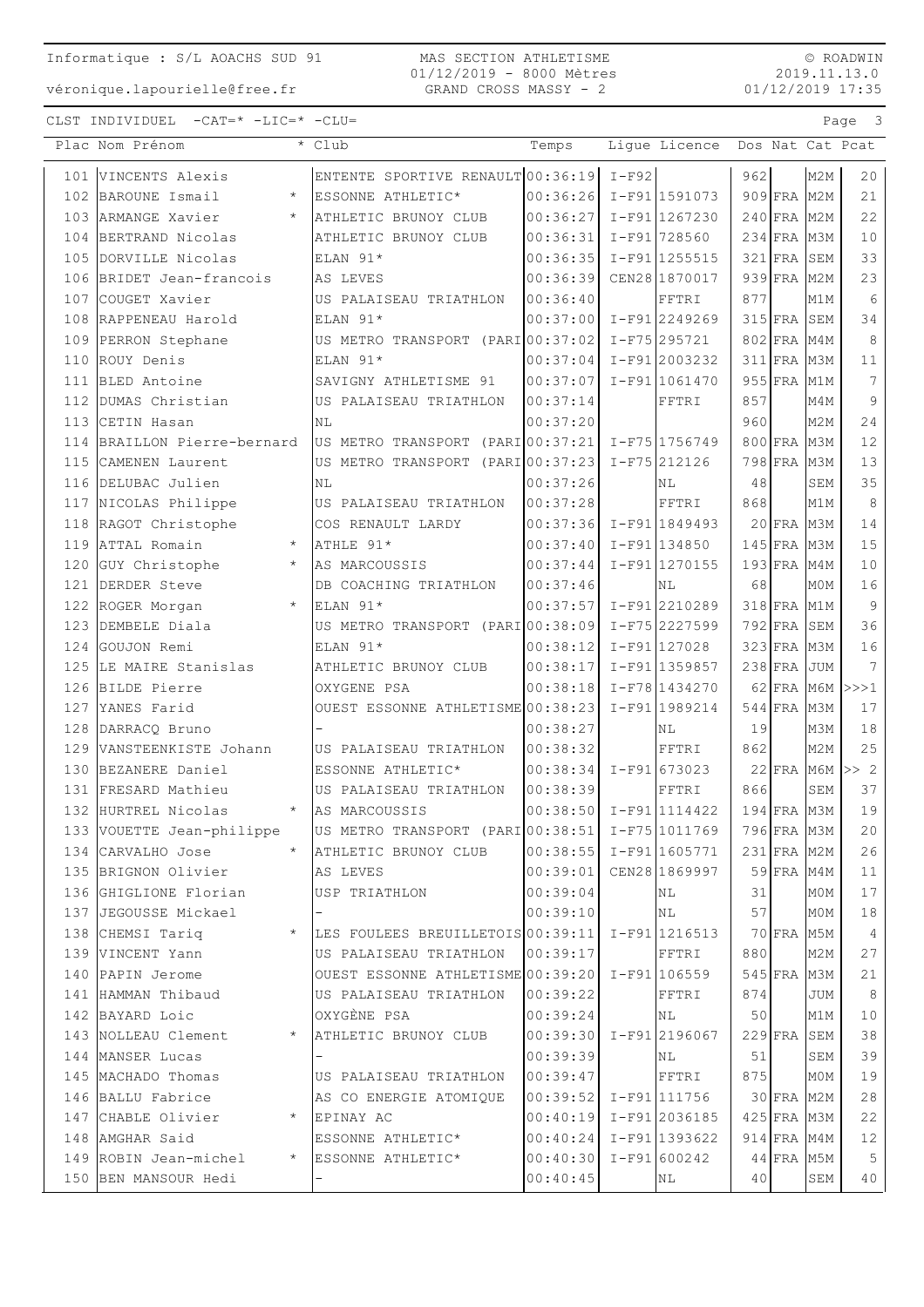Informatique : S/L AOACHS SUD 91

véronique.lapourielle@free.fr

MAS SECTION ATHLETISME
01/12/2019 - 8000 Mètres
GRAND CROSS MASSY - 2

© ROADWIN
2019.11.13.0
01/12/2019 17:35

CLST INDIVIDUEL -CAT=* -LIC=* -CLU=

| Plac | Nom Prénom | * | Club | Temps | Ligue | Licence | Dos | Nat | Cat | Pcat |
|---|---|---|---|---|---|---|---|---|---|---|
| 101 | VINCENTS Alexis | | ENTENTE SPORTIVE RENAULT | 00:36:19 | I-F92 | | 962 | | M2M | 20 |
| 102 | BAROUNE Ismail | * | ESSONNE ATHLETIC* | 00:36:26 | I-F91 | 1591073 | 909 | FRA | M2M | 21 |
| 103 | ARMANGE Xavier | * | ATHLETIC BRUNOY CLUB | 00:36:27 | I-F91 | 1267230 | 240 | FRA | M2M | 22 |
| 104 | BERTRAND Nicolas | | ATHLETIC BRUNOY CLUB | 00:36:31 | I-F91 | 728560 | 234 | FRA | M3M | 10 |
| 105 | DORVILLE Nicolas | | ELAN 91* | 00:36:35 | I-F91 | 1255515 | 321 | FRA | SEM | 33 |
| 106 | BRIDET Jean-francois | | AS LEVES | 00:36:39 | CEN28 | 1870017 | 939 | FRA | M2M | 23 |
| 107 | COUGET Xavier | | US PALAISEAU TRIATHLON | 00:36:40 | | FFTRI | 877 | | M1M | 6 |
| 108 | RAPPENEAU Harold | | ELAN 91* | 00:37:00 | I-F91 | 2249269 | 315 | FRA | SEM | 34 |
| 109 | PERRON Stephane | | US METRO TRANSPORT (PARI | 00:37:02 | I-F75 | 295721 | 802 | FRA | M4M | 8 |
| 110 | ROUY Denis | | ELAN 91* | 00:37:04 | I-F91 | 2003232 | 311 | FRA | M3M | 11 |
| 111 | BLED Antoine | | SAVIGNY ATHLETISME 91 | 00:37:07 | I-F91 | 1061470 | 955 | FRA | M1M | 7 |
| 112 | DUMAS Christian | | US PALAISEAU TRIATHLON | 00:37:14 | | FFTRI | 857 | | M4M | 9 |
| 113 | CETIN Hasan | | NL | 00:37:20 | | | 960 | | M2M | 24 |
| 114 | BRAILLON Pierre-bernard | | US METRO TRANSPORT (PARI | 00:37:21 | I-F75 | 1756749 | 800 | FRA | M3M | 12 |
| 115 | CAMENEN Laurent | | US METRO TRANSPORT (PARI | 00:37:23 | I-F75 | 212126 | 798 | FRA | M3M | 13 |
| 116 | DELUBAC Julien | | NL | 00:37:26 | | NL | 48 | | SEM | 35 |
| 117 | NICOLAS Philippe | | US PALAISEAU TRIATHLON | 00:37:28 | | FFTRI | 868 | | M1M | 8 |
| 118 | RAGOT Christophe | | COS RENAULT LARDY | 00:37:36 | I-F91 | 1849493 | 20 | FRA | M3M | 14 |
| 119 | ATTAL Romain | * | ATHLE 91* | 00:37:40 | I-F91 | 134850 | 145 | FRA | M3M | 15 |
| 120 | GUY Christophe | * | AS MARCOUSSIS | 00:37:44 | I-F91 | 1270155 | 193 | FRA | M4M | 10 |
| 121 | DERDER Steve | | DB COACHING TRIATHLON | 00:37:46 | | NL | 68 | | M0M | 16 |
| 122 | ROGER Morgan | * | ELAN 91* | 00:37:57 | I-F91 | 2210289 | 318 | FRA | M1M | 9 |
| 123 | DEMBELE Diala | | US METRO TRANSPORT (PARI | 00:38:09 | I-F75 | 2227599 | 792 | FRA | SEM | 36 |
| 124 | GOUJON Remi | | ELAN 91* | 00:38:12 | I-F91 | 127028 | 323 | FRA | M3M | 16 |
| 125 | LE MAIRE Stanislas | | ATHLETIC BRUNOY CLUB | 00:38:17 | I-F91 | 1359857 | 238 | FRA | JUM | 7 |
| 126 | BILDE Pierre | | OXYGENE PSA | 00:38:18 | I-F78 | 1434270 | 62 | FRA | M6M | >>>1 |
| 127 | YANES Farid | | OUEST ESSONNE ATHLETISME | 00:38:23 | I-F91 | 1989214 | 544 | FRA | M3M | 17 |
| 128 | DARRACQ Bruno | | - | 00:38:27 | | NL | 19 | | M3M | 18 |
| 129 | VANSTEENKISTE Johann | | US PALAISEAU TRIATHLON | 00:38:32 | | FFTRI | 862 | | M2M | 25 |
| 130 | BEZANERE Daniel | | ESSONNE ATHLETIC* | 00:38:34 | I-F91 | 673023 | 22 | FRA | M6M | >> 2 |
| 131 | FRESARD Mathieu | | US PALAISEAU TRIATHLON | 00:38:39 | | FFTRI | 866 | | SEM | 37 |
| 132 | HURTREL Nicolas | * | AS MARCOUSSIS | 00:38:50 | I-F91 | 1114422 | 194 | FRA | M3M | 19 |
| 133 | VOUETTE Jean-philippe | | US METRO TRANSPORT (PARI | 00:38:51 | I-F75 | 1011769 | 796 | FRA | M3M | 20 |
| 134 | CARVALHO Jose | * | ATHLETIC BRUNOY CLUB | 00:38:55 | I-F91 | 1605771 | 231 | FRA | M2M | 26 |
| 135 | BRIGNON Olivier | | AS LEVES | 00:39:01 | CEN28 | 1869997 | 59 | FRA | M4M | 11 |
| 136 | GHIGLIONE Florian | | USP TRIATHLON | 00:39:04 | | NL | 31 | | M0M | 17 |
| 137 | JEGOUSSE Mickael | | - | 00:39:10 | | NL | 57 | | M0M | 18 |
| 138 | CHEMSI Tariq | * | LES FOULEES BREUILLETOIS | 00:39:11 | I-F91 | 1216513 | 70 | FRA | M5M | 4 |
| 139 | VINCENT Yann | | US PALAISEAU TRIATHLON | 00:39:17 | | FFTRI | 880 | | M2M | 27 |
| 140 | PAPIN Jerome | | OUEST ESSONNE ATHLETISME | 00:39:20 | I-F91 | 106559 | 545 | FRA | M3M | 21 |
| 141 | HAMMAN Thibaud | | US PALAISEAU TRIATHLON | 00:39:22 | | FFTRI | 874 | | JUM | 8 |
| 142 | BAYARD Loic | | OXYGÈNE PSA | 00:39:24 | | NL | 50 | | M1M | 10 |
| 143 | NOLLEAU Clement | * | ATHLETIC BRUNOY CLUB | 00:39:30 | I-F91 | 2196067 | 229 | FRA | SEM | 38 |
| 144 | MANSER Lucas | | - | 00:39:39 | | NL | 51 | | SEM | 39 |
| 145 | MACHADO Thomas | | US PALAISEAU TRIATHLON | 00:39:47 | | FFTRI | 875 | | M0M | 19 |
| 146 | BALLU Fabrice | | AS CO ENERGIE ATOMIQUE | 00:39:52 | I-F91 | 111756 | 30 | FRA | M2M | 28 |
| 147 | CHABLE Olivier | * | EPINAY AC | 00:40:19 | I-F91 | 2036185 | 425 | FRA | M3M | 22 |
| 148 | AMGHAR Said | | ESSONNE ATHLETIC* | 00:40:24 | I-F91 | 1393622 | 914 | FRA | M4M | 12 |
| 149 | ROBIN Jean-michel | * | ESSONNE ATHLETIC* | 00:40:30 | I-F91 | 600242 | 44 | FRA | M5M | 5 |
| 150 | BEN MANSOUR Hedi | | - | 00:40:45 | | NL | 40 | | SEM | 40 |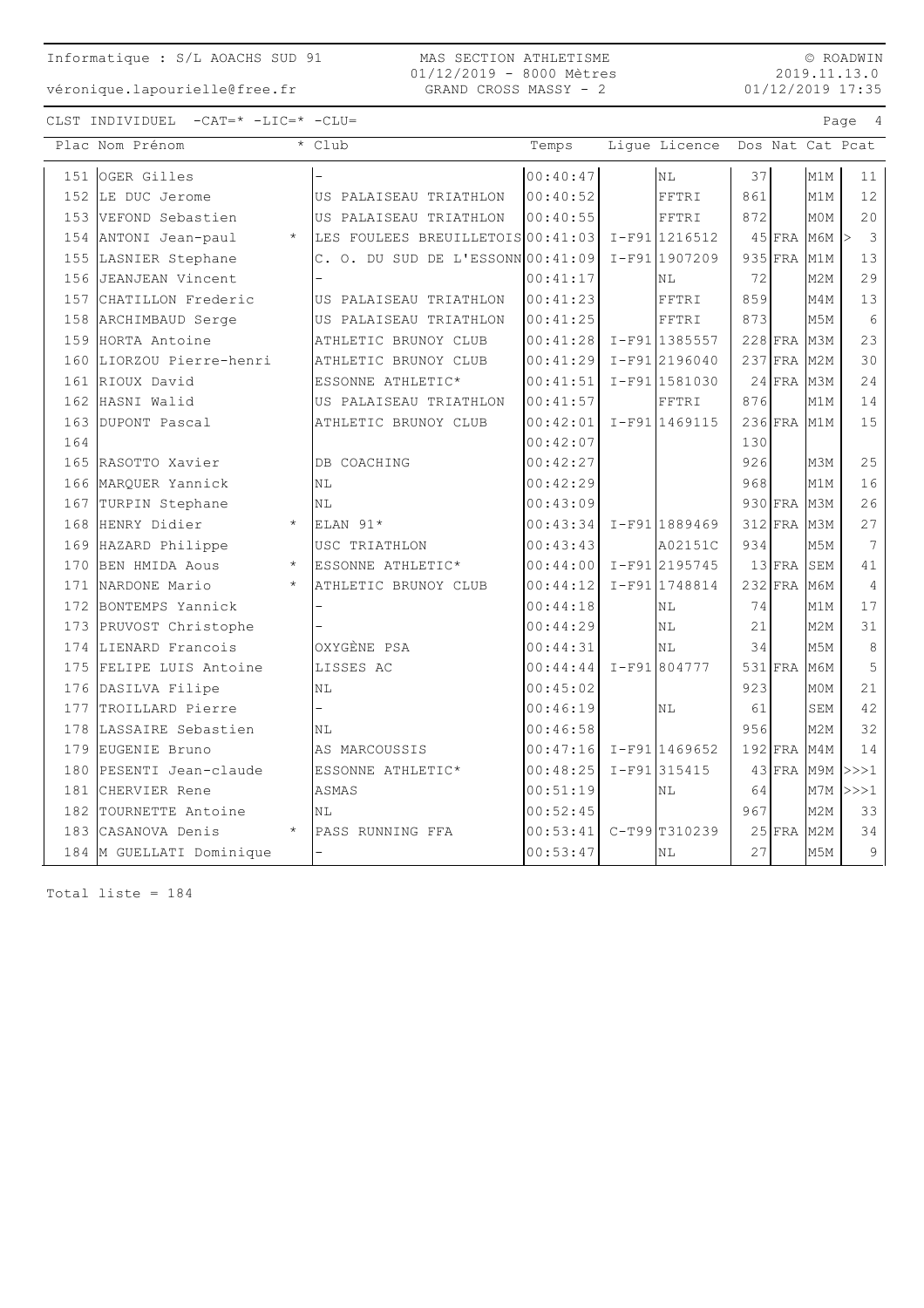CLST INDIVIDUEL -CAT=* -LIC=* -CLU=

| Plac | Nom Prénom | * | Club | Temps | Ligue | Licence | Dos | Nat | Cat | Pcat |
|---|---|---|---|---|---|---|---|---|---|---|
| 151 | OGER Gilles | | - | 00:40:47 | | NL | 37 | | M1M | 11 |
| 152 | LE DUC Jerome | | US PALAISEAU TRIATHLON | 00:40:52 | | FFTRI | 861 | | M1M | 12 |
| 153 | VEFOND Sebastien | | US PALAISEAU TRIATHLON | 00:40:55 | | FFTRI | 872 | | M0M | 20 |
| 154 | ANTONI Jean-paul | * | LES FOULEES BREUILLETOIS | 00:41:03 | I-F91 | 1216512 | 45 | FRA | M6M | > 3 |
| 155 | LASNIER Stephane | | C. O. DU SUD DE L'ESSONN | 00:41:09 | I-F91 | 1907209 | 935 | FRA | M1M | 13 |
| 156 | JEANJEAN Vincent | | - | 00:41:17 | | NL | 72 | | M2M | 29 |
| 157 | CHATILLON Frederic | | US PALAISEAU TRIATHLON | 00:41:23 | | FFTRI | 859 | | M4M | 13 |
| 158 | ARCHIMBAUD Serge | | US PALAISEAU TRIATHLON | 00:41:25 | | FFTRI | 873 | | M5M | 6 |
| 159 | HORTA Antoine | | ATHLETIC BRUNOY CLUB | 00:41:28 | I-F91 | 1385557 | 228 | FRA | M3M | 23 |
| 160 | LIORZOU Pierre-henri | | ATHLETIC BRUNOY CLUB | 00:41:29 | I-F91 | 2196040 | 237 | FRA | M2M | 30 |
| 161 | RIOUX David | | ESSONNE ATHLETIC* | 00:41:51 | I-F91 | 1581030 | 24 | FRA | M3M | 24 |
| 162 | HASNI Walid | | US PALAISEAU TRIATHLON | 00:41:57 | | FFTRI | 876 | | M1M | 14 |
| 163 | DUPONT Pascal | | ATHLETIC BRUNOY CLUB | 00:42:01 | I-F91 | 1469115 | 236 | FRA | M1M | 15 |
| 164 | | | | 00:42:07 | | | 130 | | | |
| 165 | RASOTTO Xavier | | DB COACHING | 00:42:27 | | | 926 | | M3M | 25 |
| 166 | MARQUER Yannick | | NL | 00:42:29 | | | 968 | | M1M | 16 |
| 167 | TURPIN Stephane | | NL | 00:43:09 | | | 930 | FRA | M3M | 26 |
| 168 | HENRY Didier | * | ELAN 91* | 00:43:34 | I-F91 | 1889469 | 312 | FRA | M3M | 27 |
| 169 | HAZARD Philippe | | USC TRIATHLON | 00:43:43 | | A02151C | 934 | | M5M | 7 |
| 170 | BEN HMIDA Aous | * | ESSONNE ATHLETIC* | 00:44:00 | I-F91 | 2195745 | 13 | FRA | SEM | 41 |
| 171 | NARDONE Mario | * | ATHLETIC BRUNOY CLUB | 00:44:12 | I-F91 | 1748814 | 232 | FRA | M6M | 4 |
| 172 | BONTEMPS Yannick | | - | 00:44:18 | | NL | 74 | | M1M | 17 |
| 173 | PRUVOST Christophe | | - | 00:44:29 | | NL | 21 | | M2M | 31 |
| 174 | LIENARD Francois | | OXYGÈNE PSA | 00:44:31 | | NL | 34 | | M5M | 8 |
| 175 | FELIPE LUIS Antoine | | LISSES AC | 00:44:44 | I-F91 | 804777 | 531 | FRA | M6M | 5 |
| 176 | DASILVA Filipe | | NL | 00:45:02 | | | 923 | | M0M | 21 |
| 177 | TROILLARD Pierre | | - | 00:46:19 | | NL | 61 | | SEM | 42 |
| 178 | LASSAIRE Sebastien | | NL | 00:46:58 | | | 956 | | M2M | 32 |
| 179 | EUGENIE Bruno | | AS MARCOUSSIS | 00:47:16 | I-F91 | 1469652 | 192 | FRA | M4M | 14 |
| 180 | PESENTI Jean-claude | | ESSONNE ATHLETIC* | 00:48:25 | I-F91 | 315415 | 43 | FRA | M9M | >>>1 |
| 181 | CHERVIER Rene | | ASMAS | 00:51:19 | | NL | 64 | | M7M | >>>1 |
| 182 | TOURNETTE Antoine | | NL | 00:52:45 | | | 967 | | M2M | 33 |
| 183 | CASANOVA Denis | * | PASS RUNNING FFA | 00:53:41 | C-T99 | T310239 | 25 | FRA | M2M | 34 |
| 184 | M GUELLATI Dominique | | - | 00:53:47 | | NL | 27 | | M5M | 9 |

Total liste = 184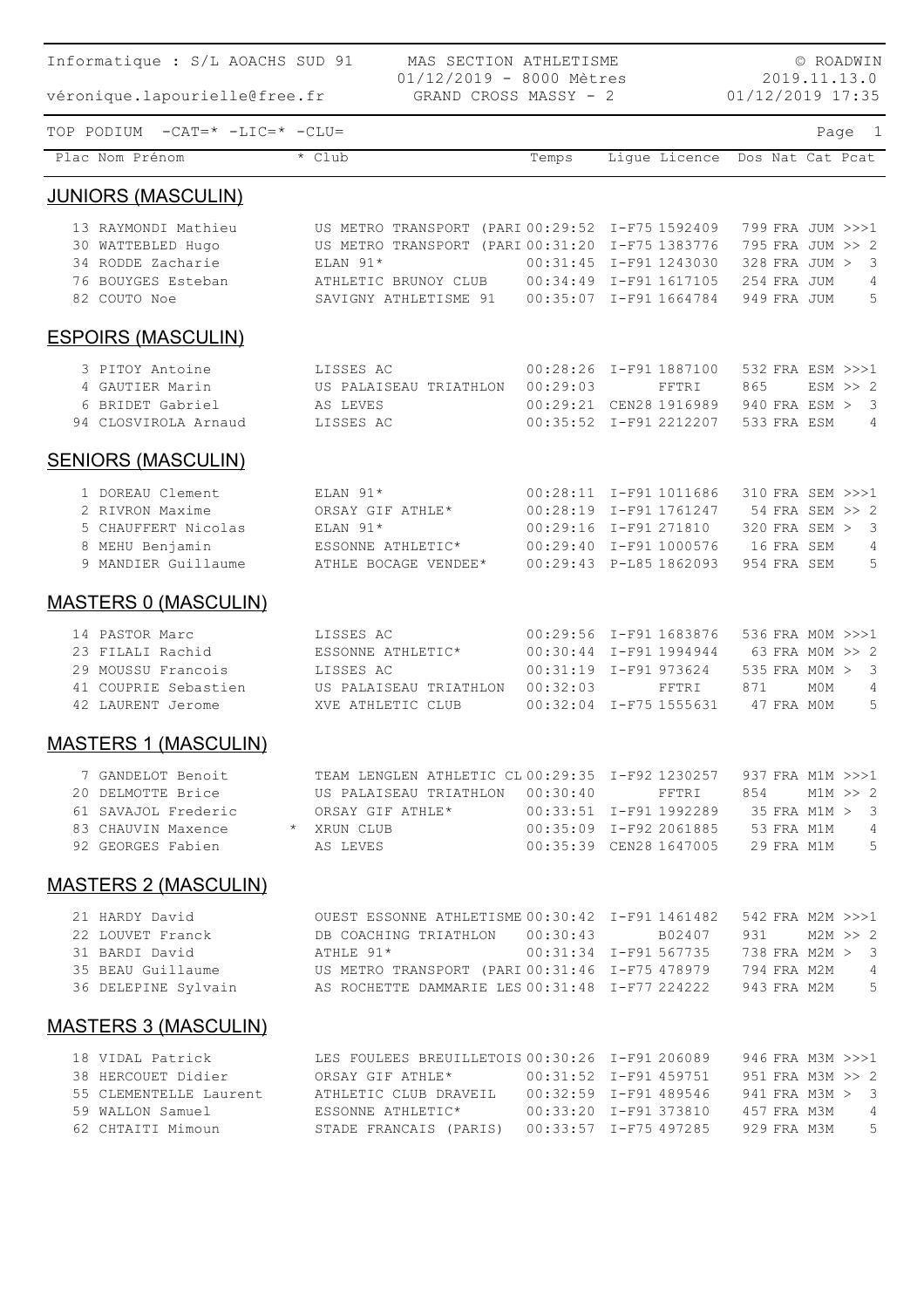Informatique : S/L AOACHS SUD 91 — MAS SECTION ATHLETISME — © ROADWIN

01/12/2019 - 8000 Mètres — 2019.11.13.0

véronique.lapourielle@free.fr — GRAND CROSS MASSY - 2 — 01/12/2019 17:35

TOP PODIUM -CAT=* -LIC=* -CLU=

| Plac | Nom Prénom | * | Club | Temps | Ligue | Licence | Dos | Nat | Cat | Pcat |
|---|---|---|---|---|---|---|---|---|---|---|

## JUNIORS (MASCULIN)

| Plac | Nom Prénom | * | Club | Temps | Ligue | Licence | Dos | Nat | Cat | Pcat |
|---|---|---|---|---|---|---|---|---|---|---|
| 13 | RAYMONDI Mathieu | | US METRO TRANSPORT (PARI | 00:29:52 | I-F75 | 1592409 | 799 | FRA | JUM | >>>1 |
| 30 | WATTEBLED Hugo | | US METRO TRANSPORT (PARI | 00:31:20 | I-F75 | 1383776 | 795 | FRA | JUM | >> 2 |
| 34 | RODDE Zacharie | | ELAN 91* | 00:31:45 | I-F91 | 1243030 | 328 | FRA | JUM | > 3 |
| 76 | BOUYGES Esteban | | ATHLETIC BRUNOY CLUB | 00:34:49 | I-F91 | 1617105 | 254 | FRA | JUM | 4 |
| 82 | COUTO Noe | | SAVIGNY ATHLETISME 91 | 00:35:07 | I-F91 | 1664784 | 949 | FRA | JUM | 5 |

## ESPOIRS (MASCULIN)

| Plac | Nom Prénom | * | Club | Temps | Ligue | Licence | Dos | Nat | Cat | Pcat |
|---|---|---|---|---|---|---|---|---|---|---|
| 3 | PITOY Antoine | | LISSES AC | 00:28:26 | I-F91 | 1887100 | 532 | FRA | ESM | >>>1 |
| 4 | GAUTIER Marin | | US PALAISEAU TRIATHLON | 00:29:03 | | FFTRI | 865 | | ESM | >> 2 |
| 6 | BRIDET Gabriel | | AS LEVES | 00:29:21 | CEN28 | 1916989 | 940 | FRA | ESM | > 3 |
| 94 | CLOSVIROLA Arnaud | | LISSES AC | 00:35:52 | I-F91 | 2212207 | 533 | FRA | ESM | 4 |

## SENIORS (MASCULIN)

| Plac | Nom Prénom | * | Club | Temps | Ligue | Licence | Dos | Nat | Cat | Pcat |
|---|---|---|---|---|---|---|---|---|---|---|
| 1 | DOREAU Clement | | ELAN 91* | 00:28:11 | I-F91 | 1011686 | 310 | FRA | SEM | >>>1 |
| 2 | RIVRON Maxime | | ORSAY GIF ATHLE* | 00:28:19 | I-F91 | 1761247 | 54 | FRA | SEM | >> 2 |
| 5 | CHAUFFERT Nicolas | | ELAN 91* | 00:29:16 | I-F91 | 271810 | 320 | FRA | SEM | > 3 |
| 8 | MEHU Benjamin | | ESSONNE ATHLETIC* | 00:29:40 | I-F91 | 1000576 | 16 | FRA | SEM | 4 |
| 9 | MANDIER Guillaume | | ATHLE BOCAGE VENDEE* | 00:29:43 | P-L85 | 1862093 | 954 | FRA | SEM | 5 |

## MASTERS 0 (MASCULIN)

| Plac | Nom Prénom | * | Club | Temps | Ligue | Licence | Dos | Nat | Cat | Pcat |
|---|---|---|---|---|---|---|---|---|---|---|
| 14 | PASTOR Marc | | LISSES AC | 00:29:56 | I-F91 | 1683876 | 536 | FRA | M0M | >>>1 |
| 23 | FILALI Rachid | | ESSONNE ATHLETIC* | 00:30:44 | I-F91 | 1994944 | 63 | FRA | M0M | >> 2 |
| 29 | MOUSSU Francois | | LISSES AC | 00:31:19 | I-F91 | 973624 | 535 | FRA | M0M | > 3 |
| 41 | COUPRIE Sebastien | | US PALAISEAU TRIATHLON | 00:32:03 | | FFTRI | 871 | | M0M | 4 |
| 42 | LAURENT Jerome | | XVE ATHLETIC CLUB | 00:32:04 | I-F75 | 1555631 | 47 | FRA | M0M | 5 |

## MASTERS 1 (MASCULIN)

| Plac | Nom Prénom | * | Club | Temps | Ligue | Licence | Dos | Nat | Cat | Pcat |
|---|---|---|---|---|---|---|---|---|---|---|
| 7 | GANDELOT Benoit | | TEAM LENGLEN ATHLETIC CL | 00:29:35 | I-F92 | 1230257 | 937 | FRA | M1M | >>>1 |
| 20 | DELMOTTE Brice | | US PALAISEAU TRIATHLON | 00:30:40 | | FFTRI | 854 | | M1M | >> 2 |
| 61 | SAVAJOL Frederic | | ORSAY GIF ATHLE* | 00:33:51 | I-F91 | 1992289 | 35 | FRA | M1M | > 3 |
| 83 | CHAUVIN Maxence | * | XRUN CLUB | 00:35:09 | I-F92 | 2061885 | 53 | FRA | M1M | 4 |
| 92 | GEORGES Fabien | | AS LEVES | 00:35:39 | CEN28 | 1647005 | 29 | FRA | M1M | 5 |

## MASTERS 2 (MASCULIN)

| Plac | Nom Prénom | * | Club | Temps | Ligue | Licence | Dos | Nat | Cat | Pcat |
|---|---|---|---|---|---|---|---|---|---|---|
| 21 | HARDY David | | OUEST ESSONNE ATHLETISME | 00:30:42 | I-F91 | 1461482 | 542 | FRA | M2M | >>>1 |
| 22 | LOUVET Franck | | DB COACHING TRIATHLON | 00:30:43 | | B02407 | 931 | | M2M | >> 2 |
| 31 | BARDI David | | ATHLE 91* | 00:31:34 | I-F91 | 567735 | 738 | FRA | M2M | > 3 |
| 35 | BEAU Guillaume | | US METRO TRANSPORT (PARI | 00:31:46 | I-F75 | 478979 | 794 | FRA | M2M | 4 |
| 36 | DELEPINE Sylvain | | AS ROCHETTE DAMMARIE LES | 00:31:48 | I-F77 | 224222 | 943 | FRA | M2M | 5 |

## MASTERS 3 (MASCULIN)

| Plac | Nom Prénom | * | Club | Temps | Ligue | Licence | Dos | Nat | Cat | Pcat |
|---|---|---|---|---|---|---|---|---|---|---|
| 18 | VIDAL Patrick | | LES FOULEES BREUILLETOIS | 00:30:26 | I-F91 | 206089 | 946 | FRA | M3M | >>>1 |
| 38 | HERCOUET Didier | | ORSAY GIF ATHLE* | 00:31:52 | I-F91 | 459751 | 951 | FRA | M3M | >> 2 |
| 55 | CLEMENTELLE Laurent | | ATHLETIC CLUB DRAVEIL | 00:32:59 | I-F91 | 489546 | 941 | FRA | M3M | > 3 |
| 59 | WALLON Samuel | | ESSONNE ATHLETIC* | 00:33:20 | I-F91 | 373810 | 457 | FRA | M3M | 4 |
| 62 | CHTAITI Mimoun | | STADE FRANCAIS (PARIS) | 00:33:57 | I-F75 | 497285 | 929 | FRA | M3M | 5 |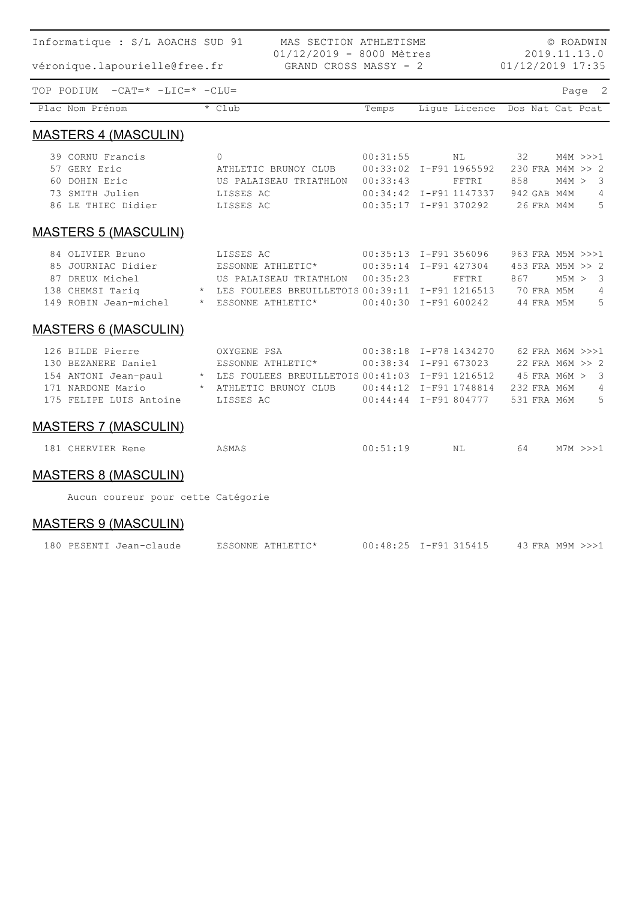TOP PODIUM -CAT=* -LIC=* -CLU=

## MASTERS 4 (MASCULIN)

| Plac | Nom Prénom | * | Club | Temps | Ligue | Licence | Dos | Nat | Cat | Pcat |
|---|---|---|---|---|---|---|---|---|---|---|
| 39 | CORNU Francis | | 0 | 00:31:55 | | NL | 32 | | M4M | >>>1 |
| 57 | GERY Eric | | ATHLETIC BRUNOY CLUB | 00:33:02 | I-F91 | 1965592 | 230 | FRA | M4M | >> 2 |
| 60 | DOHIN Eric | | US PALAISEAU TRIATHLON | 00:33:43 | | FFTRI | 858 | | M4M | > 3 |
| 73 | SMITH Julien | | LISSES AC | 00:34:42 | I-F91 | 1147337 | 942 | GAB | M4M | 4 |
| 86 | LE THIEC Didier | | LISSES AC | 00:35:17 | I-F91 | 370292 | 26 | FRA | M4M | 5 |

## MASTERS 5 (MASCULIN)

| Plac | Nom Prénom | * | Club | Temps | Ligue | Licence | Dos | Nat | Cat | Pcat |
|---|---|---|---|---|---|---|---|---|---|---|
| 84 | OLIVIER Bruno | | LISSES AC | 00:35:13 | I-F91 | 356096 | 963 | FRA | M5M | >>>1 |
| 85 | JOURNIAC Didier | | ESSONNE ATHLETIC* | 00:35:14 | I-F91 | 427304 | 453 | FRA | M5M | >> 2 |
| 87 | DREUX Michel | | US PALAISEAU TRIATHLON | 00:35:23 | | FFTRI | 867 | | M5M | > 3 |
| 138 | CHEMSI Tariq | * | LES FOULEES BREUILLETOIS | 00:39:11 | I-F91 | 1216513 | 70 | FRA | M5M | 4 |
| 149 | ROBIN Jean-michel | * | ESSONNE ATHLETIC* | 00:40:30 | I-F91 | 600242 | 44 | FRA | M5M | 5 |

## MASTERS 6 (MASCULIN)

| Plac | Nom Prénom | * | Club | Temps | Ligue | Licence | Dos | Nat | Cat | Pcat |
|---|---|---|---|---|---|---|---|---|---|---|
| 126 | BILDE Pierre | | OXYGENE PSA | 00:38:18 | I-F78 | 1434270 | 62 | FRA | M6M | >>>1 |
| 130 | BEZANERE Daniel | | ESSONNE ATHLETIC* | 00:38:34 | I-F91 | 673023 | 22 | FRA | M6M | >> 2 |
| 154 | ANTONI Jean-paul | * | LES FOULEES BREUILLETOIS | 00:41:03 | I-F91 | 1216512 | 45 | FRA | M6M | > 3 |
| 171 | NARDONE Mario | * | ATHLETIC BRUNOY CLUB | 00:44:12 | I-F91 | 1748814 | 232 | FRA | M6M | 4 |
| 175 | FELIPE LUIS Antoine | | LISSES AC | 00:44:44 | I-F91 | 804777 | 531 | FRA | M6M | 5 |

## MASTERS 7 (MASCULIN)

| Plac | Nom Prénom | * | Club | Temps | Ligue | Licence | Dos | Nat | Cat | Pcat |
|---|---|---|---|---|---|---|---|---|---|---|
| 181 | CHERVIER Rene | | ASMAS | 00:51:19 | | NL | 64 | | M7M | >>>1 |

## MASTERS 8 (MASCULIN)

Aucun coureur pour cette Catégorie

## MASTERS 9 (MASCULIN)

| Plac | Nom Prénom | * | Club | Temps | Ligue | Licence | Dos | Nat | Cat | Pcat |
|---|---|---|---|---|---|---|---|---|---|---|
| 180 | PESENTI Jean-claude | | ESSONNE ATHLETIC* | 00:48:25 | I-F91 | 315415 | 43 | FRA | M9M | >>>1 |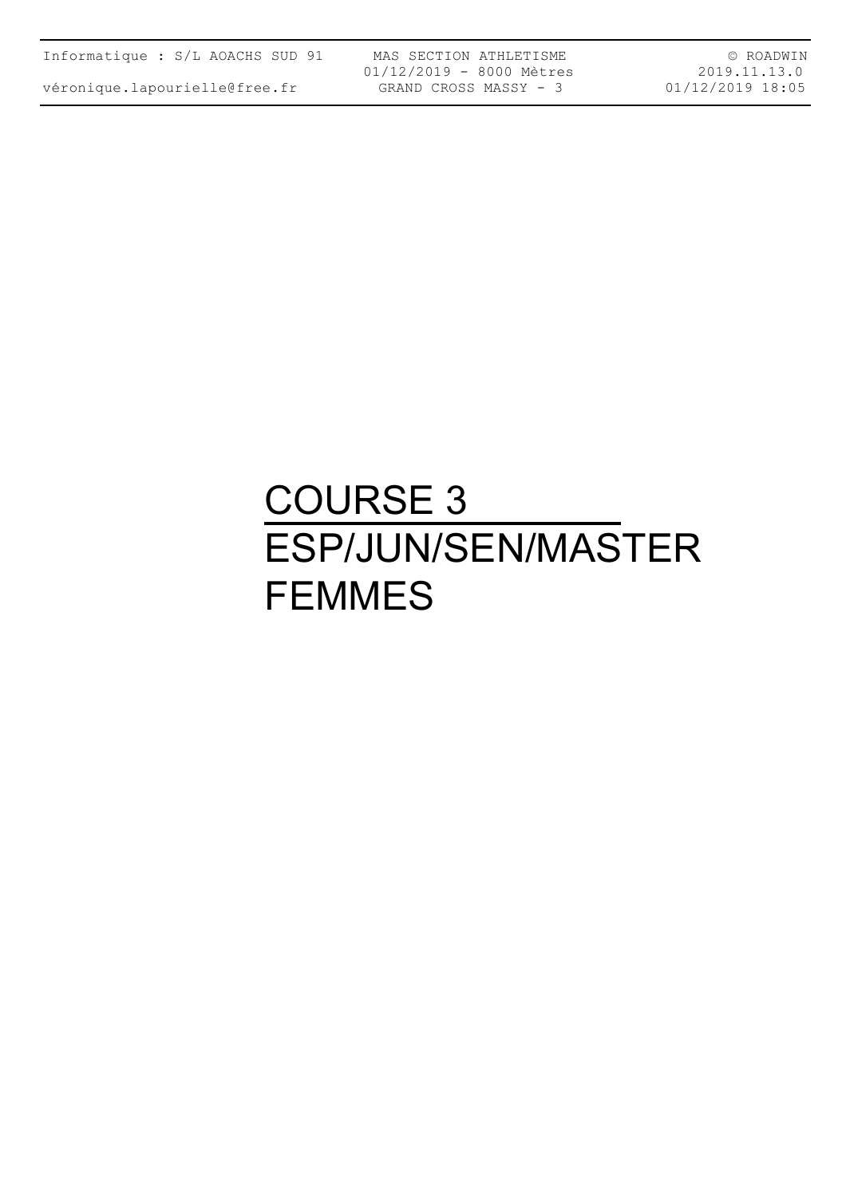# COURSE 3
# ESP/JUN/SEN/MASTER
# FEMMES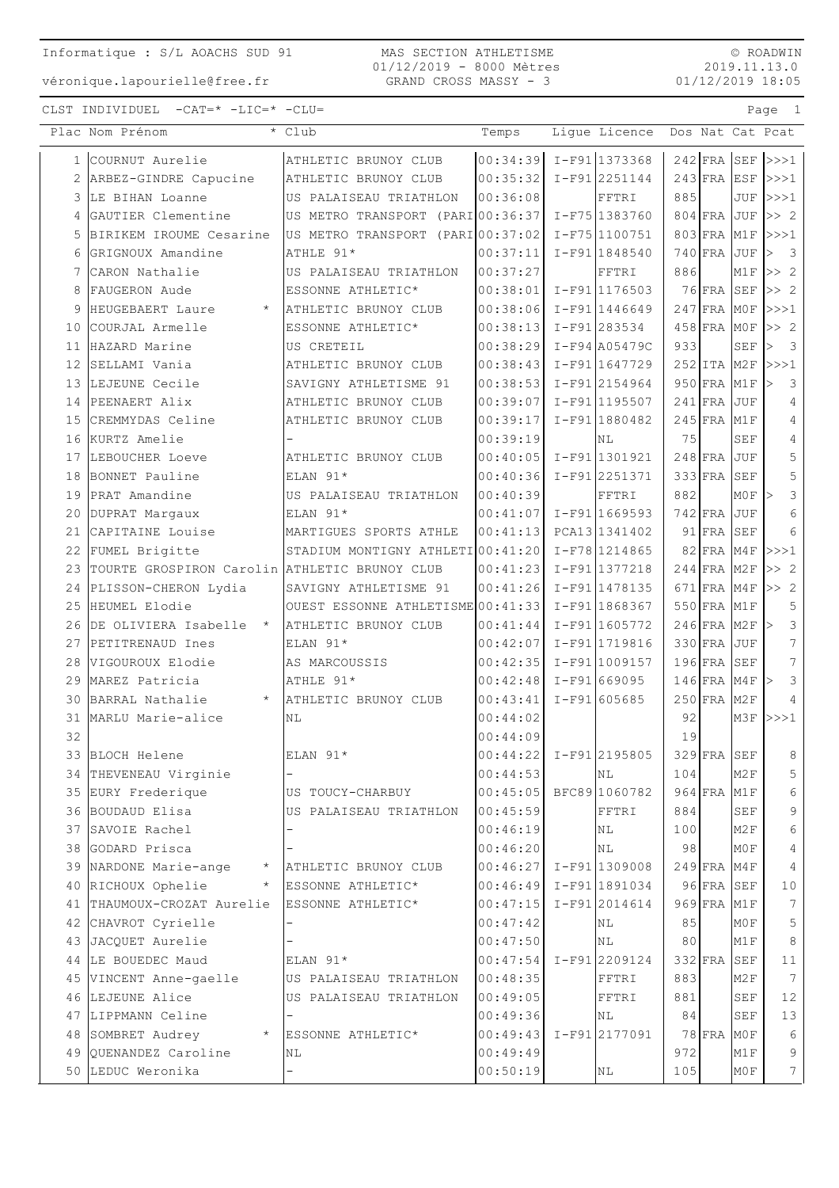Informatique : S/L AOACHS SUD 91 — véronique.lapourielle@free.fr

MAS SECTION ATHLETISME
01/12/2019 - 8000 Mètres
GRAND CROSS MASSY - 3

© ROADWIN 2019.11.13.0 — 01/12/2019 18:05

CLST INDIVIDUEL -CAT=* -LIC=* -CLU=

| Plac | Nom Prénom | * | Club | Temps | Ligue | Licence | Dos | Nat | Cat | Pcat |
|---|---|---|---|---|---|---|---|---|---|---|
| 1 | COURNUT Aurelie | | ATHLETIC BRUNOY CLUB | 00:34:39 | I-F91 | 1373368 | 242 | FRA | SEF | >>>1 |
| 2 | ARBEZ-GINDRE Capucine | | ATHLETIC BRUNOY CLUB | 00:35:32 | I-F91 | 2251144 | 243 | FRA | ESF | >>>1 |
| 3 | LE BIHAN Loanne | | US PALAISEAU TRIATHLON | 00:36:08 | | FFTRI | 885 | | JUF | >>>1 |
| 4 | GAUTIER Clementine | | US METRO TRANSPORT (PARI | 00:36:37 | I-F75 | 1383760 | 804 | FRA | JUF | >> 2 |
| 5 | BIRIKEM IROUME Cesarine | | US METRO TRANSPORT (PARI | 00:37:02 | I-F75 | 1100751 | 803 | FRA | M1F | >>>1 |
| 6 | GRIGNOUX Amandine | | ATHLE 91* | 00:37:11 | I-F91 | 1848540 | 740 | FRA | JUF | > 3 |
| 7 | CARON Nathalie | | US PALAISEAU TRIATHLON | 00:37:27 | | FFTRI | 886 | | M1F | >> 2 |
| 8 | FAUGERON Aude | | ESSONNE ATHLETIC* | 00:38:01 | I-F91 | 1176503 | 76 | FRA | SEF | >> 2 |
| 9 | HEUGEBAERT Laure | * | ATHLETIC BRUNOY CLUB | 00:38:06 | I-F91 | 1446649 | 247 | FRA | M0F | >>>1 |
| 10 | COURJAL Armelle | | ESSONNE ATHLETIC* | 00:38:13 | I-F91 | 283534 | 458 | FRA | M0F | >> 2 |
| 11 | HAZARD Marine | | US CRETEIL | 00:38:29 | I-F94 | A05479C | 933 | | SEF | > 3 |
| 12 | SELLAMI Vania | | ATHLETIC BRUNOY CLUB | 00:38:43 | I-F91 | 1647729 | 252 | ITA | M2F | >>>1 |
| 13 | LEJEUNE Cecile | | SAVIGNY ATHLETISME 91 | 00:38:53 | I-F91 | 2154964 | 950 | FRA | M1F | > 3 |
| 14 | PEENAERT Alix | | ATHLETIC BRUNOY CLUB | 00:39:07 | I-F91 | 1195507 | 241 | FRA | JUF | 4 |
| 15 | CREMMYDAS Celine | | ATHLETIC BRUNOY CLUB | 00:39:17 | I-F91 | 1880482 | 245 | FRA | M1F | 4 |
| 16 | KURTZ Amelie | | - | 00:39:19 | | NL | 75 | | SEF | 4 |
| 17 | LEBOUCHER Loeve | | ATHLETIC BRUNOY CLUB | 00:40:05 | I-F91 | 1301921 | 248 | FRA | JUF | 5 |
| 18 | BONNET Pauline | | ELAN 91* | 00:40:36 | I-F91 | 2251371 | 333 | FRA | SEF | 5 |
| 19 | PRAT Amandine | | US PALAISEAU TRIATHLON | 00:40:39 | | FFTRI | 882 | | M0F | > 3 |
| 20 | DUPRAT Margaux | | ELAN 91* | 00:41:07 | I-F91 | 1669593 | 742 | FRA | JUF | 6 |
| 21 | CAPITAINE Louise | | MARTIGUES SPORTS ATHLE | 00:41:13 | PCA13 | 1341402 | 91 | FRA | SEF | 6 |
| 22 | FUMEL Brigitte | | STADIUM MONTIGNY ATHLETI | 00:41:20 | I-F78 | 1214865 | 82 | FRA | M4F | >>>1 |
| 23 | TOURTE GROSPIRON Carolin | | ATHLETIC BRUNOY CLUB | 00:41:23 | I-F91 | 1377218 | 244 | FRA | M2F | >> 2 |
| 24 | PLISSON-CHERON Lydia | | SAVIGNY ATHLETISME 91 | 00:41:26 | I-F91 | 1478135 | 671 | FRA | M4F | >> 2 |
| 25 | HEUMEL Elodie | | OUEST ESSONNE ATHLETISME | 00:41:33 | I-F91 | 1868367 | 550 | FRA | M1F | 5 |
| 26 | DE OLIVIERA Isabelle | * | ATHLETIC BRUNOY CLUB | 00:41:44 | I-F91 | 1605772 | 246 | FRA | M2F | > 3 |
| 27 | PETITRENAUD Ines | | ELAN 91* | 00:42:07 | I-F91 | 1719816 | 330 | FRA | JUF | 7 |
| 28 | VIGOUROUX Elodie | | AS MARCOUSSIS | 00:42:35 | I-F91 | 1009157 | 196 | FRA | SEF | 7 |
| 29 | MAREZ Patricia | | ATHLE 91* | 00:42:48 | I-F91 | 669095 | 146 | FRA | M4F | > 3 |
| 30 | BARRAL Nathalie | * | ATHLETIC BRUNOY CLUB | 00:43:41 | I-F91 | 605685 | 250 | FRA | M2F | 4 |
| 31 | MARLU Marie-alice | | NL | 00:44:02 | | | 92 | | M3F | >>>1 |
| 32 | | | | 00:44:09 | | | 19 | | | |
| 33 | BLOCH Helene | | ELAN 91* | 00:44:22 | I-F91 | 2195805 | 329 | FRA | SEF | 8 |
| 34 | THEVENEAU Virginie | | - | 00:44:53 | | NL | 104 | | M2F | 5 |
| 35 | EURY Frederique | | US TOUCY-CHARBUY | 00:45:05 | BFC89 | 1060782 | 964 | FRA | M1F | 6 |
| 36 | BOUDAUD Elisa | | US PALAISEAU TRIATHLON | 00:45:59 | | FFTRI | 884 | | SEF | 9 |
| 37 | SAVOIE Rachel | | - | 00:46:19 | | NL | 100 | | M2F | 6 |
| 38 | GODARD Prisca | | - | 00:46:20 | | NL | 98 | | M0F | 4 |
| 39 | NARDONE Marie-ange | * | ATHLETIC BRUNOY CLUB | 00:46:27 | I-F91 | 1309008 | 249 | FRA | M4F | 4 |
| 40 | RICHOUX Ophelie | * | ESSONNE ATHLETIC* | 00:46:49 | I-F91 | 1891034 | 96 | FRA | SEF | 10 |
| 41 | THAUMOUX-CROZAT Aurelie | | ESSONNE ATHLETIC* | 00:47:15 | I-F91 | 2014614 | 969 | FRA | M1F | 7 |
| 42 | CHAVROT Cyrielle | | - | 00:47:42 | | NL | 85 | | M0F | 5 |
| 43 | JACQUET Aurelie | | - | 00:47:50 | | NL | 80 | | M1F | 8 |
| 44 | LE BOUEDEC Maud | | ELAN 91* | 00:47:54 | I-F91 | 2209124 | 332 | FRA | SEF | 11 |
| 45 | VINCENT Anne-gaelle | | US PALAISEAU TRIATHLON | 00:48:35 | | FFTRI | 883 | | M2F | 7 |
| 46 | LEJEUNE Alice | | US PALAISEAU TRIATHLON | 00:49:05 | | FFTRI | 881 | | SEF | 12 |
| 47 | LIPPMANN Celine | | - | 00:49:36 | | NL | 84 | | SEF | 13 |
| 48 | SOMBRET Audrey | * | ESSONNE ATHLETIC* | 00:49:43 | I-F91 | 2177091 | 78 | FRA | M0F | 6 |
| 49 | QUENANDEZ Caroline | | NL | 00:49:49 | | | 972 | | M1F | 9 |
| 50 | LEDUC Weronika | | - | 00:50:19 | | NL | 105 | | M0F | 7 |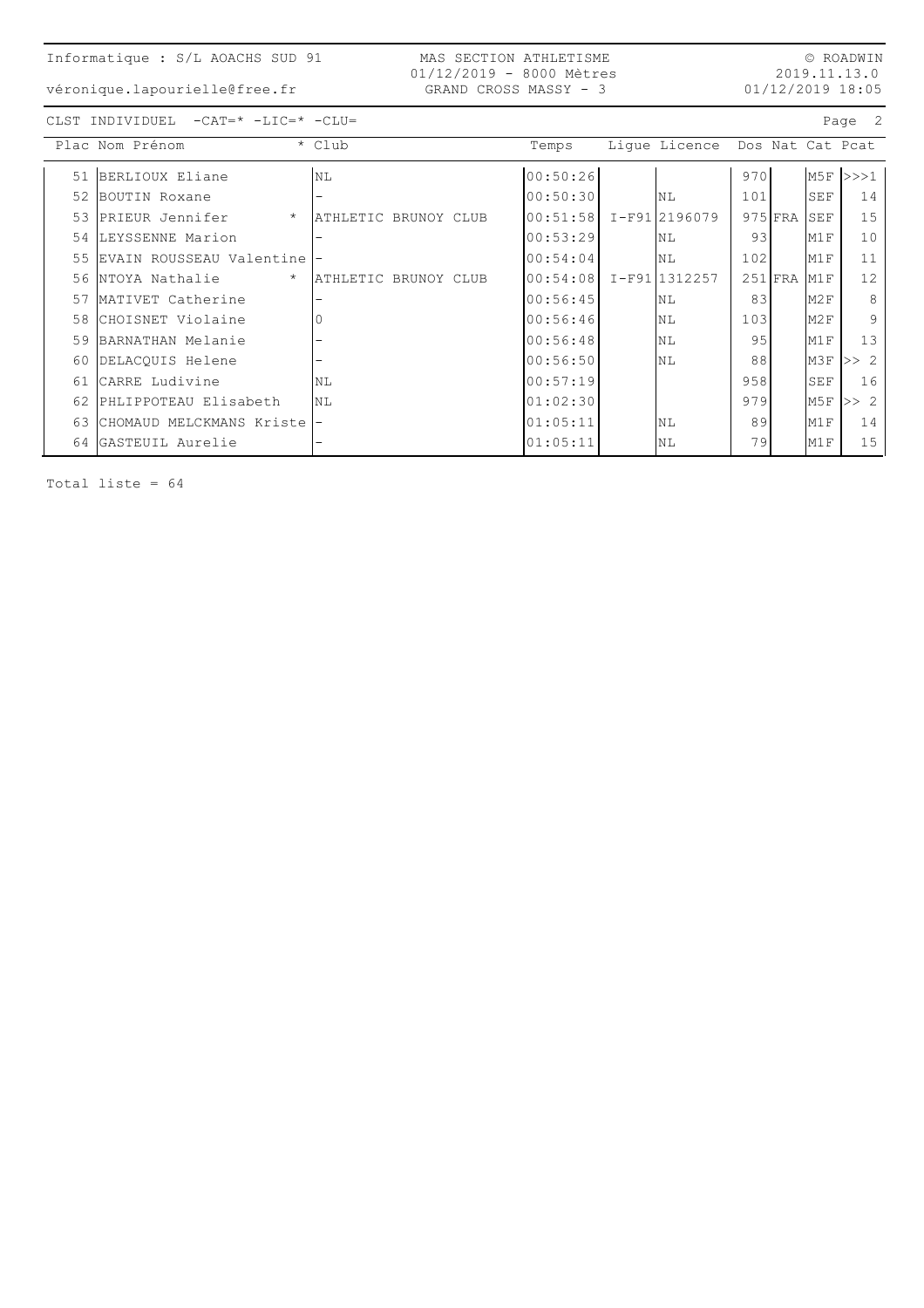Informatique : S/L AOACHS SUD 91
véronique.lapourielle@free.fr

MAS SECTION ATHLETISME
01/12/2019 - 8000 Mètres
GRAND CROSS MASSY - 3

© ROADWIN
2019.11.13.0
01/12/2019 18:05

CLST INDIVIDUEL -CAT=* -LIC=* -CLU=

| Plac | Nom Prénom | * | Club | Temps | Ligue | Licence | Dos | Nat | Cat | Pcat |
|---|---|---|---|---|---|---|---|---|---|---|
| 51 | BERLIOUX Eliane | | NL | 00:50:26 | | | 970 | | M5F | >>>1 |
| 52 | BOUTIN Roxane | | - | 00:50:30 | | NL | 101 | | SEF | 14 |
| 53 | PRIEUR Jennifer | * | ATHLETIC BRUNOY CLUB | 00:51:58 | I-F91 | 2196079 | 975 | FRA | SEF | 15 |
| 54 | LEYSSENNE Marion | | - | 00:53:29 | | NL | 93 | | M1F | 10 |
| 55 | EVAIN ROUSSEAU Valentine | | - | 00:54:04 | | NL | 102 | | M1F | 11 |
| 56 | NTOYA Nathalie | * | ATHLETIC BRUNOY CLUB | 00:54:08 | I-F91 | 1312257 | 251 | FRA | M1F | 12 |
| 57 | MATIVET Catherine | | - | 00:56:45 | | NL | 83 | | M2F | 8 |
| 58 | CHOISNET Violaine | | 0 | 00:56:46 | | NL | 103 | | M2F | 9 |
| 59 | BARNATHAN Melanie | | - | 00:56:48 | | NL | 95 | | M1F | 13 |
| 60 | DELACQUIS Helene | | - | 00:56:50 | | NL | 88 | | M3F | >> 2 |
| 61 | CARRE Ludivine | | NL | 00:57:19 | | | 958 | | SEF | 16 |
| 62 | PHLIPPOTEAU Elisabeth | | NL | 01:02:30 | | | 979 | | M5F | >> 2 |
| 63 | CHOMAUD MELCKMANS Kriste | | - | 01:05:11 | | NL | 89 | | M1F | 14 |
| 64 | GASTEUIL Aurelie | | - | 01:05:11 | | NL | 79 | | M1F | 15 |

Total liste = 64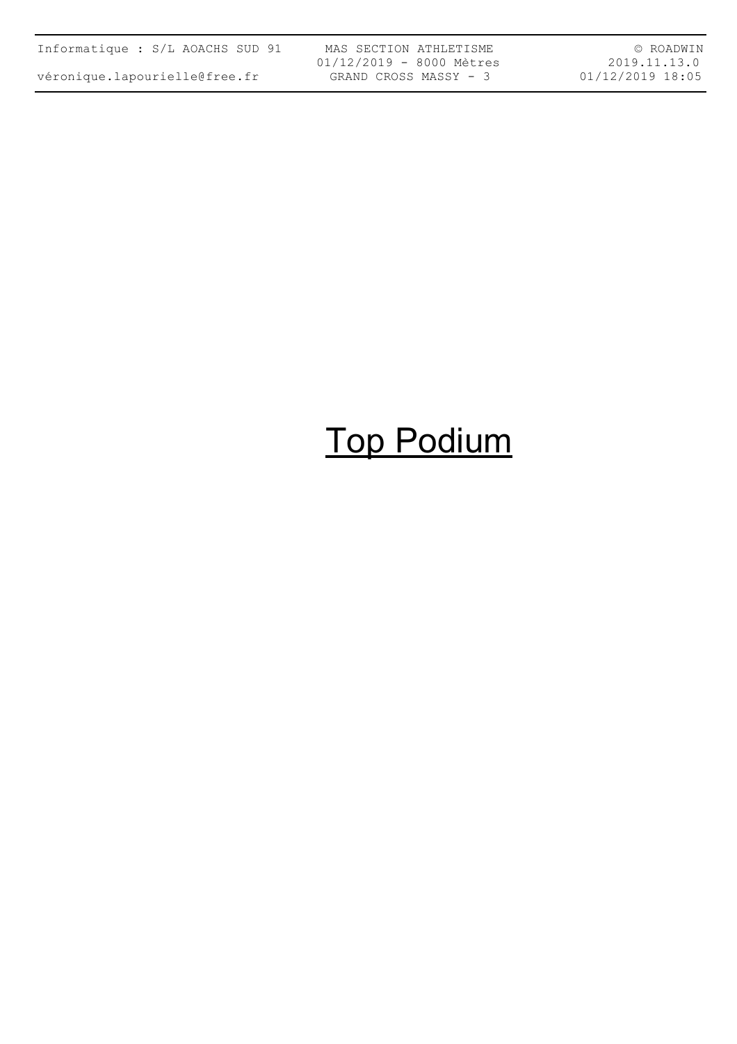# Top Podium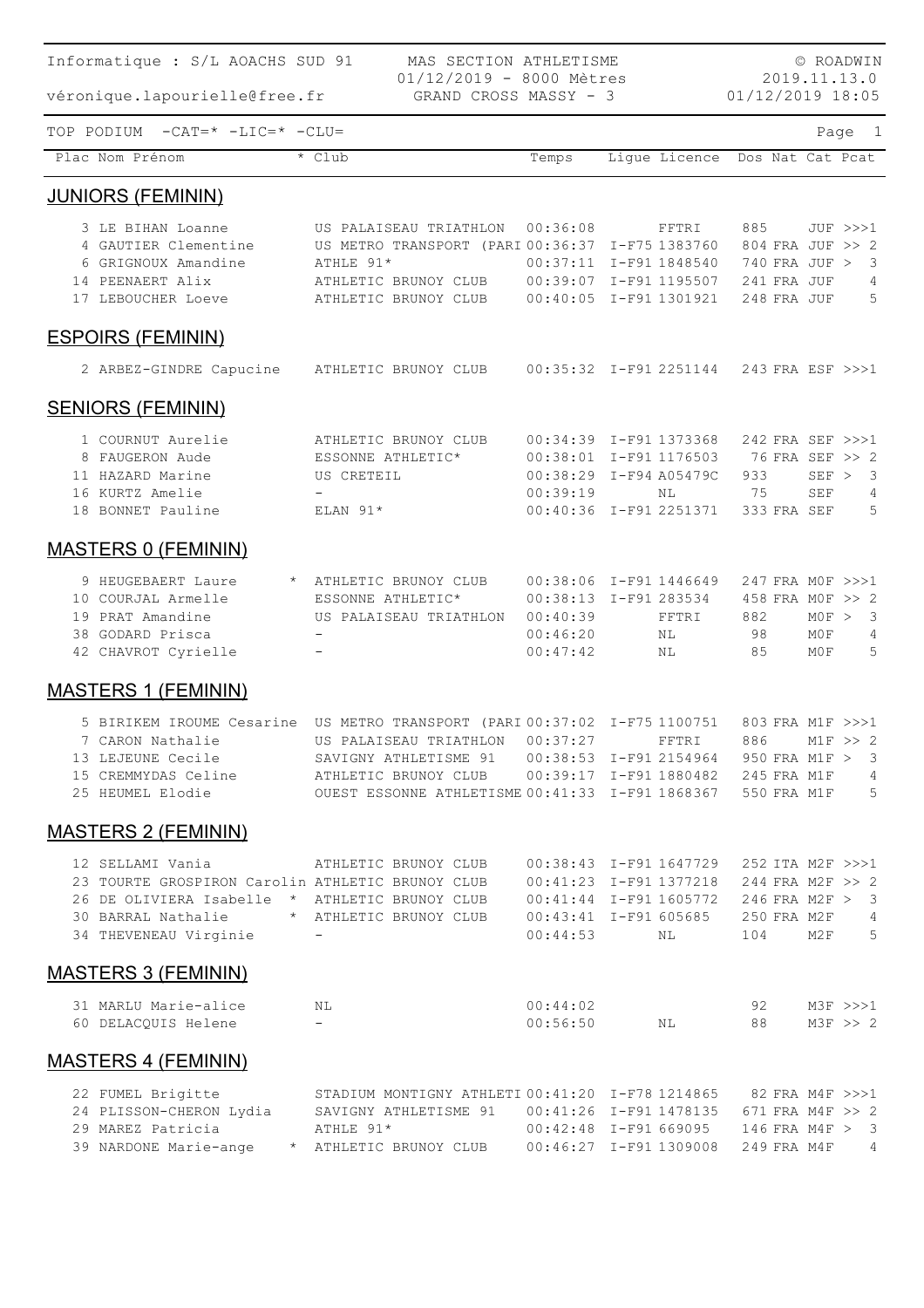Informatique : S/L AOACHS SUD 91 — MAS SECTION ATHLETISME — © ROADWIN
véronique.lapourielle@free.fr — 01/12/2019 - 8000 Mètres — 2019.11.13.0
GRAND CROSS MASSY - 3 — 01/12/2019 18:05

TOP PODIUM -CAT=* -LIC=* -CLU=

## JUNIORS (FEMININ)

| Plac | Nom Prénom | * | Club | Temps | Ligue | Licence | Dos | Nat | Cat | Pcat |
|---|---|---|---|---|---|---|---|---|---|---|
| 3 | LE BIHAN Loanne | | US PALAISEAU TRIATHLON | 00:36:08 | | FFTRI | 885 | | JUF | >>>1 |
| 4 | GAUTIER Clementine | | US METRO TRANSPORT (PARI | 00:36:37 | I-F75 | 1383760 | 804 | FRA | JUF | >> 2 |
| 6 | GRIGNOUX Amandine | | ATHLE 91* | 00:37:11 | I-F91 | 1848540 | 740 | FRA | JUF | > 3 |
| 14 | PEENAERT Alix | | ATHLETIC BRUNOY CLUB | 00:39:07 | I-F91 | 1195507 | 241 | FRA | JUF | 4 |
| 17 | LEBOUCHER Loeve | | ATHLETIC BRUNOY CLUB | 00:40:05 | I-F91 | 1301921 | 248 | FRA | JUF | 5 |

## ESPOIRS (FEMININ)

| Plac | Nom Prénom | * | Club | Temps | Ligue | Licence | Dos | Nat | Cat | Pcat |
|---|---|---|---|---|---|---|---|---|---|---|
| 2 | ARBEZ-GINDRE Capucine | | ATHLETIC BRUNOY CLUB | 00:35:32 | I-F91 | 2251144 | 243 | FRA | ESF | >>>1 |

## SENIORS (FEMININ)

| Plac | Nom Prénom | * | Club | Temps | Ligue | Licence | Dos | Nat | Cat | Pcat |
|---|---|---|---|---|---|---|---|---|---|---|
| 1 | COURNUT Aurelie | | ATHLETIC BRUNOY CLUB | 00:34:39 | I-F91 | 1373368 | 242 | FRA | SEF | >>>1 |
| 8 | FAUGERON Aude | | ESSONNE ATHLETIC* | 00:38:01 | I-F91 | 1176503 | 76 | FRA | SEF | >> 2 |
| 11 | HAZARD Marine | | US CRETEIL | 00:38:29 | I-F94 | A05479C | 933 | | SEF | > 3 |
| 16 | KURTZ Amelie | | - | 00:39:19 | | NL | 75 | | SEF | 4 |
| 18 | BONNET Pauline | | ELAN 91* | 00:40:36 | I-F91 | 2251371 | 333 | FRA | SEF | 5 |

## MASTERS 0 (FEMININ)

| Plac | Nom Prénom | * | Club | Temps | Ligue | Licence | Dos | Nat | Cat | Pcat |
|---|---|---|---|---|---|---|---|---|---|---|
| 9 | HEUGEBAERT Laure | * | ATHLETIC BRUNOY CLUB | 00:38:06 | I-F91 | 1446649 | 247 | FRA | M0F | >>>1 |
| 10 | COURJAL Armelle | | ESSONNE ATHLETIC* | 00:38:13 | I-F91 | 283534 | 458 | FRA | M0F | >> 2 |
| 19 | PRAT Amandine | | US PALAISEAU TRIATHLON | 00:40:39 | | FFTRI | 882 | | M0F | > 3 |
| 38 | GODARD Prisca | | - | 00:46:20 | | NL | 98 | | M0F | 4 |
| 42 | CHAVROT Cyrielle | | - | 00:47:42 | | NL | 85 | | M0F | 5 |

## MASTERS 1 (FEMININ)

| Plac | Nom Prénom | * | Club | Temps | Ligue | Licence | Dos | Nat | Cat | Pcat |
|---|---|---|---|---|---|---|---|---|---|---|
| 5 | BIRIKEM IROUME Cesarine | | US METRO TRANSPORT (PARI | 00:37:02 | I-F75 | 1100751 | 803 | FRA | M1F | >>>1 |
| 7 | CARON Nathalie | | US PALAISEAU TRIATHLON | 00:37:27 | | FFTRI | 886 | | M1F | >> 2 |
| 13 | LEJEUNE Cecile | | SAVIGNY ATHLETISME 91 | 00:38:53 | I-F91 | 2154964 | 950 | FRA | M1F | > 3 |
| 15 | CREMMYDAS Celine | | ATHLETIC BRUNOY CLUB | 00:39:17 | I-F91 | 1880482 | 245 | FRA | M1F | 4 |
| 25 | HEUMEL Elodie | | OUEST ESSONNE ATHLETISME | 00:41:33 | I-F91 | 1868367 | 550 | FRA | M1F | 5 |

## MASTERS 2 (FEMININ)

| Plac | Nom Prénom | * | Club | Temps | Ligue | Licence | Dos | Nat | Cat | Pcat |
|---|---|---|---|---|---|---|---|---|---|---|
| 12 | SELLAMI Vania | | ATHLETIC BRUNOY CLUB | 00:38:43 | I-F91 | 1647729 | 252 | ITA | M2F | >>>1 |
| 23 | TOURTE GROSPIRON Carolin | | ATHLETIC BRUNOY CLUB | 00:41:23 | I-F91 | 1377218 | 244 | FRA | M2F | >> 2 |
| 26 | DE OLIVIERA Isabelle | * | ATHLETIC BRUNOY CLUB | 00:41:44 | I-F91 | 1605772 | 246 | FRA | M2F | > 3 |
| 30 | BARRAL Nathalie | * | ATHLETIC BRUNOY CLUB | 00:43:41 | I-F91 | 605685 | 250 | FRA | M2F | 4 |
| 34 | THEVENEAU Virginie | | - | 00:44:53 | | NL | 104 | | M2F | 5 |

## MASTERS 3 (FEMININ)

| Plac | Nom Prénom | * | Club | Temps | Ligue | Licence | Dos | Nat | Cat | Pcat |
|---|---|---|---|---|---|---|---|---|---|---|
| 31 | MARLU Marie-alice | | NL | 00:44:02 | | | 92 | | M3F | >>>1 |
| 60 | DELACQUIS Helene | | - | 00:56:50 | | NL | 88 | | M3F | >> 2 |

## MASTERS 4 (FEMININ)

| Plac | Nom Prénom | * | Club | Temps | Ligue | Licence | Dos | Nat | Cat | Pcat |
|---|---|---|---|---|---|---|---|---|---|---|
| 22 | FUMEL Brigitte | | STADIUM MONTIGNY ATHLETI | 00:41:20 | I-F78 | 1214865 | 82 | FRA | M4F | >>>1 |
| 24 | PLISSON-CHERON Lydia | | SAVIGNY ATHLETISME 91 | 00:41:26 | I-F91 | 1478135 | 671 | FRA | M4F | >> 2 |
| 29 | MAREZ Patricia | | ATHLE 91* | 00:42:48 | I-F91 | 669095 | 146 | FRA | M4F | > 3 |
| 39 | NARDONE Marie-ange | * | ATHLETIC BRUNOY CLUB | 00:46:27 | I-F91 | 1309008 | 249 | FRA | M4F | 4 |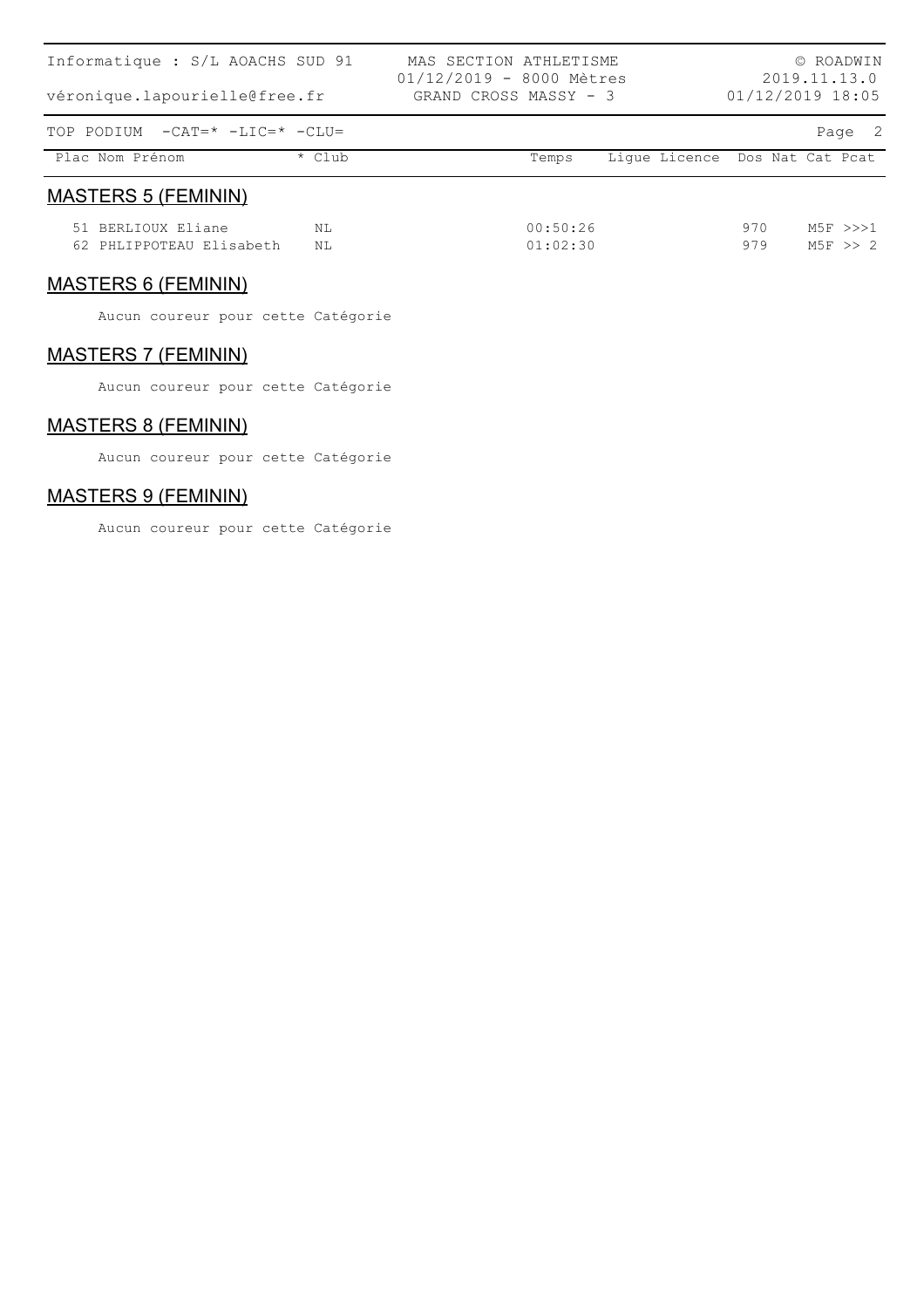## MASTERS 5 (FEMININ)

| Plac | Nom Prénom | * Club | Temps | Ligue | Licence | Dos | Nat | Cat | Pcat |
|---|---|---|---|---|---|---|---|---|---|
| 51 | BERLIOUX Eliane | NL | 00:50:26 | | | 970 | | M5F | >>>1 |
| 62 | PHLIPPOTEAU Elisabeth | NL | 01:02:30 | | | 979 | | M5F | >> 2 |

## MASTERS 6 (FEMININ)

Aucun coureur pour cette Catégorie

## MASTERS 7 (FEMININ)

Aucun coureur pour cette Catégorie

## MASTERS 8 (FEMININ)

Aucun coureur pour cette Catégorie

## MASTERS 9 (FEMININ)

Aucun coureur pour cette Catégorie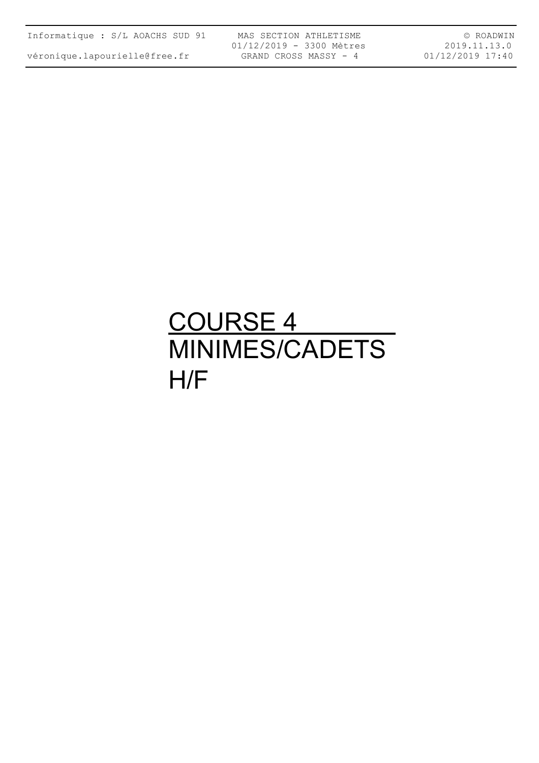# COURSE 4

MINIMES/CADETS

H/F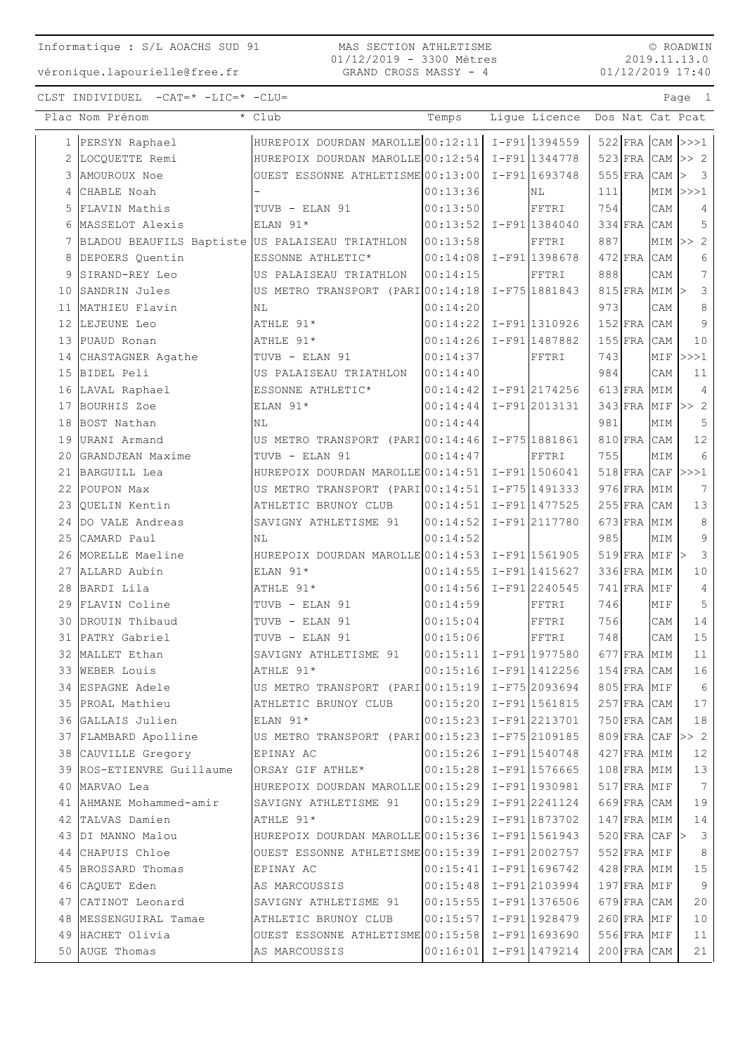Informatique : S/L AOACHS SUD 91

véronique.lapourielle@free.fr

MAS SECTION ATHLETISME
01/12/2019 - 3300 Mètres
GRAND CROSS MASSY - 4

© ROADWIN
2019.11.13.0
01/12/2019 17:40

CLST INDIVIDUEL -CAT=* -LIC=* -CLU=

| Plac | Nom Prénom | * Club | Temps | Ligue | Licence | Dos | Nat | Cat | Pcat |
|---|---|---|---|---|---|---|---|---|---|
| 1 | PERSYN Raphael | HUREPOIX DOURDAN MAROLLE | 00:12:11 | I-F91 | 1394559 | 522 | FRA | CAM | >>>1 |
| 2 | LOCQUETTE Remi | HUREPOIX DOURDAN MAROLLE | 00:12:54 | I-F91 | 1344778 | 523 | FRA | CAM | >> 2 |
| 3 | AMOUROUX Noe | OUEST ESSONNE ATHLETISME | 00:13:00 | I-F91 | 1693748 | 555 | FRA | CAM | > 3 |
| 4 | CHABLE Noah | - | 00:13:36 | | NL | 111 | | MIM | >>>1 |
| 5 | FLAVIN Mathis | TUVB - ELAN 91 | 00:13:50 | | FFTRI | 754 | | CAM | 4 |
| 6 | MASSELOT Alexis | ELAN 91* | 00:13:52 | I-F91 | 1384040 | 334 | FRA | CAM | 5 |
| 7 | BLADOU BEAUFILS Baptiste | US PALAISEAU TRIATHLON | 00:13:58 | | FFTRI | 887 | | MIM | >> 2 |
| 8 | DEPOERS Quentin | ESSONNE ATHLETIC* | 00:14:08 | I-F91 | 1398678 | 472 | FRA | CAM | 6 |
| 9 | SIRAND-REY Leo | US PALAISEAU TRIATHLON | 00:14:15 | | FFTRI | 888 | | CAM | 7 |
| 10 | SANDRIN Jules | US METRO TRANSPORT (PARI | 00:14:18 | I-F75 | 1881843 | 815 | FRA | MIM | > 3 |
| 11 | MATHIEU Flavin | NL | 00:14:20 | | | 973 | | CAM | 8 |
| 12 | LEJEUNE Leo | ATHLE 91* | 00:14:22 | I-F91 | 1310926 | 152 | FRA | CAM | 9 |
| 13 | PUAUD Ronan | ATHLE 91* | 00:14:26 | I-F91 | 1487882 | 155 | FRA | CAM | 10 |
| 14 | CHASTAGNER Agathe | TUVB - ELAN 91 | 00:14:37 | | FFTRI | 743 | | MIF | >>>1 |
| 15 | BIDEL Peli | US PALAISEAU TRIATHLON | 00:14:40 | | | 984 | | CAM | 11 |
| 16 | LAVAL Raphael | ESSONNE ATHLETIC* | 00:14:42 | I-F91 | 2174256 | 613 | FRA | MIM | 4 |
| 17 | BOURHIS Zoe | ELAN 91* | 00:14:44 | I-F91 | 2013131 | 343 | FRA | MIF | >> 2 |
| 18 | BOST Nathan | NL | 00:14:44 | | | 981 | | MIM | 5 |
| 19 | URANI Armand | US METRO TRANSPORT (PARI | 00:14:46 | I-F75 | 1881861 | 810 | FRA | CAM | 12 |
| 20 | GRANDJEAN Maxime | TUVB - ELAN 91 | 00:14:47 | | FFTRI | 755 | | MIM | 6 |
| 21 | BARGUILL Lea | HUREPOIX DOURDAN MAROLLE | 00:14:51 | I-F91 | 1506041 | 518 | FRA | CAF | >>>1 |
| 22 | POUPON Max | US METRO TRANSPORT (PARI | 00:14:51 | I-F75 | 1491333 | 976 | FRA | MIM | 7 |
| 23 | QUELIN Kentin | ATHLETIC BRUNOY CLUB | 00:14:51 | I-F91 | 1477525 | 255 | FRA | CAM | 13 |
| 24 | DO VALE Andreas | SAVIGNY ATHLETISME 91 | 00:14:52 | I-F91 | 2117780 | 673 | FRA | MIM | 8 |
| 25 | CAMARD Paul | NL | 00:14:52 | | | 985 | | MIM | 9 |
| 26 | MORELLE Maeline | HUREPOIX DOURDAN MAROLLE | 00:14:53 | I-F91 | 1561905 | 519 | FRA | MIF | > 3 |
| 27 | ALLARD Aubin | ELAN 91* | 00:14:55 | I-F91 | 1415627 | 336 | FRA | MIM | 10 |
| 28 | BARDI Lila | ATHLE 91* | 00:14:56 | I-F91 | 2240545 | 741 | FRA | MIF | 4 |
| 29 | FLAVIN Coline | TUVB - ELAN 91 | 00:14:59 | | FFTRI | 746 | | MIF | 5 |
| 30 | DROUIN Thibaud | TUVB - ELAN 91 | 00:15:04 | | FFTRI | 756 | | CAM | 14 |
| 31 | PATRY Gabriel | TUVB - ELAN 91 | 00:15:06 | | FFTRI | 748 | | CAM | 15 |
| 32 | MALLET Ethan | SAVIGNY ATHLETISME 91 | 00:15:11 | I-F91 | 1977580 | 677 | FRA | MIM | 11 |
| 33 | WEBER Louis | ATHLE 91* | 00:15:16 | I-F91 | 1412256 | 154 | FRA | CAM | 16 |
| 34 | ESPAGNE Adele | US METRO TRANSPORT (PARI | 00:15:19 | I-F75 | 2093694 | 805 | FRA | MIF | 6 |
| 35 | PROAL Mathieu | ATHLETIC BRUNOY CLUB | 00:15:20 | I-F91 | 1561815 | 257 | FRA | CAM | 17 |
| 36 | GALLAIS Julien | ELAN 91* | 00:15:23 | I-F91 | 2213701 | 750 | FRA | CAM | 18 |
| 37 | FLAMBARD Apolline | US METRO TRANSPORT (PARI | 00:15:23 | I-F75 | 2109185 | 809 | FRA | CAF | >> 2 |
| 38 | CAUVILLE Gregory | EPINAY AC | 00:15:26 | I-F91 | 1540748 | 427 | FRA | MIM | 12 |
| 39 | ROS-ETIENVRE Guillaume | ORSAY GIF ATHLE* | 00:15:28 | I-F91 | 1576665 | 108 | FRA | MIM | 13 |
| 40 | MARVAO Lea | HUREPOIX DOURDAN MAROLLE | 00:15:29 | I-F91 | 1930981 | 517 | FRA | MIF | 7 |
| 41 | AHMANE Mohammed-amir | SAVIGNY ATHLETISME 91 | 00:15:29 | I-F91 | 2241124 | 669 | FRA | CAM | 19 |
| 42 | TALVAS Damien | ATHLE 91* | 00:15:29 | I-F91 | 1873702 | 147 | FRA | MIM | 14 |
| 43 | DI MANNO Malou | HUREPOIX DOURDAN MAROLLE | 00:15:36 | I-F91 | 1561943 | 520 | FRA | CAF | > 3 |
| 44 | CHAPUIS Chloe | OUEST ESSONNE ATHLETISME | 00:15:39 | I-F91 | 2002757 | 552 | FRA | MIF | 8 |
| 45 | BROSSARD Thomas | EPINAY AC | 00:15:41 | I-F91 | 1696742 | 428 | FRA | MIM | 15 |
| 46 | CAQUET Eden | AS MARCOUSSIS | 00:15:48 | I-F91 | 2103994 | 197 | FRA | MIF | 9 |
| 47 | CATINOT Leonard | SAVIGNY ATHLETISME 91 | 00:15:55 | I-F91 | 1376506 | 679 | FRA | CAM | 20 |
| 48 | MESSENGUIRAL Tamae | ATHLETIC BRUNOY CLUB | 00:15:57 | I-F91 | 1928479 | 260 | FRA | MIF | 10 |
| 49 | HACHET Olivia | OUEST ESSONNE ATHLETISME | 00:15:58 | I-F91 | 1693690 | 556 | FRA | MIF | 11 |
| 50 | AUGE Thomas | AS MARCOUSSIS | 00:16:01 | I-F91 | 1479214 | 200 | FRA | CAM | 21 |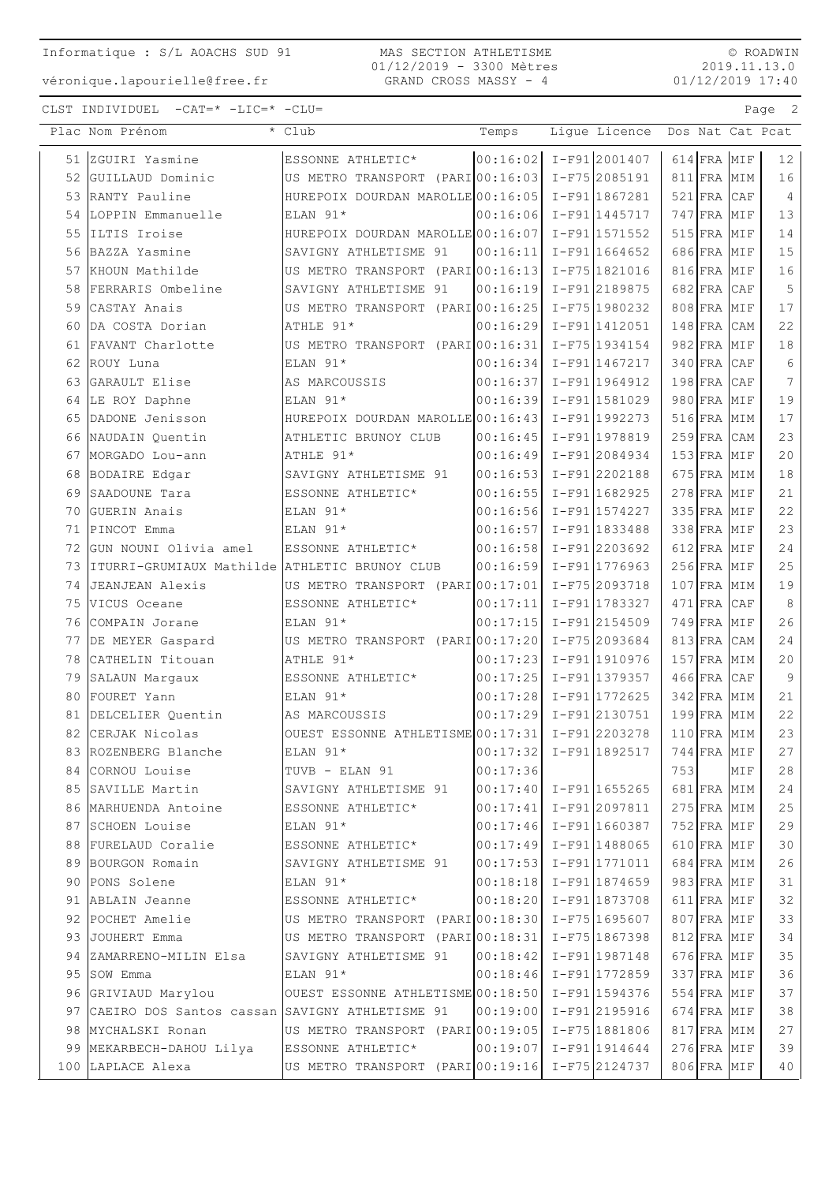CLST INDIVIDUEL -CAT=* -LIC=* -CLU=

| Plac | Nom Prénom | * Club | Temps | Ligue | Licence | Dos | Nat | Cat | Pcat |
|---|---|---|---|---|---|---|---|---|---|
| 51 | ZGUIRI Yasmine | ESSONNE ATHLETIC* | 00:16:02 | I-F91 | 2001407 | 614 | FRA | MIF | 12 |
| 52 | GUILLAUD Dominic | US METRO TRANSPORT (PARI | 00:16:03 | I-F75 | 2085191 | 811 | FRA | MIM | 16 |
| 53 | RANTY Pauline | HUREPOIX DOURDAN MAROLLE | 00:16:05 | I-F91 | 1867281 | 521 | FRA | CAF | 4 |
| 54 | LOPPIN Emmanuelle | ELAN 91* | 00:16:06 | I-F91 | 1445717 | 747 | FRA | MIF | 13 |
| 55 | ILTIS Iroise | HUREPOIX DOURDAN MAROLLE | 00:16:07 | I-F91 | 1571552 | 515 | FRA | MIF | 14 |
| 56 | BAZZA Yasmine | SAVIGNY ATHLETISME 91 | 00:16:11 | I-F91 | 1664652 | 686 | FRA | MIF | 15 |
| 57 | KHOUN Mathilde | US METRO TRANSPORT (PARI | 00:16:13 | I-F75 | 1821016 | 816 | FRA | MIF | 16 |
| 58 | FERRARIS Ombeline | SAVIGNY ATHLETISME 91 | 00:16:19 | I-F91 | 2189875 | 682 | FRA | CAF | 5 |
| 59 | CASTAY Anais | US METRO TRANSPORT (PARI | 00:16:25 | I-F75 | 1980232 | 808 | FRA | MIF | 17 |
| 60 | DA COSTA Dorian | ATHLE 91* | 00:16:29 | I-F91 | 1412051 | 148 | FRA | CAM | 22 |
| 61 | FAVANT Charlotte | US METRO TRANSPORT (PARI | 00:16:31 | I-F75 | 1934154 | 982 | FRA | MIF | 18 |
| 62 | ROUY Luna | ELAN 91* | 00:16:34 | I-F91 | 1467217 | 340 | FRA | CAF | 6 |
| 63 | GARAULT Elise | AS MARCOUSSIS | 00:16:37 | I-F91 | 1964912 | 198 | FRA | CAF | 7 |
| 64 | LE ROY Daphne | ELAN 91* | 00:16:39 | I-F91 | 1581029 | 980 | FRA | MIF | 19 |
| 65 | DADONE Jenisson | HUREPOIX DOURDAN MAROLLE | 00:16:43 | I-F91 | 1992273 | 516 | FRA | MIM | 17 |
| 66 | NAUDAIN Quentin | ATHLETIC BRUNOY CLUB | 00:16:45 | I-F91 | 1978819 | 259 | FRA | CAM | 23 |
| 67 | MORGADO Lou-ann | ATHLE 91* | 00:16:49 | I-F91 | 2084934 | 153 | FRA | MIF | 20 |
| 68 | BODAIRE Edgar | SAVIGNY ATHLETISME 91 | 00:16:53 | I-F91 | 2202188 | 675 | FRA | MIM | 18 |
| 69 | SAADOUNE Tara | ESSONNE ATHLETIC* | 00:16:55 | I-F91 | 1682925 | 278 | FRA | MIF | 21 |
| 70 | GUERIN Anais | ELAN 91* | 00:16:56 | I-F91 | 1574227 | 335 | FRA | MIF | 22 |
| 71 | PINCOT Emma | ELAN 91* | 00:16:57 | I-F91 | 1833488 | 338 | FRA | MIF | 23 |
| 72 | GUN NOUNI Olivia amel | ESSONNE ATHLETIC* | 00:16:58 | I-F91 | 2203692 | 612 | FRA | MIF | 24 |
| 73 | ITURRI-GRUMIAUX Mathilde | ATHLETIC BRUNOY CLUB | 00:16:59 | I-F91 | 1776963 | 256 | FRA | MIF | 25 |
| 74 | JEANJEAN Alexis | US METRO TRANSPORT (PARI | 00:17:01 | I-F75 | 2093718 | 107 | FRA | MIM | 19 |
| 75 | VICUS Oceane | ESSONNE ATHLETIC* | 00:17:11 | I-F91 | 1783327 | 471 | FRA | CAF | 8 |
| 76 | COMPAIN Jorane | ELAN 91* | 00:17:15 | I-F91 | 2154509 | 749 | FRA | MIF | 26 |
| 77 | DE MEYER Gaspard | US METRO TRANSPORT (PARI | 00:17:20 | I-F75 | 2093684 | 813 | FRA | CAM | 24 |
| 78 | CATHELIN Titouan | ATHLE 91* | 00:17:23 | I-F91 | 1910976 | 157 | FRA | MIM | 20 |
| 79 | SALAUN Margaux | ESSONNE ATHLETIC* | 00:17:25 | I-F91 | 1379357 | 466 | FRA | CAF | 9 |
| 80 | FOURET Yann | ELAN 91* | 00:17:28 | I-F91 | 1772625 | 342 | FRA | MIM | 21 |
| 81 | DELCELIER Quentin | AS MARCOUSSIS | 00:17:29 | I-F91 | 2130751 | 199 | FRA | MIM | 22 |
| 82 | CERJAK Nicolas | OUEST ESSONNE ATHLETISME | 00:17:31 | I-F91 | 2203278 | 110 | FRA | MIM | 23 |
| 83 | ROZENBERG Blanche | ELAN 91* | 00:17:32 | I-F91 | 1892517 | 744 | FRA | MIF | 27 |
| 84 | CORNOU Louise | TUVB - ELAN 91 | 00:17:36 | | | 753 | | MIF | 28 |
| 85 | SAVILLE Martin | SAVIGNY ATHLETISME 91 | 00:17:40 | I-F91 | 1655265 | 681 | FRA | MIM | 24 |
| 86 | MARHUENDA Antoine | ESSONNE ATHLETIC* | 00:17:41 | I-F91 | 2097811 | 275 | FRA | MIM | 25 |
| 87 | SCHOEN Louise | ELAN 91* | 00:17:46 | I-F91 | 1660387 | 752 | FRA | MIF | 29 |
| 88 | FURELAUD Coralie | ESSONNE ATHLETIC* | 00:17:49 | I-F91 | 1488065 | 610 | FRA | MIF | 30 |
| 89 | BOURGON Romain | SAVIGNY ATHLETISME 91 | 00:17:53 | I-F91 | 1771011 | 684 | FRA | MIM | 26 |
| 90 | PONS Solene | ELAN 91* | 00:18:18 | I-F91 | 1874659 | 983 | FRA | MIF | 31 |
| 91 | ABLAIN Jeanne | ESSONNE ATHLETIC* | 00:18:20 | I-F91 | 1873708 | 611 | FRA | MIF | 32 |
| 92 | POCHET Amelie | US METRO TRANSPORT (PARI | 00:18:30 | I-F75 | 1695607 | 807 | FRA | MIF | 33 |
| 93 | JOUHERT Emma | US METRO TRANSPORT (PARI | 00:18:31 | I-F75 | 1867398 | 812 | FRA | MIF | 34 |
| 94 | ZAMARRENO-MILIN Elsa | SAVIGNY ATHLETISME 91 | 00:18:42 | I-F91 | 1987148 | 676 | FRA | MIF | 35 |
| 95 | SOW Emma | ELAN 91* | 00:18:46 | I-F91 | 1772859 | 337 | FRA | MIF | 36 |
| 96 | GRIVIAUD Marylou | OUEST ESSONNE ATHLETISME | 00:18:50 | I-F91 | 1594376 | 554 | FRA | MIF | 37 |
| 97 | CAEIRO DOS Santos cassan | SAVIGNY ATHLETISME 91 | 00:19:00 | I-F91 | 2195916 | 674 | FRA | MIF | 38 |
| 98 | MYCHALSKI Ronan | US METRO TRANSPORT (PARI | 00:19:05 | I-F75 | 1881806 | 817 | FRA | MIM | 27 |
| 99 | MEKARBECH-DAHOU Lilya | ESSONNE ATHLETIC* | 00:19:07 | I-F91 | 1914644 | 276 | FRA | MIF | 39 |
| 100 | LAPLACE Alexa | US METRO TRANSPORT (PARI | 00:19:16 | I-F75 | 2124737 | 806 | FRA | MIF | 40 |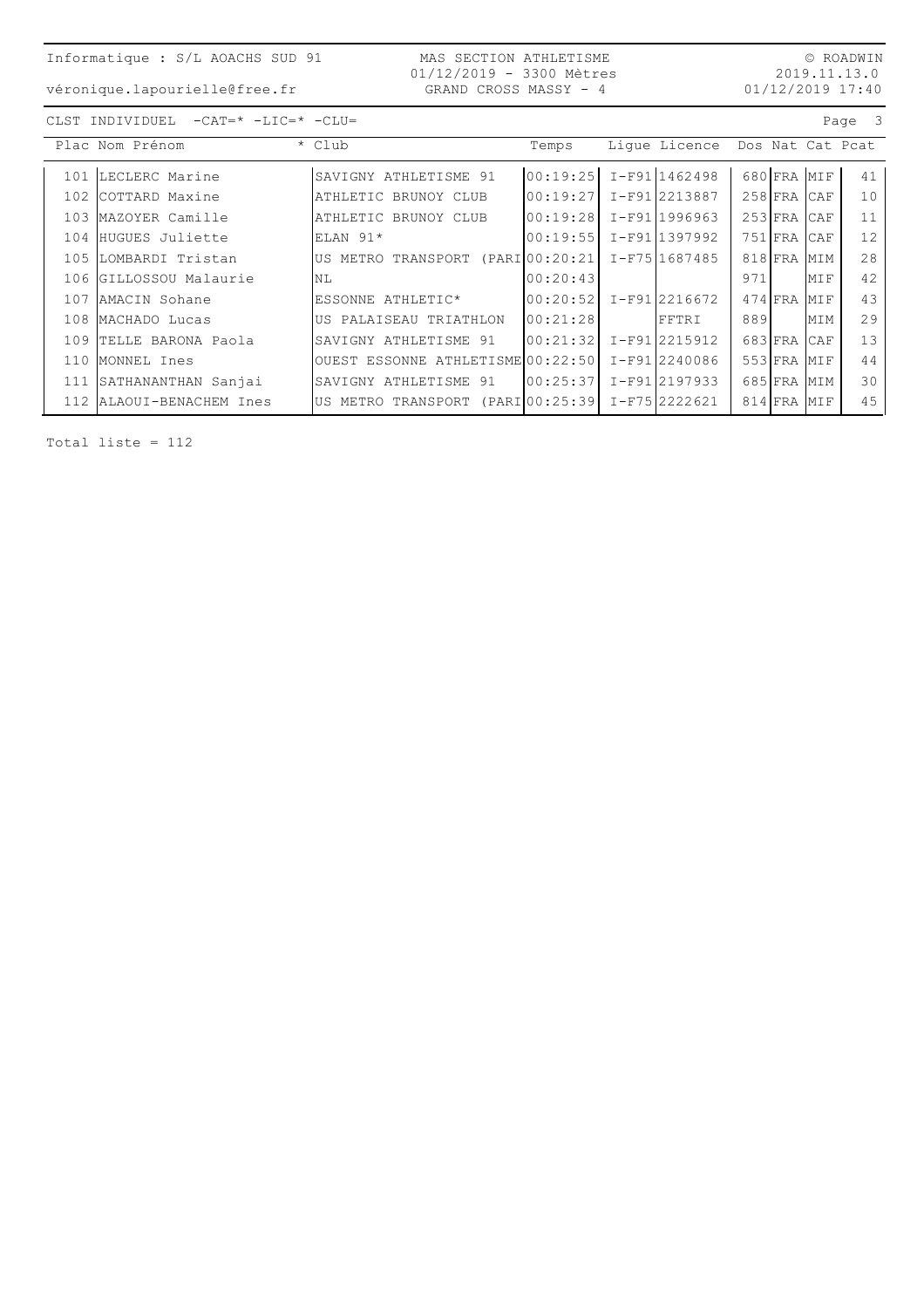Informatique : S/L AOACHS SUD 91

véronique.lapourielle@free.fr

MAS SECTION ATHLETISME
01/12/2019 - 3300 Mètres
GRAND CROSS MASSY - 4

© ROADWIN
2019.11.13.0
01/12/2019 17:40

CLST INDIVIDUEL -CAT=* -LIC=* -CLU=

| Plac | Nom Prénom | * Club | Temps | Ligue | Licence | Dos | Nat | Cat | Pcat |
|---|---|---|---|---|---|---|---|---|---|
| 101 | LECLERC Marine | SAVIGNY ATHLETISME 91 | 00:19:25 | I-F91 | 1462498 | 680 | FRA | MIF | 41 |
| 102 | COTTARD Maxine | ATHLETIC BRUNOY CLUB | 00:19:27 | I-F91 | 2213887 | 258 | FRA | CAF | 10 |
| 103 | MAZOYER Camille | ATHLETIC BRUNOY CLUB | 00:19:28 | I-F91 | 1996963 | 253 | FRA | CAF | 11 |
| 104 | HUGUES Juliette | ELAN 91* | 00:19:55 | I-F91 | 1397992 | 751 | FRA | CAF | 12 |
| 105 | LOMBARDI Tristan | US METRO TRANSPORT (PARI | 00:20:21 | I-F75 | 1687485 | 818 | FRA | MIM | 28 |
| 106 | GILLOSSOU Malaurie | NL | 00:20:43 | | | 971 | | MIF | 42 |
| 107 | AMACIN Sohane | ESSONNE ATHLETIC* | 00:20:52 | I-F91 | 2216672 | 474 | FRA | MIF | 43 |
| 108 | MACHADO Lucas | US PALAISEAU TRIATHLON | 00:21:28 | | FFTRI | 889 | | MIM | 29 |
| 109 | TELLE BARONA Paola | SAVIGNY ATHLETISME 91 | 00:21:32 | I-F91 | 2215912 | 683 | FRA | CAF | 13 |
| 110 | MONNEL Ines | OUEST ESSONNE ATHLETISME | 00:22:50 | I-F91 | 2240086 | 553 | FRA | MIF | 44 |
| 111 | SATHANANTHAN Sanjai | SAVIGNY ATHLETISME 91 | 00:25:37 | I-F91 | 2197933 | 685 | FRA | MIM | 30 |
| 112 | ALAOUI-BENACHEM Ines | US METRO TRANSPORT (PARI | 00:25:39 | I-F75 | 2222621 | 814 | FRA | MIF | 45 |

Total liste = 112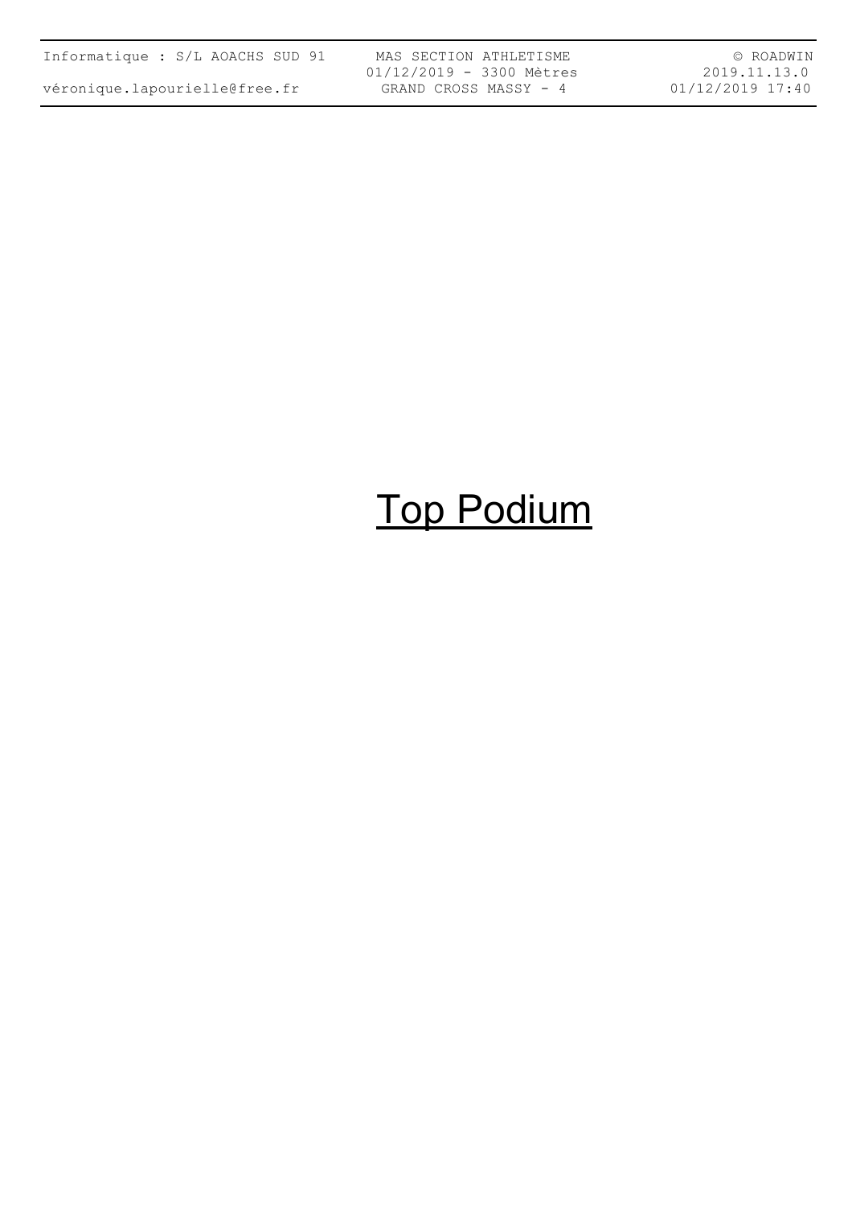# Top Podium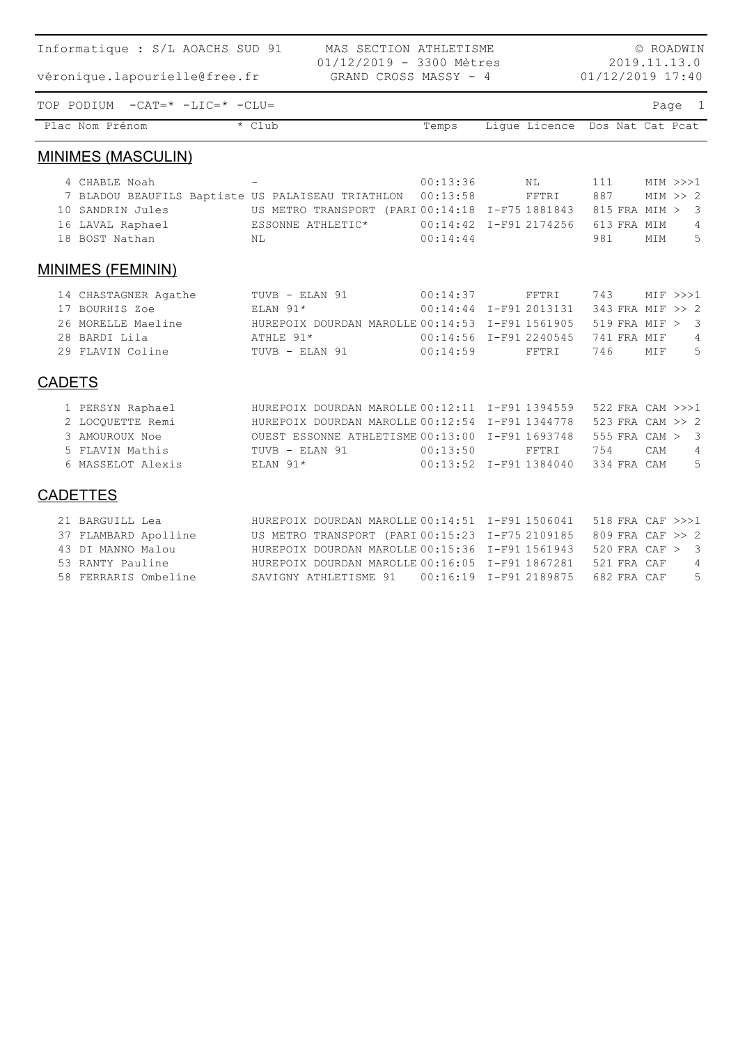Informatique : S/L AOACHS SUD 91 — MAS SECTION ATHLETISME — © ROADWIN

véronique.lapourielle@free.fr — 01/12/2019 - 3300 Mètres — 2019.11.13.0

GRAND CROSS MASSY - 4 — 01/12/2019 17:40

TOP PODIUM -CAT=* -LIC=* -CLU=

## MINIMES (MASCULIN)

| Plac | Nom Prénom | * Club | Temps | Ligue | Licence | Dos | Nat | Cat | Pcat |
|---|---|---|---|---|---|---|---|---|---|
| 4 | CHABLE Noah | - | 00:13:36 | | NL | 111 | | MIM | >>>1 |
| 7 | BLADOU BEAUFILS Baptiste | US PALAISEAU TRIATHLON | 00:13:58 | | FFTRI | 887 | | MIM | >> 2 |
| 10 | SANDRIN Jules | US METRO TRANSPORT (PARI | 00:14:18 | I-F75 | 1881843 | 815 | FRA | MIM | > 3 |
| 16 | LAVAL Raphael | ESSONNE ATHLETIC* | 00:14:42 | I-F91 | 2174256 | 613 | FRA | MIM | 4 |
| 18 | BOST Nathan | NL | 00:14:44 | | | 981 | | MIM | 5 |

## MINIMES (FEMININ)

| Plac | Nom Prénom | * Club | Temps | Ligue | Licence | Dos | Nat | Cat | Pcat |
|---|---|---|---|---|---|---|---|---|---|
| 14 | CHASTAGNER Agathe | TUVB - ELAN 91 | 00:14:37 | | FFTRI | 743 | | MIF | >>>1 |
| 17 | BOURHIS Zoe | ELAN 91* | 00:14:44 | I-F91 | 2013131 | 343 | FRA | MIF | >> 2 |
| 26 | MORELLE Maeline | HUREPOIX DOURDAN MAROLLE | 00:14:53 | I-F91 | 1561905 | 519 | FRA | MIF | > 3 |
| 28 | BARDI Lila | ATHLE 91* | 00:14:56 | I-F91 | 2240545 | 741 | FRA | MIF | 4 |
| 29 | FLAVIN Coline | TUVB - ELAN 91 | 00:14:59 | | FFTRI | 746 | | MIF | 5 |

## CADETS

| Plac | Nom Prénom | * Club | Temps | Ligue | Licence | Dos | Nat | Cat | Pcat |
|---|---|---|---|---|---|---|---|---|---|
| 1 | PERSYN Raphael | HUREPOIX DOURDAN MAROLLE | 00:12:11 | I-F91 | 1394559 | 522 | FRA | CAM | >>>1 |
| 2 | LOCQUETTE Remi | HUREPOIX DOURDAN MAROLLE | 00:12:54 | I-F91 | 1344778 | 523 | FRA | CAM | >> 2 |
| 3 | AMOUROUX Noe | OUEST ESSONNE ATHLETISME | 00:13:00 | I-F91 | 1693748 | 555 | FRA | CAM | > 3 |
| 5 | FLAVIN Mathis | TUVB - ELAN 91 | 00:13:50 | | FFTRI | 754 | | CAM | 4 |
| 6 | MASSELOT Alexis | ELAN 91* | 00:13:52 | I-F91 | 1384040 | 334 | FRA | CAM | 5 |

## CADETTES

| Plac | Nom Prénom | * Club | Temps | Ligue | Licence | Dos | Nat | Cat | Pcat |
|---|---|---|---|---|---|---|---|---|---|
| 21 | BARGUILL Lea | HUREPOIX DOURDAN MAROLLE | 00:14:51 | I-F91 | 1506041 | 518 | FRA | CAF | >>>1 |
| 37 | FLAMBARD Apolline | US METRO TRANSPORT (PARI | 00:15:23 | I-F75 | 2109185 | 809 | FRA | CAF | >> 2 |
| 43 | DI MANNO Malou | HUREPOIX DOURDAN MAROLLE | 00:15:36 | I-F91 | 1561943 | 520 | FRA | CAF | > 3 |
| 53 | RANTY Pauline | HUREPOIX DOURDAN MAROLLE | 00:16:05 | I-F91 | 1867281 | 521 | FRA | CAF | 4 |
| 58 | FERRARIS Ombeline | SAVIGNY ATHLETISME 91 | 00:16:19 | I-F91 | 2189875 | 682 | FRA | CAF | 5 |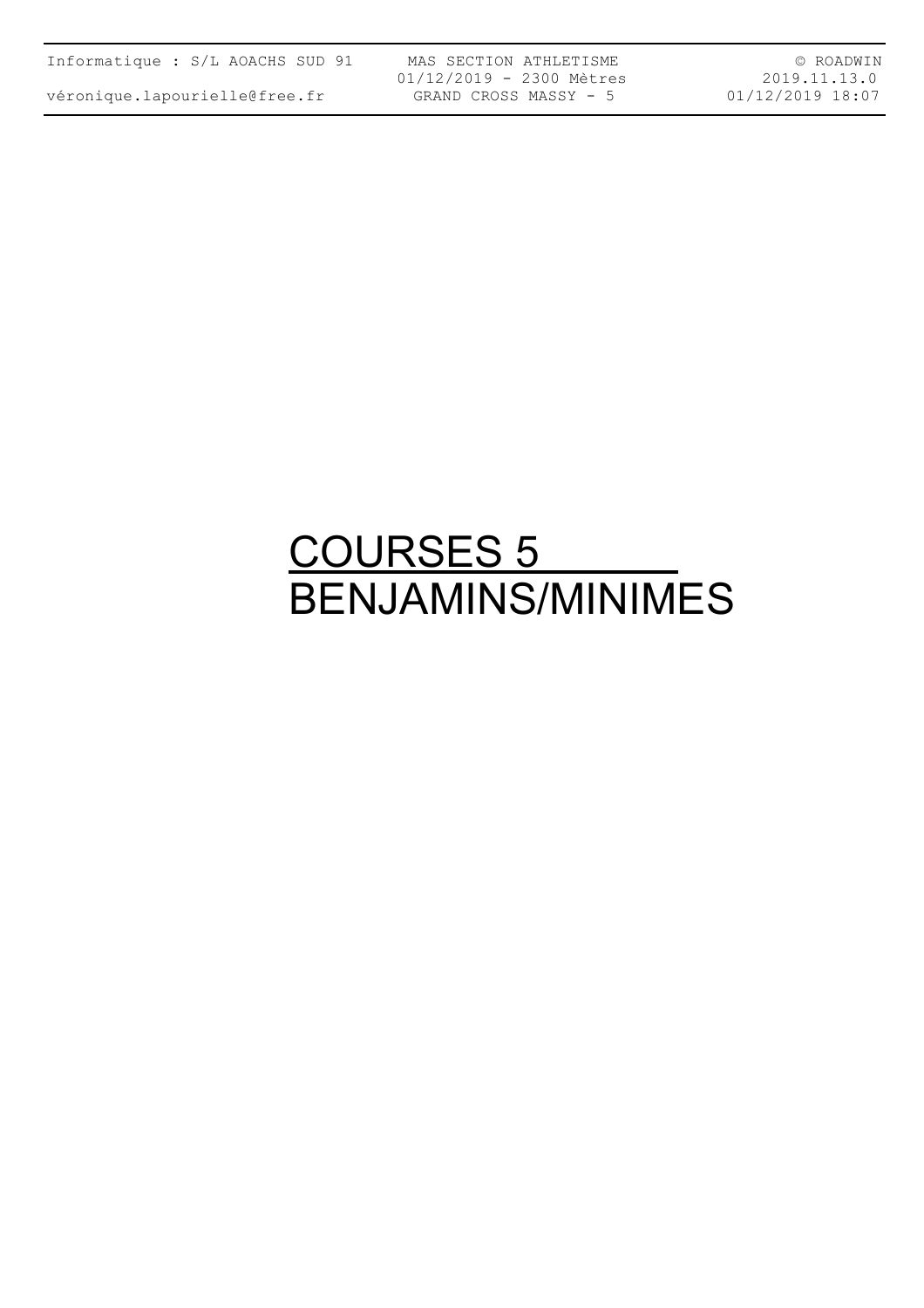# COURSES 5
# BENJAMINS/MINIMES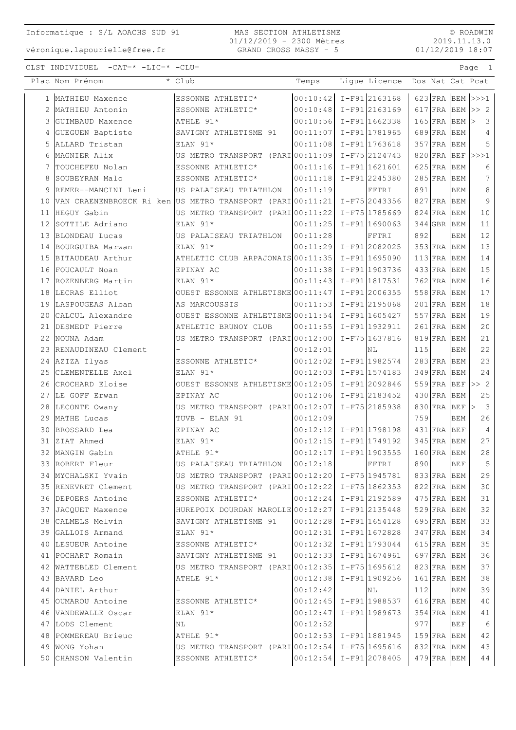Informatique : S/L AOACHS SUD 91

véronique.lapourielle@free.fr

MAS SECTION ATHLETISME
01/12/2019 - 2300 Mètres
GRAND CROSS MASSY - 5

© ROADWIN
2019.11.13.0
01/12/2019 18:07

CLST INDIVIDUEL -CAT=* -LIC=* -CLU=

| Plac | Nom Prénom | * Club | Temps | Ligue | Licence | Dos | Nat | Cat | Pcat |
|---|---|---|---|---|---|---|---|---|---|
| 1 | MATHIEU Maxence | ESSONNE ATHLETIC* | 00:10:42 | I-F91 | 2163168 | 623 | FRA | BEM | >>>1 |
| 2 | MATHIEU Antonin | ESSONNE ATHLETIC* | 00:10:48 | I-F91 | 2163169 | 617 | FRA | BEM | >> 2 |
| 3 | GUIMBAUD Maxence | ATHLE 91* | 00:10:56 | I-F91 | 1662338 | 165 | FRA | BEM | > 3 |
| 4 | GUEGUEN Baptiste | SAVIGNY ATHLETISME 91 | 00:11:07 | I-F91 | 1781965 | 689 | FRA | BEM | 4 |
| 5 | ALLARD Tristan | ELAN 91* | 00:11:08 | I-F91 | 1763618 | 357 | FRA | BEM | 5 |
| 6 | MAGNIER Alix | US METRO TRANSPORT (PARI | 00:11:09 | I-F75 | 2124743 | 820 | FRA | BEF | >>>1 |
| 7 | TOUCHEFEU Nolan | ESSONNE ATHLETIC* | 00:11:16 | I-F91 | 1621601 | 625 | FRA | BEM | 6 |
| 8 | SOUBEYRAN Malo | ESSONNE ATHLETIC* | 00:11:18 | I-F91 | 2245380 | 285 | FRA | BEM | 7 |
| 9 | REMER--MANCINI Leni | US PALAISEAU TRIATHLON | 00:11:19 | | FFTRI | 891 | | BEM | 8 |
| 10 | VAN CRAENENBROECK Ri ken | US METRO TRANSPORT (PARI | 00:11:21 | I-F75 | 2043356 | 827 | FRA | BEM | 9 |
| 11 | HEGUY Gabin | US METRO TRANSPORT (PARI | 00:11:22 | I-F75 | 1785669 | 824 | FRA | BEM | 10 |
| 12 | SOTTILE Adriano | ELAN 91* | 00:11:25 | I-F91 | 1690063 | 344 | GBR | BEM | 11 |
| 13 | BLONDEAU Lucas | US PALAISEAU TRIATHLON | 00:11:28 | | FFTRI | 892 | | BEM | 12 |
| 14 | BOURGUIBA Marwan | ELAN 91* | 00:11:29 | I-F91 | 2082025 | 353 | FRA | BEM | 13 |
| 15 | BITAUDEAU Arthur | ATHLETIC CLUB ARPAJONAIS | 00:11:35 | I-F91 | 1695090 | 113 | FRA | BEM | 14 |
| 16 | FOUCAULT Noan | EPINAY AC | 00:11:38 | I-F91 | 1903736 | 433 | FRA | BEM | 15 |
| 17 | ROZENBERG Martin | ELAN 91* | 00:11:43 | I-F91 | 1817531 | 762 | FRA | BEM | 16 |
| 18 | LECRAS Elliot | OUEST ESSONNE ATHLETISME | 00:11:47 | I-F91 | 2006355 | 558 | FRA | BEM | 17 |
| 19 | LASPOUGEAS Alban | AS MARCOUSSIS | 00:11:53 | I-F91 | 2195068 | 201 | FRA | BEM | 18 |
| 20 | CALCUL Alexandre | OUEST ESSONNE ATHLETISME | 00:11:54 | I-F91 | 1605427 | 557 | FRA | BEM | 19 |
| 21 | DESMEDT Pierre | ATHLETIC BRUNOY CLUB | 00:11:55 | I-F91 | 1932911 | 261 | FRA | BEM | 20 |
| 22 | NOUNA Adam | US METRO TRANSPORT (PARI | 00:12:00 | I-F75 | 1637816 | 819 | FRA | BEM | 21 |
| 23 | RENAUDINEAU Clement | - | 00:12:01 | | NL | 115 | | BEM | 22 |
| 24 | AZIZA Ilyas | ESSONNE ATHLETIC* | 00:12:02 | I-F91 | 1982574 | 283 | FRA | BEM | 23 |
| 25 | CLEMENTELLE Axel | ELAN 91* | 00:12:03 | I-F91 | 1574183 | 349 | FRA | BEM | 24 |
| 26 | CROCHARD Eloise | OUEST ESSONNE ATHLETISME | 00:12:05 | I-F91 | 2092846 | 559 | FRA | BEF | >> 2 |
| 27 | LE GOFF Erwan | EPINAY AC | 00:12:06 | I-F91 | 2183452 | 430 | FRA | BEM | 25 |
| 28 | LECONTE Owany | US METRO TRANSPORT (PARI | 00:12:07 | I-F75 | 2185938 | 830 | FRA | BEF | > 3 |
| 29 | MATHE Lucas | TUVB - ELAN 91 | 00:12:09 | | | 759 | | BEM | 26 |
| 30 | BROSSARD Lea | EPINAY AC | 00:12:12 | I-F91 | 1798198 | 431 | FRA | BEF | 4 |
| 31 | ZIAT Ahmed | ELAN 91* | 00:12:15 | I-F91 | 1749192 | 345 | FRA | BEM | 27 |
| 32 | MANGIN Gabin | ATHLE 91* | 00:12:17 | I-F91 | 1903555 | 160 | FRA | BEM | 28 |
| 33 | ROBERT Fleur | US PALAISEAU TRIATHLON | 00:12:18 | | FFTRI | 890 | | BEF | 5 |
| 34 | MYCHALSKI Yvain | US METRO TRANSPORT (PARI | 00:12:20 | I-F75 | 1945781 | 833 | FRA | BEM | 29 |
| 35 | RENEVRET Clement | US METRO TRANSPORT (PARI | 00:12:22 | I-F75 | 1862353 | 822 | FRA | BEM | 30 |
| 36 | DEPOERS Antoine | ESSONNE ATHLETIC* | 00:12:24 | I-F91 | 2192589 | 475 | FRA | BEM | 31 |
| 37 | JACQUET Maxence | HUREPOIX DOURDAN MAROLLE | 00:12:27 | I-F91 | 2135448 | 529 | FRA | BEM | 32 |
| 38 | CALMELS Melvin | SAVIGNY ATHLETISME 91 | 00:12:28 | I-F91 | 1654128 | 695 | FRA | BEM | 33 |
| 39 | GALLOIS Armand | ELAN 91* | 00:12:31 | I-F91 | 1672828 | 347 | FRA | BEM | 34 |
| 40 | LESUEUR Antoine | ESSONNE ATHLETIC* | 00:12:32 | I-F91 | 1793044 | 615 | FRA | BEM | 35 |
| 41 | POCHART Romain | SAVIGNY ATHLETISME 91 | 00:12:33 | I-F91 | 1674961 | 697 | FRA | BEM | 36 |
| 42 | WATTEBLED Clement | US METRO TRANSPORT (PARI | 00:12:35 | I-F75 | 1695612 | 823 | FRA | BEM | 37 |
| 43 | BAVARD Leo | ATHLE 91* | 00:12:38 | I-F91 | 1909256 | 161 | FRA | BEM | 38 |
| 44 | DANIEL Arthur | - | 00:12:42 | | NL | 112 | | BEM | 39 |
| 45 | OUMAROU Antoine | ESSONNE ATHLETIC* | 00:12:45 | I-F91 | 1988537 | 616 | FRA | BEM | 40 |
| 46 | VANDEWALLE Oscar | ELAN 91* | 00:12:47 | I-F91 | 1989673 | 354 | FRA | BEM | 41 |
| 47 | LODS Clement | NL | 00:12:52 | | | 977 | | BEF | 6 |
| 48 | POMMEREAU Brieuc | ATHLE 91* | 00:12:53 | I-F91 | 1881945 | 159 | FRA | BEM | 42 |
| 49 | WONG Yohan | US METRO TRANSPORT (PARI | 00:12:54 | I-F75 | 1695616 | 832 | FRA | BEM | 43 |
| 50 | CHANSON Valentin | ESSONNE ATHLETIC* | 00:12:54 | I-F91 | 2078405 | 479 | FRA | BEM | 44 |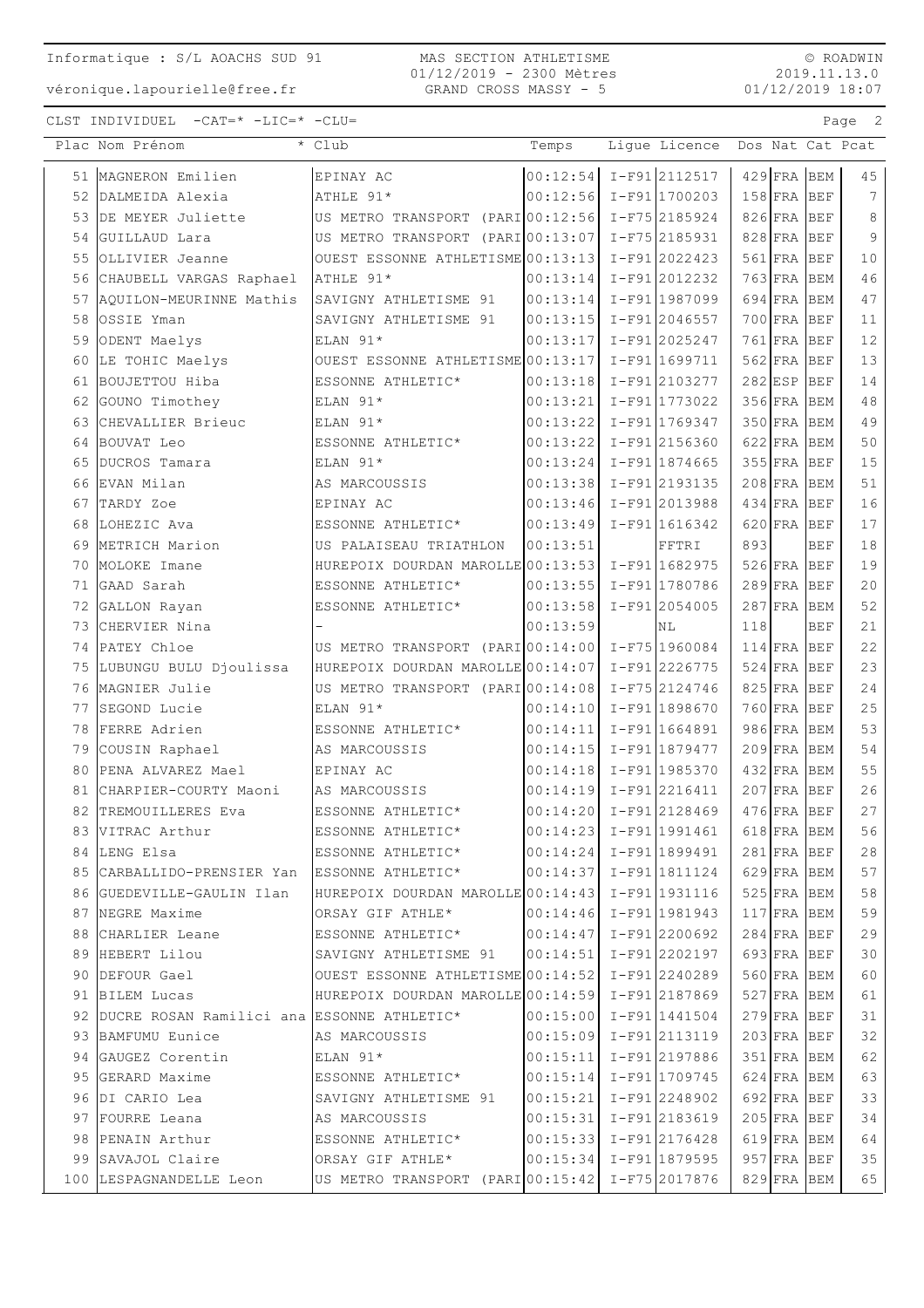CLST INDIVIDUEL -CAT=* -LIC=* -CLU=

| Plac | Nom Prénom | * Club | Temps | Ligue | Licence | Dos | Nat | Cat | Pcat |
|---|---|---|---|---|---|---|---|---|---|
| 51 | MAGNERON Emilien | EPINAY AC | 00:12:54 | I-F91 | 2112517 | 429 | FRA | BEM | 45 |
| 52 | DALMEIDA Alexia | ATHLE 91* | 00:12:56 | I-F91 | 1700203 | 158 | FRA | BEF | 7 |
| 53 | DE MEYER Juliette | US METRO TRANSPORT (PARI | 00:12:56 | I-F75 | 2185924 | 826 | FRA | BEF | 8 |
| 54 | GUILLAUD Lara | US METRO TRANSPORT (PARI | 00:13:07 | I-F75 | 2185931 | 828 | FRA | BEF | 9 |
| 55 | OLLIVIER Jeanne | OUEST ESSONNE ATHLETISME | 00:13:13 | I-F91 | 2022423 | 561 | FRA | BEF | 10 |
| 56 | CHAUBELL VARGAS Raphael | ATHLE 91* | 00:13:14 | I-F91 | 2012232 | 763 | FRA | BEM | 46 |
| 57 | AQUILON-MEURINNE Mathis | SAVIGNY ATHLETISME 91 | 00:13:14 | I-F91 | 1987099 | 694 | FRA | BEM | 47 |
| 58 | OSSIE Yman | SAVIGNY ATHLETISME 91 | 00:13:15 | I-F91 | 2046557 | 700 | FRA | BEF | 11 |
| 59 | ODENT Maelys | ELAN 91* | 00:13:17 | I-F91 | 2025247 | 761 | FRA | BEF | 12 |
| 60 | LE TOHIC Maelys | OUEST ESSONNE ATHLETISME | 00:13:17 | I-F91 | 1699711 | 562 | FRA | BEF | 13 |
| 61 | BOUJETTOU Hiba | ESSONNE ATHLETIC* | 00:13:18 | I-F91 | 2103277 | 282 | ESP | BEF | 14 |
| 62 | GOUNO Timothey | ELAN 91* | 00:13:21 | I-F91 | 1773022 | 356 | FRA | BEM | 48 |
| 63 | CHEVALLIER Brieuc | ELAN 91* | 00:13:22 | I-F91 | 1769347 | 350 | FRA | BEM | 49 |
| 64 | BOUVAT Leo | ESSONNE ATHLETIC* | 00:13:22 | I-F91 | 2156360 | 622 | FRA | BEM | 50 |
| 65 | DUCROS Tamara | ELAN 91* | 00:13:24 | I-F91 | 1874665 | 355 | FRA | BEF | 15 |
| 66 | EVAN Milan | AS MARCOUSSIS | 00:13:38 | I-F91 | 2193135 | 208 | FRA | BEM | 51 |
| 67 | TARDY Zoe | EPINAY AC | 00:13:46 | I-F91 | 2013988 | 434 | FRA | BEF | 16 |
| 68 | LOHEZIC Ava | ESSONNE ATHLETIC* | 00:13:49 | I-F91 | 1616342 | 620 | FRA | BEF | 17 |
| 69 | METRICH Marion | US PALAISEAU TRIATHLON | 00:13:51 | | FFTRI | 893 | | BEF | 18 |
| 70 | MOLOKE Imane | HUREPOIX DOURDAN MAROLLE | 00:13:53 | I-F91 | 1682975 | 526 | FRA | BEF | 19 |
| 71 | GAAD Sarah | ESSONNE ATHLETIC* | 00:13:55 | I-F91 | 1780786 | 289 | FRA | BEF | 20 |
| 72 | GALLON Rayan | ESSONNE ATHLETIC* | 00:13:58 | I-F91 | 2054005 | 287 | FRA | BEM | 52 |
| 73 | CHERVIER Nina | - | 00:13:59 | | NL | 118 | | BEF | 21 |
| 74 | PATEY Chloe | US METRO TRANSPORT (PARI | 00:14:00 | I-F75 | 1960084 | 114 | FRA | BEF | 22 |
| 75 | LUBUNGU BULU Djoulissa | HUREPOIX DOURDAN MAROLLE | 00:14:07 | I-F91 | 2226775 | 524 | FRA | BEF | 23 |
| 76 | MAGNIER Julie | US METRO TRANSPORT (PARI | 00:14:08 | I-F75 | 2124746 | 825 | FRA | BEF | 24 |
| 77 | SEGOND Lucie | ELAN 91* | 00:14:10 | I-F91 | 1898670 | 760 | FRA | BEF | 25 |
| 78 | FERRE Adrien | ESSONNE ATHLETIC* | 00:14:11 | I-F91 | 1664891 | 986 | FRA | BEM | 53 |
| 79 | COUSIN Raphael | AS MARCOUSSIS | 00:14:15 | I-F91 | 1879477 | 209 | FRA | BEM | 54 |
| 80 | PENA ALVAREZ Mael | EPINAY AC | 00:14:18 | I-F91 | 1985370 | 432 | FRA | BEM | 55 |
| 81 | CHARPIER-COURTY Maoni | AS MARCOUSSIS | 00:14:19 | I-F91 | 2216411 | 207 | FRA | BEF | 26 |
| 82 | TREMOUILLERES Eva | ESSONNE ATHLETIC* | 00:14:20 | I-F91 | 2128469 | 476 | FRA | BEF | 27 |
| 83 | VITRAC Arthur | ESSONNE ATHLETIC* | 00:14:23 | I-F91 | 1991461 | 618 | FRA | BEM | 56 |
| 84 | LENG Elsa | ESSONNE ATHLETIC* | 00:14:24 | I-F91 | 1899491 | 281 | FRA | BEF | 28 |
| 85 | CARBALLIDO-PRENSIER Yan | ESSONNE ATHLETIC* | 00:14:37 | I-F91 | 1811124 | 629 | FRA | BEM | 57 |
| 86 | GUEDEVILLE-GAULIN Ilan | HUREPOIX DOURDAN MAROLLE | 00:14:43 | I-F91 | 1931116 | 525 | FRA | BEM | 58 |
| 87 | NEGRE Maxime | ORSAY GIF ATHLE* | 00:14:46 | I-F91 | 1981943 | 117 | FRA | BEM | 59 |
| 88 | CHARLIER Leane | ESSONNE ATHLETIC* | 00:14:47 | I-F91 | 2200692 | 284 | FRA | BEF | 29 |
| 89 | HEBERT Lilou | SAVIGNY ATHLETISME 91 | 00:14:51 | I-F91 | 2202197 | 693 | FRA | BEF | 30 |
| 90 | DEFOUR Gael | OUEST ESSONNE ATHLETISME | 00:14:52 | I-F91 | 2240289 | 560 | FRA | BEM | 60 |
| 91 | BILEM Lucas | HUREPOIX DOURDAN MAROLLE | 00:14:59 | I-F91 | 2187869 | 527 | FRA | BEM | 61 |
| 92 | DUCRE ROSAN Ramilici ana | ESSONNE ATHLETIC* | 00:15:00 | I-F91 | 1441504 | 279 | FRA | BEF | 31 |
| 93 | BAMFUMU Eunice | AS MARCOUSSIS | 00:15:09 | I-F91 | 2113119 | 203 | FRA | BEF | 32 |
| 94 | GAUGEZ Corentin | ELAN 91* | 00:15:11 | I-F91 | 2197886 | 351 | FRA | BEM | 62 |
| 95 | GERARD Maxime | ESSONNE ATHLETIC* | 00:15:14 | I-F91 | 1709745 | 624 | FRA | BEM | 63 |
| 96 | DI CARIO Lea | SAVIGNY ATHLETISME 91 | 00:15:21 | I-F91 | 2248902 | 692 | FRA | BEF | 33 |
| 97 | FOURRE Leana | AS MARCOUSSIS | 00:15:31 | I-F91 | 2183619 | 205 | FRA | BEF | 34 |
| 98 | PENAIN Arthur | ESSONNE ATHLETIC* | 00:15:33 | I-F91 | 2176428 | 619 | FRA | BEM | 64 |
| 99 | SAVAJOL Claire | ORSAY GIF ATHLE* | 00:15:34 | I-F91 | 1879595 | 957 | FRA | BEF | 35 |
| 100 | LESPAGNANDELLE Leon | US METRO TRANSPORT (PARI | 00:15:42 | I-F75 | 2017876 | 829 | FRA | BEM | 65 |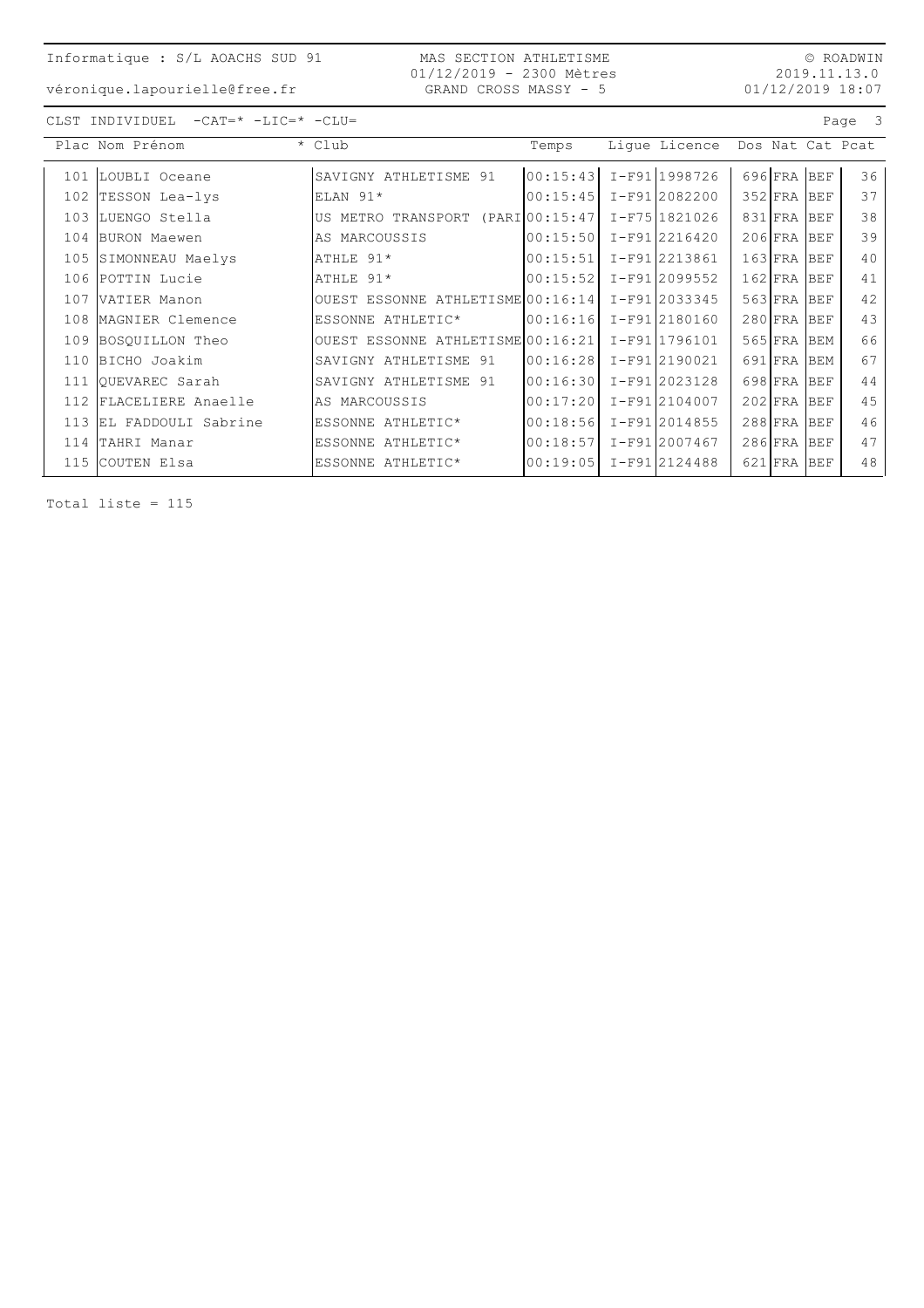Informatique : S/L AOACHS SUD 91

véronique.lapourielle@free.fr

MAS SECTION ATHLETISME
01/12/2019 - 2300 Mètres
GRAND CROSS MASSY - 5

© ROADWIN
2019.11.13.0
01/12/2019 18:07

CLST INDIVIDUEL -CAT=* -LIC=* -CLU=

| Plac | Nom Prénom | * Club | Temps | Ligue | Licence | Dos | Nat | Cat | Pcat |
|---|---|---|---|---|---|---|---|---|---|
| 101 | LOUBLI Oceane | SAVIGNY ATHLETISME 91 | 00:15:43 | I-F91 | 1998726 | 696 | FRA | BEF | 36 |
| 102 | TESSON Lea-lys | ELAN 91* | 00:15:45 | I-F91 | 2082200 | 352 | FRA | BEF | 37 |
| 103 | LUENGO Stella | US METRO TRANSPORT (PARI | 00:15:47 | I-F75 | 1821026 | 831 | FRA | BEF | 38 |
| 104 | BURON Maewen | AS MARCOUSSIS | 00:15:50 | I-F91 | 2216420 | 206 | FRA | BEF | 39 |
| 105 | SIMONNEAU Maelys | ATHLE 91* | 00:15:51 | I-F91 | 2213861 | 163 | FRA | BEF | 40 |
| 106 | POTTIN Lucie | ATHLE 91* | 00:15:52 | I-F91 | 2099552 | 162 | FRA | BEF | 41 |
| 107 | VATIER Manon | OUEST ESSONNE ATHLETISME | 00:16:14 | I-F91 | 2033345 | 563 | FRA | BEF | 42 |
| 108 | MAGNIER Clemence | ESSONNE ATHLETIC* | 00:16:16 | I-F91 | 2180160 | 280 | FRA | BEF | 43 |
| 109 | BOSQUILLON Theo | OUEST ESSONNE ATHLETISME | 00:16:21 | I-F91 | 1796101 | 565 | FRA | BEM | 66 |
| 110 | BICHO Joakim | SAVIGNY ATHLETISME 91 | 00:16:28 | I-F91 | 2190021 | 691 | FRA | BEM | 67 |
| 111 | QUEVAREC Sarah | SAVIGNY ATHLETISME 91 | 00:16:30 | I-F91 | 2023128 | 698 | FRA | BEF | 44 |
| 112 | FLACELIERE Anaelle | AS MARCOUSSIS | 00:17:20 | I-F91 | 2104007 | 202 | FRA | BEF | 45 |
| 113 | EL FADDOULI Sabrine | ESSONNE ATHLETIC* | 00:18:56 | I-F91 | 2014855 | 288 | FRA | BEF | 46 |
| 114 | TAHRI Manar | ESSONNE ATHLETIC* | 00:18:57 | I-F91 | 2007467 | 286 | FRA | BEF | 47 |
| 115 | COUTEN Elsa | ESSONNE ATHLETIC* | 00:19:05 | I-F91 | 2124488 | 621 | FRA | BEF | 48 |

Total liste = 115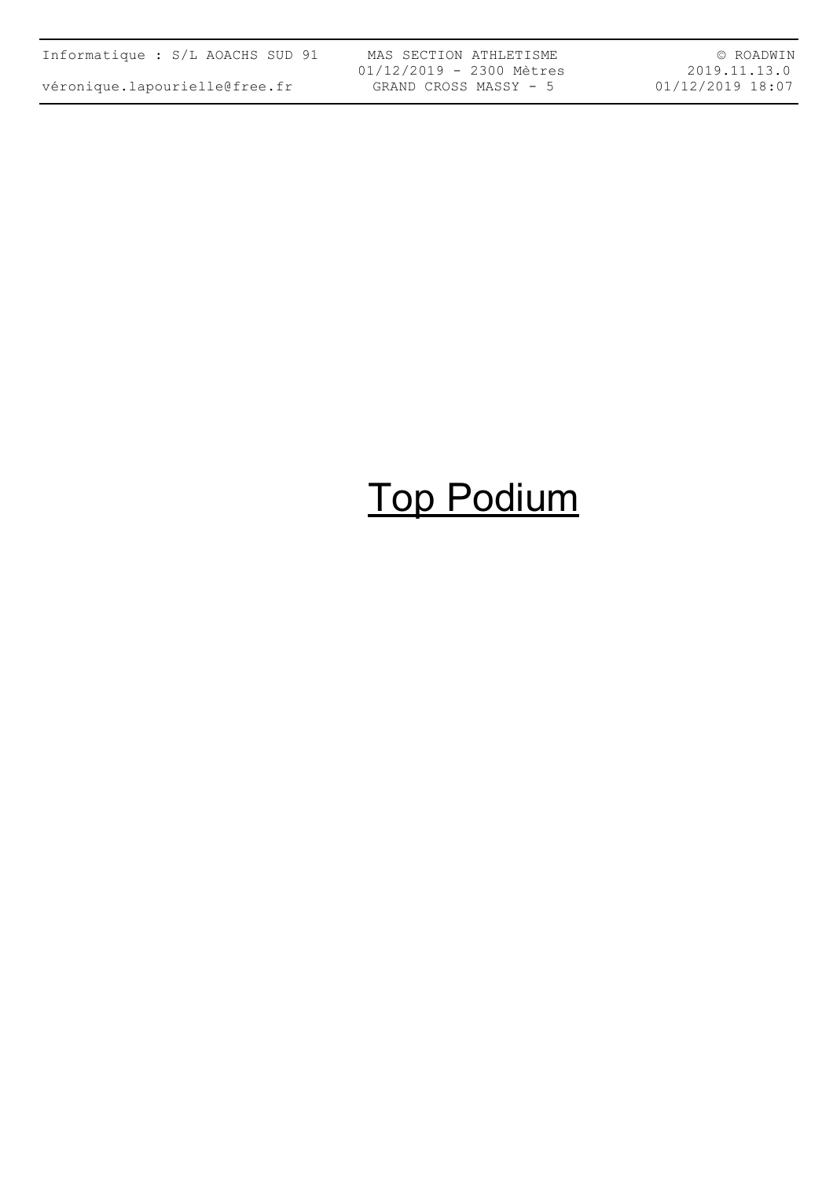# Top Podium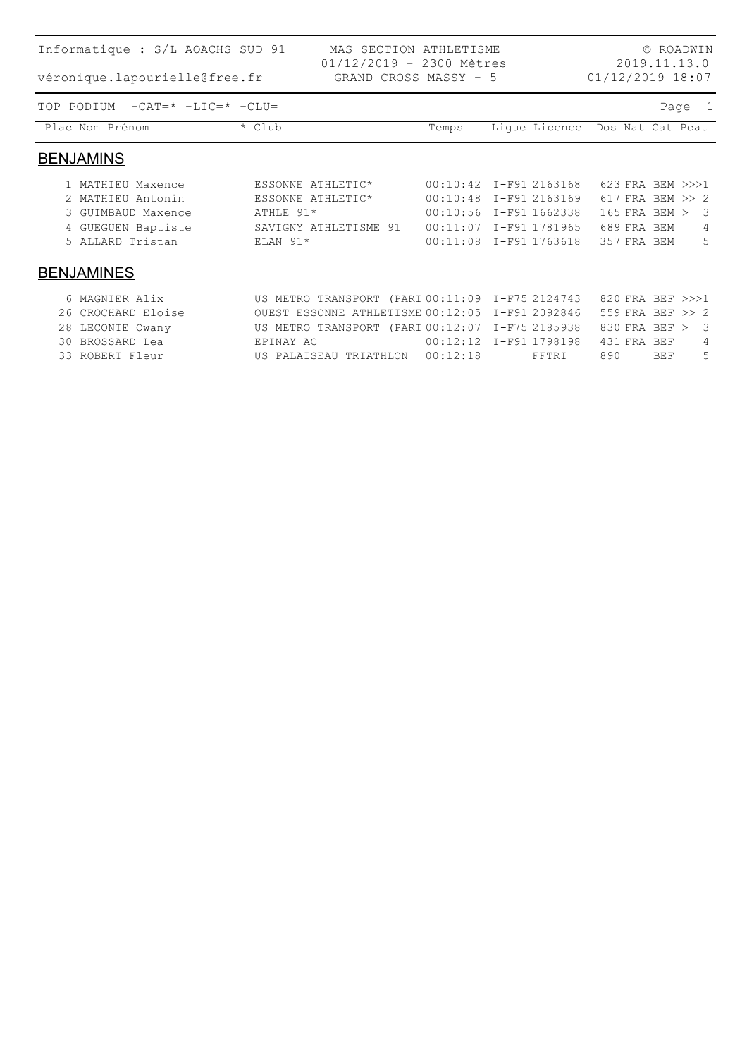Informatique : S/L AOACHS SUD 91 — MAS SECTION ATHLETISME — © ROADWIN

véronique.lapourielle@free.fr — 01/12/2019 - 2300 Mètres — 2019.11.13.0

GRAND CROSS MASSY - 5 — 01/12/2019 18:07

TOP PODIUM -CAT=* -LIC=* -CLU=

## BENJAMINS

| Plac | Nom Prénom | * Club | Temps | Ligue | Licence | Dos | Nat | Cat | Pcat |
|---|---|---|---|---|---|---|---|---|---|
| 1 | MATHIEU Maxence | ESSONNE ATHLETIC* | 00:10:42 | I-F91 | 2163168 | 623 | FRA | BEM | >>>1 |
| 2 | MATHIEU Antonin | ESSONNE ATHLETIC* | 00:10:48 | I-F91 | 2163169 | 617 | FRA | BEM | >> 2 |
| 3 | GUIMBAUD Maxence | ATHLE 91* | 00:10:56 | I-F91 | 1662338 | 165 | FRA | BEM | > 3 |
| 4 | GUEGUEN Baptiste | SAVIGNY ATHLETISME 91 | 00:11:07 | I-F91 | 1781965 | 689 | FRA | BEM | 4 |
| 5 | ALLARD Tristan | ELAN 91* | 00:11:08 | I-F91 | 1763618 | 357 | FRA | BEM | 5 |

## BENJAMINES

| Plac | Nom Prénom | * Club | Temps | Ligue | Licence | Dos | Nat | Cat | Pcat |
|---|---|---|---|---|---|---|---|---|---|
| 6 | MAGNIER Alix | US METRO TRANSPORT (PARI | 00:11:09 | I-F75 | 2124743 | 820 | FRA | BEF | >>>1 |
| 26 | CROCHARD Eloise | OUEST ESSONNE ATHLETISME | 00:12:05 | I-F91 | 2092846 | 559 | FRA | BEF | >> 2 |
| 28 | LECONTE Owany | US METRO TRANSPORT (PARI | 00:12:07 | I-F75 | 2185938 | 830 | FRA | BEF | > 3 |
| 30 | BROSSARD Lea | EPINAY AC | 00:12:12 | I-F91 | 1798198 | 431 | FRA | BEF | 4 |
| 33 | ROBERT Fleur | US PALAISEAU TRIATHLON | 00:12:18 | | FFTRI | 890 | | BEF | 5 |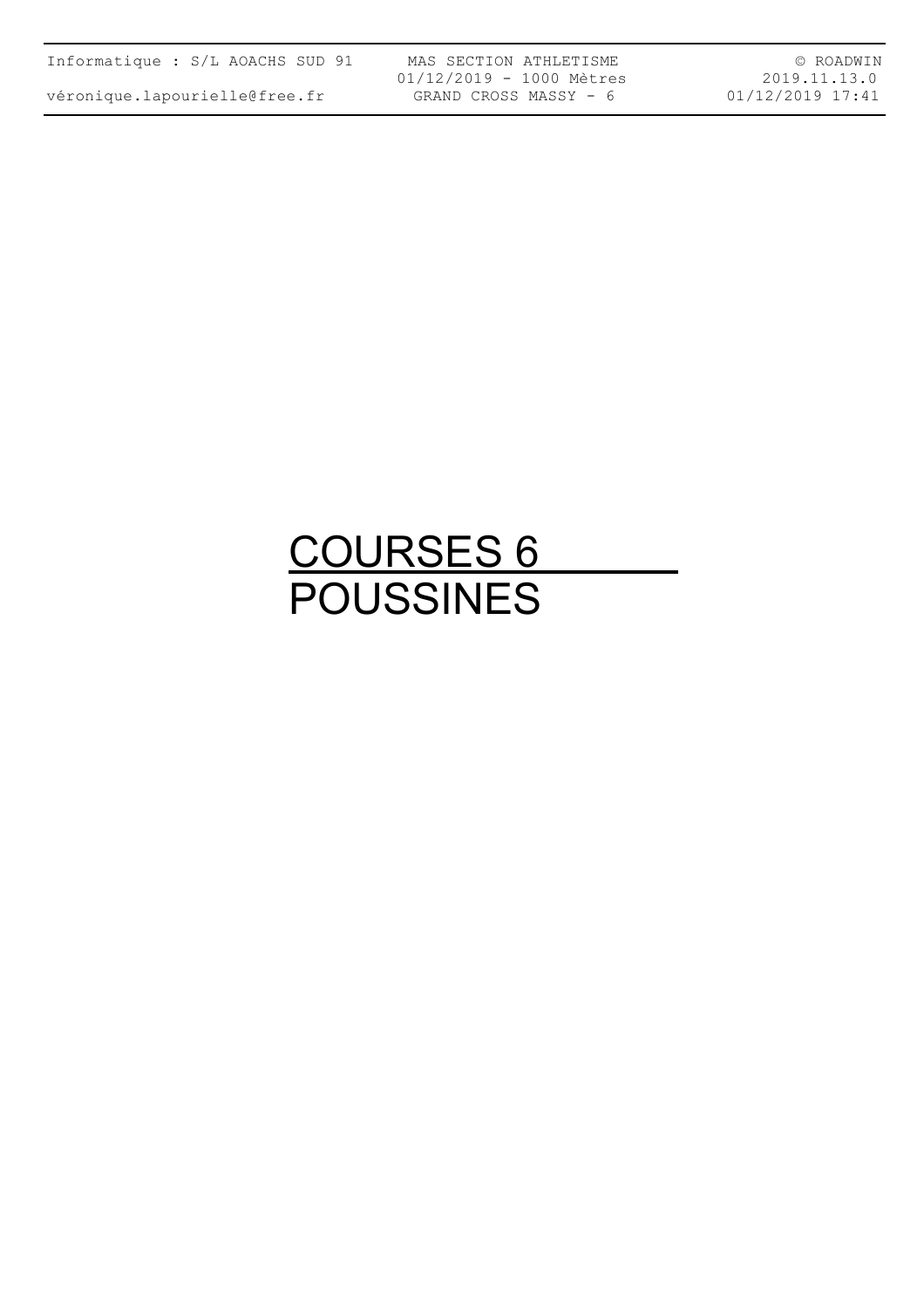# COURSES 6
# POUSSINES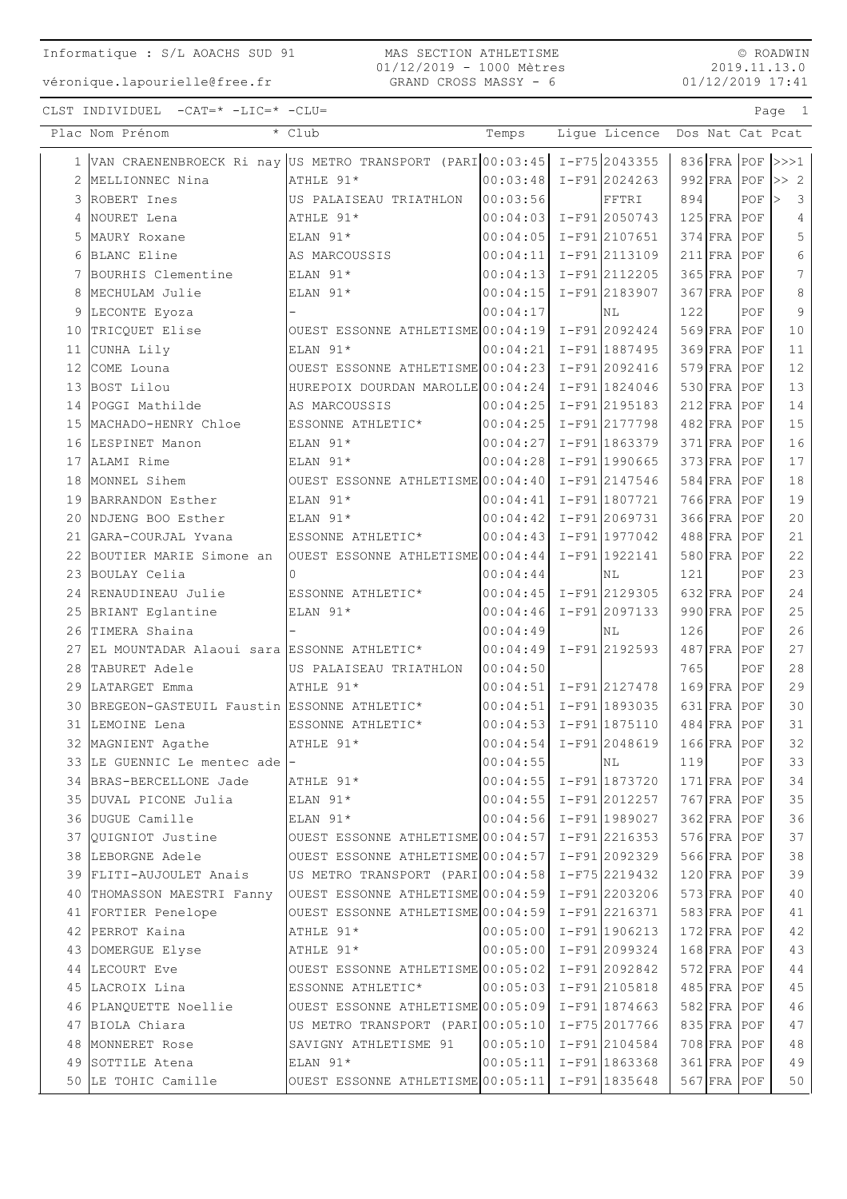Informatique : S/L AOACHS SUD 91
véronique.lapourielle@free.fr

MAS SECTION ATHLETISME
01/12/2019 - 1000 Mètres
GRAND CROSS MASSY - 6

© ROADWIN
2019.11.13.0
01/12/2019 17:41

CLST INDIVIDUEL -CAT=* -LIC=* -CLU=

| Plac | Nom Prénom | * Club | Temps | Ligue | Licence | Dos | Nat | Cat | Pcat |
|---|---|---|---|---|---|---|---|---|---|
| 1 | VAN CRAENENBROECK Ri nay | US METRO TRANSPORT (PARI | 00:03:45 | I-F75 | 2043355 | 836 | FRA | POF | >>>1 |
| 2 | MELLIONNEC Nina | ATHLE 91* | 00:03:48 | I-F91 | 2024263 | 992 | FRA | POF | >> 2 |
| 3 | ROBERT Ines | US PALAISEAU TRIATHLON | 00:03:56 | | FFTRI | 894 | | POF | > 3 |
| 4 | NOURET Lena | ATHLE 91* | 00:04:03 | I-F91 | 2050743 | 125 | FRA | POF | 4 |
| 5 | MAURY Roxane | ELAN 91* | 00:04:05 | I-F91 | 2107651 | 374 | FRA | POF | 5 |
| 6 | BLANC Eline | AS MARCOUSSIS | 00:04:11 | I-F91 | 2113109 | 211 | FRA | POF | 6 |
| 7 | BOURHIS Clementine | ELAN 91* | 00:04:13 | I-F91 | 2112205 | 365 | FRA | POF | 7 |
| 8 | MECHULAM Julie | ELAN 91* | 00:04:15 | I-F91 | 2183907 | 367 | FRA | POF | 8 |
| 9 | LECONTE Eyoza | - | 00:04:17 | | NL | 122 | | POF | 9 |
| 10 | TRICQUET Elise | OUEST ESSONNE ATHLETISME | 00:04:19 | I-F91 | 2092424 | 569 | FRA | POF | 10 |
| 11 | CUNHA Lily | ELAN 91* | 00:04:21 | I-F91 | 1887495 | 369 | FRA | POF | 11 |
| 12 | COME Louna | OUEST ESSONNE ATHLETISME | 00:04:23 | I-F91 | 2092416 | 579 | FRA | POF | 12 |
| 13 | BOST Lilou | HUREPOIX DOURDAN MAROLLE | 00:04:24 | I-F91 | 1824046 | 530 | FRA | POF | 13 |
| 14 | POGGI Mathilde | AS MARCOUSSIS | 00:04:25 | I-F91 | 2195183 | 212 | FRA | POF | 14 |
| 15 | MACHADO-HENRY Chloe | ESSONNE ATHLETIC* | 00:04:25 | I-F91 | 2177798 | 482 | FRA | POF | 15 |
| 16 | LESPINET Manon | ELAN 91* | 00:04:27 | I-F91 | 1863379 | 371 | FRA | POF | 16 |
| 17 | ALAMI Rime | ELAN 91* | 00:04:28 | I-F91 | 1990665 | 373 | FRA | POF | 17 |
| 18 | MONNEL Sihem | OUEST ESSONNE ATHLETISME | 00:04:40 | I-F91 | 2147546 | 584 | FRA | POF | 18 |
| 19 | BARRANDON Esther | ELAN 91* | 00:04:41 | I-F91 | 1807721 | 766 | FRA | POF | 19 |
| 20 | NDJENG BOO Esther | ELAN 91* | 00:04:42 | I-F91 | 2069731 | 366 | FRA | POF | 20 |
| 21 | GARA-COURJAL Yvana | ESSONNE ATHLETIC* | 00:04:43 | I-F91 | 1977042 | 488 | FRA | POF | 21 |
| 22 | BOUTIER MARIE Simone an | OUEST ESSONNE ATHLETISME | 00:04:44 | I-F91 | 1922141 | 580 | FRA | POF | 22 |
| 23 | BOULAY Celia | 0 | 00:04:44 | | NL | 121 | | POF | 23 |
| 24 | RENAUDINEAU Julie | ESSONNE ATHLETIC* | 00:04:45 | I-F91 | 2129305 | 632 | FRA | POF | 24 |
| 25 | BRIANT Eglantine | ELAN 91* | 00:04:46 | I-F91 | 2097133 | 990 | FRA | POF | 25 |
| 26 | TIMERA Shaina | - | 00:04:49 | | NL | 126 | | POF | 26 |
| 27 | EL MOUNTADAR Alaoui sara | ESSONNE ATHLETIC* | 00:04:49 | I-F91 | 2192593 | 487 | FRA | POF | 27 |
| 28 | TABURET Adele | US PALAISEAU TRIATHLON | 00:04:50 | | | 765 | | POF | 28 |
| 29 | LATARGET Emma | ATHLE 91* | 00:04:51 | I-F91 | 2127478 | 169 | FRA | POF | 29 |
| 30 | BREGEON-GASTEUIL Faustin | ESSONNE ATHLETIC* | 00:04:51 | I-F91 | 1893035 | 631 | FRA | POF | 30 |
| 31 | LEMOINE Lena | ESSONNE ATHLETIC* | 00:04:53 | I-F91 | 1875110 | 484 | FRA | POF | 31 |
| 32 | MAGNIENT Agathe | ATHLE 91* | 00:04:54 | I-F91 | 2048619 | 166 | FRA | POF | 32 |
| 33 | LE GUENNIC Le mentec ade | - | 00:04:55 | | NL | 119 | | POF | 33 |
| 34 | BRAS-BERCELLONE Jade | ATHLE 91* | 00:04:55 | I-F91 | 1873720 | 171 | FRA | POF | 34 |
| 35 | DUVAL PICONE Julia | ELAN 91* | 00:04:55 | I-F91 | 2012257 | 767 | FRA | POF | 35 |
| 36 | DUGUE Camille | ELAN 91* | 00:04:56 | I-F91 | 1989027 | 362 | FRA | POF | 36 |
| 37 | QUIGNIOT Justine | OUEST ESSONNE ATHLETISME | 00:04:57 | I-F91 | 2216353 | 576 | FRA | POF | 37 |
| 38 | LEBORGNE Adele | OUEST ESSONNE ATHLETISME | 00:04:57 | I-F91 | 2092329 | 566 | FRA | POF | 38 |
| 39 | FLITI-AUJOULET Anais | US METRO TRANSPORT (PARI | 00:04:58 | I-F75 | 2219432 | 120 | FRA | POF | 39 |
| 40 | THOMASSON MAESTRI Fanny | OUEST ESSONNE ATHLETISME | 00:04:59 | I-F91 | 2203206 | 573 | FRA | POF | 40 |
| 41 | FORTIER Penelope | OUEST ESSONNE ATHLETISME | 00:04:59 | I-F91 | 2216371 | 583 | FRA | POF | 41 |
| 42 | PERROT Kaina | ATHLE 91* | 00:05:00 | I-F91 | 1906213 | 172 | FRA | POF | 42 |
| 43 | DOMERGUE Elyse | ATHLE 91* | 00:05:00 | I-F91 | 2099324 | 168 | FRA | POF | 43 |
| 44 | LECOURT Eve | OUEST ESSONNE ATHLETISME | 00:05:02 | I-F91 | 2092842 | 572 | FRA | POF | 44 |
| 45 | LACROIX Lina | ESSONNE ATHLETIC* | 00:05:03 | I-F91 | 2105818 | 485 | FRA | POF | 45 |
| 46 | PLANQUETTE Noellie | OUEST ESSONNE ATHLETISME | 00:05:09 | I-F91 | 1874663 | 582 | FRA | POF | 46 |
| 47 | BIOLA Chiara | US METRO TRANSPORT (PARI | 00:05:10 | I-F75 | 2017766 | 835 | FRA | POF | 47 |
| 48 | MONNERET Rose | SAVIGNY ATHLETISME 91 | 00:05:10 | I-F91 | 2104584 | 708 | FRA | POF | 48 |
| 49 | SOTTILE Atena | ELAN 91* | 00:05:11 | I-F91 | 1863368 | 361 | FRA | POF | 49 |
| 50 | LE TOHIC Camille | OUEST ESSONNE ATHLETISME | 00:05:11 | I-F91 | 1835648 | 567 | FRA | POF | 50 |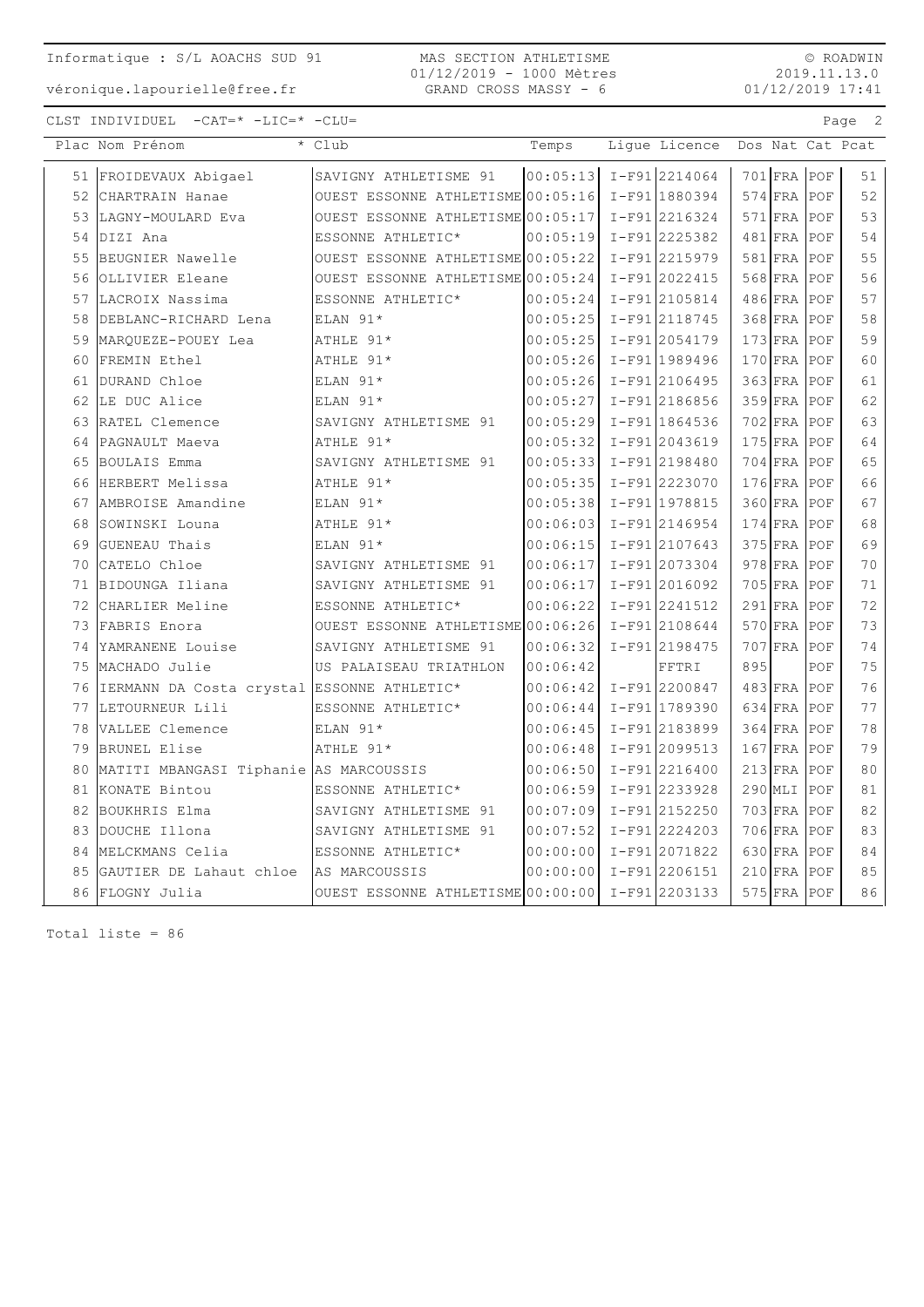CLST INDIVIDUEL -CAT=* -LIC=* -CLU=

| Plac | Nom Prénom | * Club | Temps | Ligue | Licence | Dos | Nat | Cat | Pcat |
|---|---|---|---|---|---|---|---|---|---|
| 51 | FROIDEVAUX Abigael | SAVIGNY ATHLETISME 91 | 00:05:13 | I-F91 | 2214064 | 701 | FRA | POF | 51 |
| 52 | CHARTRAIN Hanae | OUEST ESSONNE ATHLETISME | 00:05:16 | I-F91 | 1880394 | 574 | FRA | POF | 52 |
| 53 | LAGNY-MOULARD Eva | OUEST ESSONNE ATHLETISME | 00:05:17 | I-F91 | 2216324 | 571 | FRA | POF | 53 |
| 54 | DIZI Ana | ESSONNE ATHLETIC* | 00:05:19 | I-F91 | 2225382 | 481 | FRA | POF | 54 |
| 55 | BEUGNIER Nawelle | OUEST ESSONNE ATHLETISME | 00:05:22 | I-F91 | 2215979 | 581 | FRA | POF | 55 |
| 56 | OLLIVIER Eleane | OUEST ESSONNE ATHLETISME | 00:05:24 | I-F91 | 2022415 | 568 | FRA | POF | 56 |
| 57 | LACROIX Nassima | ESSONNE ATHLETIC* | 00:05:24 | I-F91 | 2105814 | 486 | FRA | POF | 57 |
| 58 | DEBLANC-RICHARD Lena | ELAN 91* | 00:05:25 | I-F91 | 2118745 | 368 | FRA | POF | 58 |
| 59 | MARQUEZE-POUEY Lea | ATHLE 91* | 00:05:25 | I-F91 | 2054179 | 173 | FRA | POF | 59 |
| 60 | FREMIN Ethel | ATHLE 91* | 00:05:26 | I-F91 | 1989496 | 170 | FRA | POF | 60 |
| 61 | DURAND Chloe | ELAN 91* | 00:05:26 | I-F91 | 2106495 | 363 | FRA | POF | 61 |
| 62 | LE DUC Alice | ELAN 91* | 00:05:27 | I-F91 | 2186856 | 359 | FRA | POF | 62 |
| 63 | RATEL Clemence | SAVIGNY ATHLETISME 91 | 00:05:29 | I-F91 | 1864536 | 702 | FRA | POF | 63 |
| 64 | PAGNAULT Maeva | ATHLE 91* | 00:05:32 | I-F91 | 2043619 | 175 | FRA | POF | 64 |
| 65 | BOULAIS Emma | SAVIGNY ATHLETISME 91 | 00:05:33 | I-F91 | 2198480 | 704 | FRA | POF | 65 |
| 66 | HERBERT Melissa | ATHLE 91* | 00:05:35 | I-F91 | 2223070 | 176 | FRA | POF | 66 |
| 67 | AMBROISE Amandine | ELAN 91* | 00:05:38 | I-F91 | 1978815 | 360 | FRA | POF | 67 |
| 68 | SOWINSKI Louna | ATHLE 91* | 00:06:03 | I-F91 | 2146954 | 174 | FRA | POF | 68 |
| 69 | GUENEAU Thais | ELAN 91* | 00:06:15 | I-F91 | 2107643 | 375 | FRA | POF | 69 |
| 70 | CATELO Chloe | SAVIGNY ATHLETISME 91 | 00:06:17 | I-F91 | 2073304 | 978 | FRA | POF | 70 |
| 71 | BIDOUNGA Iliana | SAVIGNY ATHLETISME 91 | 00:06:17 | I-F91 | 2016092 | 705 | FRA | POF | 71 |
| 72 | CHARLIER Meline | ESSONNE ATHLETIC* | 00:06:22 | I-F91 | 2241512 | 291 | FRA | POF | 72 |
| 73 | FABRIS Enora | OUEST ESSONNE ATHLETISME | 00:06:26 | I-F91 | 2108644 | 570 | FRA | POF | 73 |
| 74 | YAMRANENE Louise | SAVIGNY ATHLETISME 91 | 00:06:32 | I-F91 | 2198475 | 707 | FRA | POF | 74 |
| 75 | MACHADO Julie | US PALAISEAU TRIATHLON | 00:06:42 | | FFTRI | 895 | | POF | 75 |
| 76 | IERMANN DA Costa crystal | ESSONNE ATHLETIC* | 00:06:42 | I-F91 | 2200847 | 483 | FRA | POF | 76 |
| 77 | LETOURNEUR Lili | ESSONNE ATHLETIC* | 00:06:44 | I-F91 | 1789390 | 634 | FRA | POF | 77 |
| 78 | VALLEE Clemence | ELAN 91* | 00:06:45 | I-F91 | 2183899 | 364 | FRA | POF | 78 |
| 79 | BRUNEL Elise | ATHLE 91* | 00:06:48 | I-F91 | 2099513 | 167 | FRA | POF | 79 |
| 80 | MATITI MBANGASI Tiphanie | AS MARCOUSSIS | 00:06:50 | I-F91 | 2216400 | 213 | FRA | POF | 80 |
| 81 | KONATE Bintou | ESSONNE ATHLETIC* | 00:06:59 | I-F91 | 2233928 | 290 | MLI | POF | 81 |
| 82 | BOUKHRIS Elma | SAVIGNY ATHLETISME 91 | 00:07:09 | I-F91 | 2152250 | 703 | FRA | POF | 82 |
| 83 | DOUCHE Illona | SAVIGNY ATHLETISME 91 | 00:07:52 | I-F91 | 2224203 | 706 | FRA | POF | 83 |
| 84 | MELCKMANS Celia | ESSONNE ATHLETIC* | 00:00:00 | I-F91 | 2071822 | 630 | FRA | POF | 84 |
| 85 | GAUTIER DE Lahaut chloe | AS MARCOUSSIS | 00:00:00 | I-F91 | 2206151 | 210 | FRA | POF | 85 |
| 86 | FLOGNY Julia | OUEST ESSONNE ATHLETISME | 00:00:00 | I-F91 | 2203133 | 575 | FRA | POF | 86 |

Total liste = 86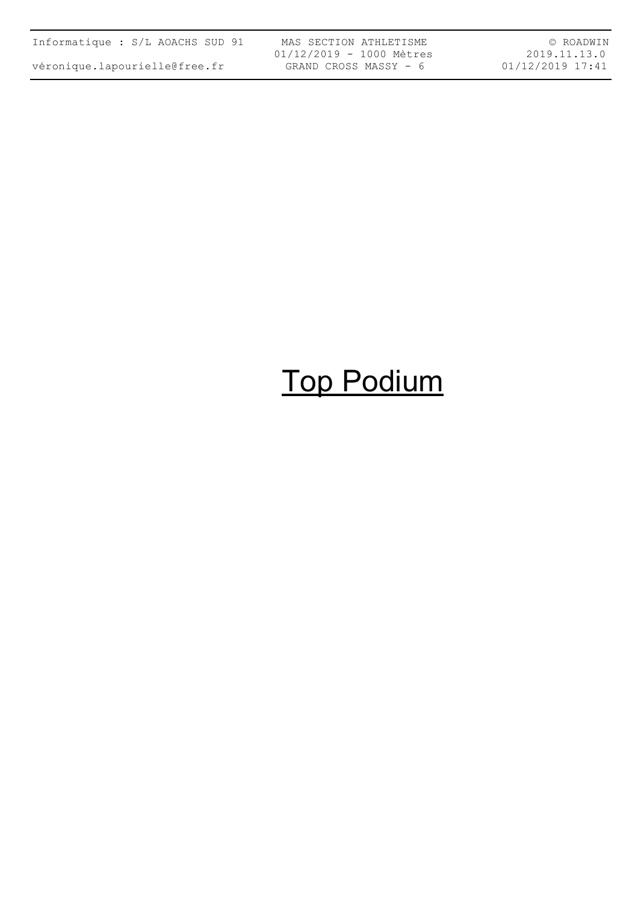# Top Podium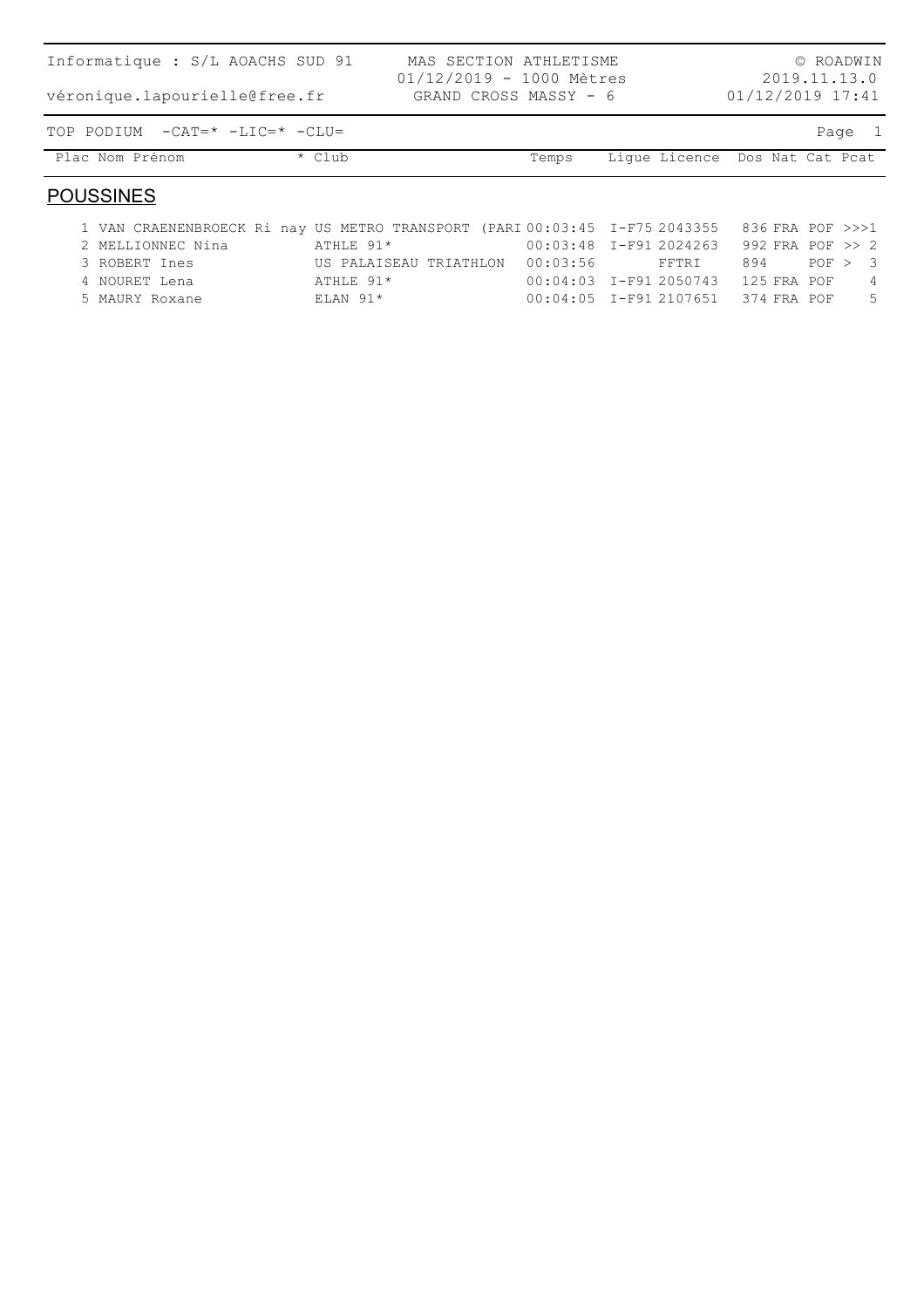Informatique : S/L AOACHS SUD 91 | MAS SECTION ATHLETISME | © ROADWIN
véronique.lapourielle@free.fr | 01/12/2019 - 1000 Mètres | 2019.11.13.0
GRAND CROSS MASSY - 6 | 01/12/2019 17:41

TOP PODIUM -CAT=* -LIC=* -CLU=

## POUSSINES

| Plac | Nom Prénom | * Club | Temps | Ligue | Licence | Dos | Nat | Cat | Pcat |
|---|---|---|---|---|---|---|---|---|---|
| 1 | VAN CRAENENBROECK Ri nay | US METRO TRANSPORT (PARI | 00:03:45 | I-F75 | 2043355 | 836 | FRA | POF | >>>1 |
| 2 | MELLIONNEC Nina | ATHLE 91* | 00:03:48 | I-F91 | 2024263 | 992 | FRA | POF | >> 2 |
| 3 | ROBERT Ines | US PALAISEAU TRIATHLON | 00:03:56 | | FFTRI | 894 | | POF | > 3 |
| 4 | NOURET Lena | ATHLE 91* | 00:04:03 | I-F91 | 2050743 | 125 | FRA | POF | 4 |
| 5 | MAURY Roxane | ELAN 91* | 00:04:05 | I-F91 | 2107651 | 374 | FRA | POF | 5 |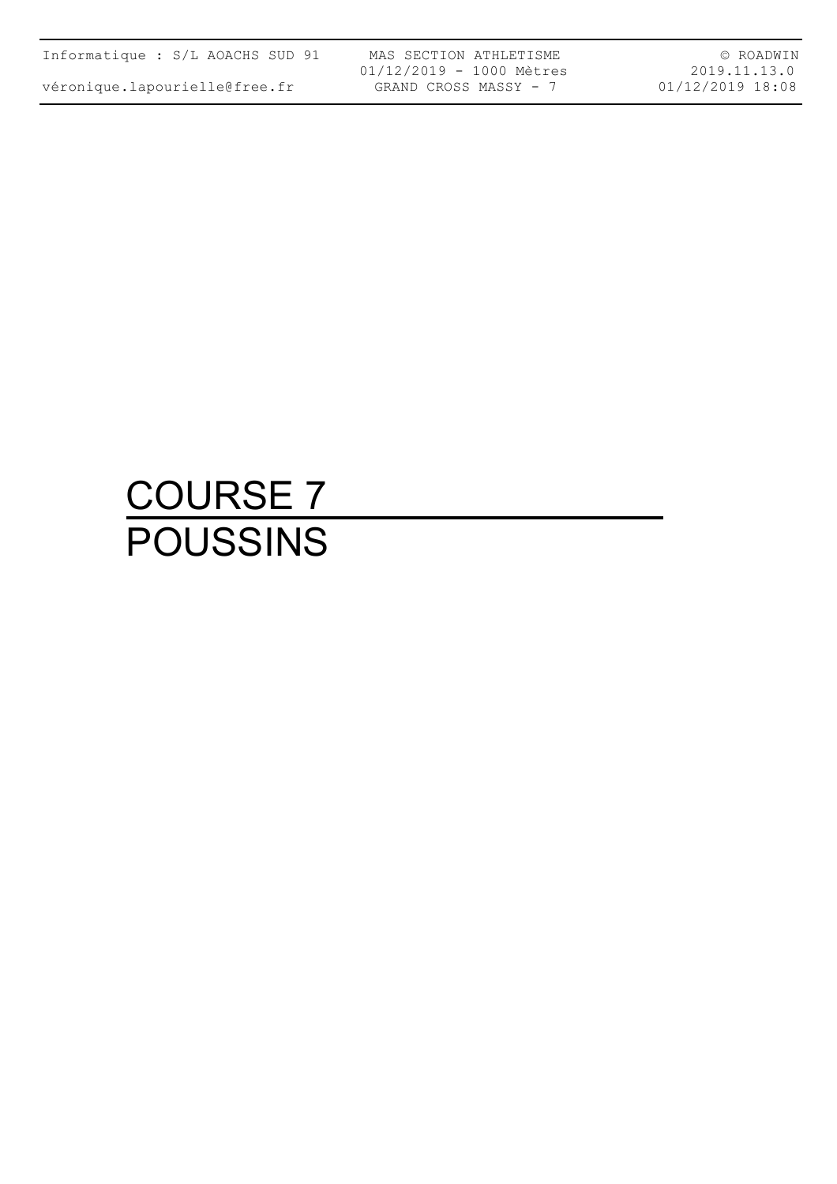# COURSE 7

# POUSSINS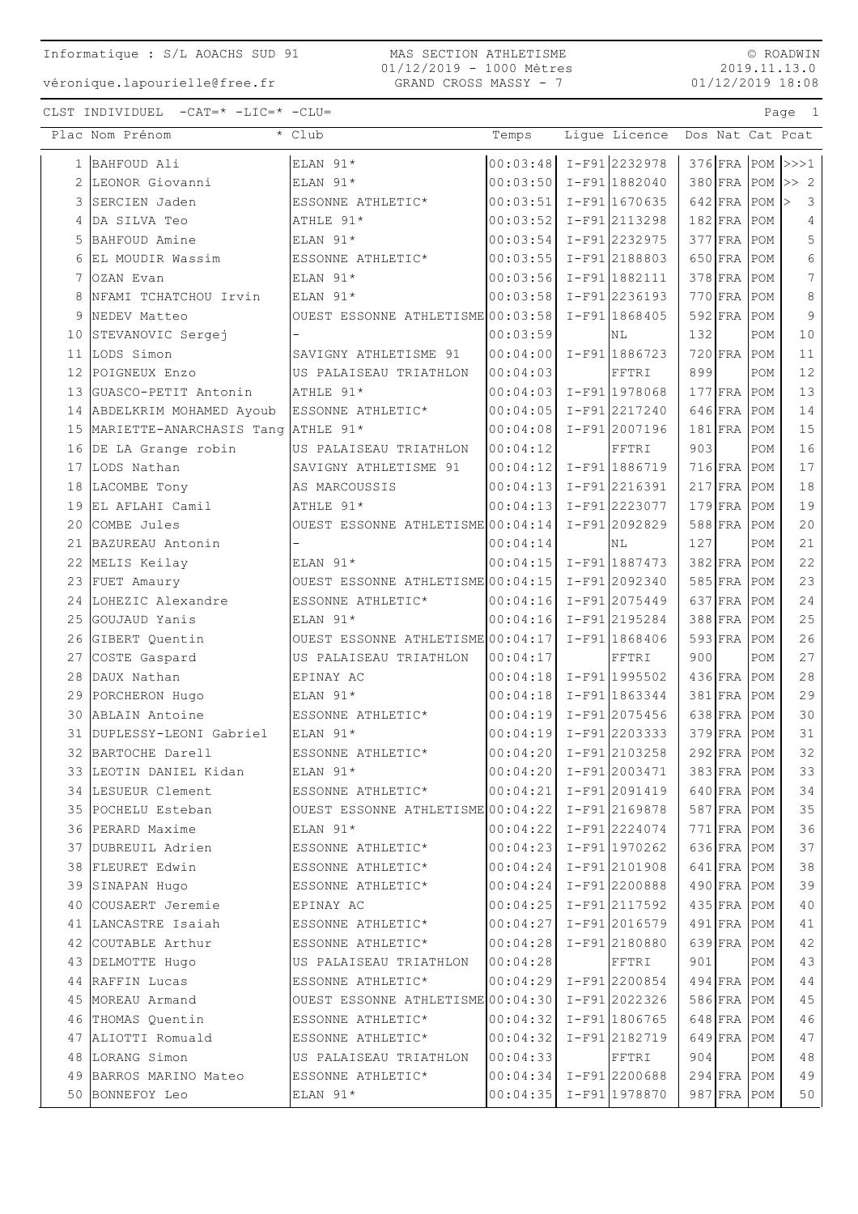Informatique : S/L AOACHS SUD 91

véronique.lapourielle@free.fr

MAS SECTION ATHLETISME
01/12/2019 - 1000 Mètres
GRAND CROSS MASSY - 7

© ROADWIN
2019.11.13.0
01/12/2019 18:08

CLST INDIVIDUEL -CAT=* -LIC=* -CLU=

| Plac | Nom Prénom | * Club | Temps | Ligue | Licence | Dos | Nat | Cat | Pcat |
|---|---|---|---|---|---|---|---|---|---|
| 1 | BAHFOUD Ali | ELAN 91* | 00:03:48 | I-F91 | 2232978 | 376 | FRA | POM | >>>1 |
| 2 | LEONOR Giovanni | ELAN 91* | 00:03:50 | I-F91 | 1882040 | 380 | FRA | POM | >> 2 |
| 3 | SERCIEN Jaden | ESSONNE ATHLETIC* | 00:03:51 | I-F91 | 1670635 | 642 | FRA | POM | > 3 |
| 4 | DA SILVA Teo | ATHLE 91* | 00:03:52 | I-F91 | 2113298 | 182 | FRA | POM | 4 |
| 5 | BAHFOUD Amine | ELAN 91* | 00:03:54 | I-F91 | 2232975 | 377 | FRA | POM | 5 |
| 6 | EL MOUDIR Wassim | ESSONNE ATHLETIC* | 00:03:55 | I-F91 | 2188803 | 650 | FRA | POM | 6 |
| 7 | OZAN Evan | ELAN 91* | 00:03:56 | I-F91 | 1882111 | 378 | FRA | POM | 7 |
| 8 | NFAMI TCHATCHOU Irvin | ELAN 91* | 00:03:58 | I-F91 | 2236193 | 770 | FRA | POM | 8 |
| 9 | NEDEV Matteo | OUEST ESSONNE ATHLETISME | 00:03:58 | I-F91 | 1868405 | 592 | FRA | POM | 9 |
| 10 | STEVANOVIC Sergej | - | 00:03:59 | | NL | 132 | | POM | 10 |
| 11 | LODS Simon | SAVIGNY ATHLETISME 91 | 00:04:00 | I-F91 | 1886723 | 720 | FRA | POM | 11 |
| 12 | POIGNEUX Enzo | US PALAISEAU TRIATHLON | 00:04:03 | | FFTRI | 899 | | POM | 12 |
| 13 | GUASCO-PETIT Antonin | ATHLE 91* | 00:04:03 | I-F91 | 1978068 | 177 | FRA | POM | 13 |
| 14 | ABDELKRIM MOHAMED Ayoub | ESSONNE ATHLETIC* | 00:04:05 | I-F91 | 2217240 | 646 | FRA | POM | 14 |
| 15 | MARIETTE-ANARCHASIS Tang | ATHLE 91* | 00:04:08 | I-F91 | 2007196 | 181 | FRA | POM | 15 |
| 16 | DE LA Grange robin | US PALAISEAU TRIATHLON | 00:04:12 | | FFTRI | 903 | | POM | 16 |
| 17 | LODS Nathan | SAVIGNY ATHLETISME 91 | 00:04:12 | I-F91 | 1886719 | 716 | FRA | POM | 17 |
| 18 | LACOMBE Tony | AS MARCOUSSIS | 00:04:13 | I-F91 | 2216391 | 217 | FRA | POM | 18 |
| 19 | EL AFLAHI Camil | ATHLE 91* | 00:04:13 | I-F91 | 2223077 | 179 | FRA | POM | 19 |
| 20 | COMBE Jules | OUEST ESSONNE ATHLETISME | 00:04:14 | I-F91 | 2092829 | 588 | FRA | POM | 20 |
| 21 | BAZUREAU Antonin | - | 00:04:14 | | NL | 127 | | POM | 21 |
| 22 | MELIS Keilay | ELAN 91* | 00:04:15 | I-F91 | 1887473 | 382 | FRA | POM | 22 |
| 23 | FUET Amaury | OUEST ESSONNE ATHLETISME | 00:04:15 | I-F91 | 2092340 | 585 | FRA | POM | 23 |
| 24 | LOHEZIC Alexandre | ESSONNE ATHLETIC* | 00:04:16 | I-F91 | 2075449 | 637 | FRA | POM | 24 |
| 25 | GOUJAUD Yanis | ELAN 91* | 00:04:16 | I-F91 | 2195284 | 388 | FRA | POM | 25 |
| 26 | GIBERT Quentin | OUEST ESSONNE ATHLETISME | 00:04:17 | I-F91 | 1868406 | 593 | FRA | POM | 26 |
| 27 | COSTE Gaspard | US PALAISEAU TRIATHLON | 00:04:17 | | FFTRI | 900 | | POM | 27 |
| 28 | DAUX Nathan | EPINAY AC | 00:04:18 | I-F91 | 1995502 | 436 | FRA | POM | 28 |
| 29 | PORCHERON Hugo | ELAN 91* | 00:04:18 | I-F91 | 1863344 | 381 | FRA | POM | 29 |
| 30 | ABLAIN Antoine | ESSONNE ATHLETIC* | 00:04:19 | I-F91 | 2075456 | 638 | FRA | POM | 30 |
| 31 | DUPLESSY-LEONI Gabriel | ELAN 91* | 00:04:19 | I-F91 | 2203333 | 379 | FRA | POM | 31 |
| 32 | BARTOCHE Darell | ESSONNE ATHLETIC* | 00:04:20 | I-F91 | 2103258 | 292 | FRA | POM | 32 |
| 33 | LEOTIN DANIEL Kidan | ELAN 91* | 00:04:20 | I-F91 | 2003471 | 383 | FRA | POM | 33 |
| 34 | LESUEUR Clement | ESSONNE ATHLETIC* | 00:04:21 | I-F91 | 2091419 | 640 | FRA | POM | 34 |
| 35 | POCHELU Esteban | OUEST ESSONNE ATHLETISME | 00:04:22 | I-F91 | 2169878 | 587 | FRA | POM | 35 |
| 36 | PERARD Maxime | ELAN 91* | 00:04:22 | I-F91 | 2224074 | 771 | FRA | POM | 36 |
| 37 | DUBREUIL Adrien | ESSONNE ATHLETIC* | 00:04:23 | I-F91 | 1970262 | 636 | FRA | POM | 37 |
| 38 | FLEURET Edwin | ESSONNE ATHLETIC* | 00:04:24 | I-F91 | 2101908 | 641 | FRA | POM | 38 |
| 39 | SINAPAN Hugo | ESSONNE ATHLETIC* | 00:04:24 | I-F91 | 2200888 | 490 | FRA | POM | 39 |
| 40 | COUSAERT Jeremie | EPINAY AC | 00:04:25 | I-F91 | 2117592 | 435 | FRA | POM | 40 |
| 41 | LANCASTRE Isaiah | ESSONNE ATHLETIC* | 00:04:27 | I-F91 | 2016579 | 491 | FRA | POM | 41 |
| 42 | COUTABLE Arthur | ESSONNE ATHLETIC* | 00:04:28 | I-F91 | 2180880 | 639 | FRA | POM | 42 |
| 43 | DELMOTTE Hugo | US PALAISEAU TRIATHLON | 00:04:28 | | FFTRI | 901 | | POM | 43 |
| 44 | RAFFIN Lucas | ESSONNE ATHLETIC* | 00:04:29 | I-F91 | 2200854 | 494 | FRA | POM | 44 |
| 45 | MOREAU Armand | OUEST ESSONNE ATHLETISME | 00:04:30 | I-F91 | 2022326 | 586 | FRA | POM | 45 |
| 46 | THOMAS Quentin | ESSONNE ATHLETIC* | 00:04:32 | I-F91 | 1806765 | 648 | FRA | POM | 46 |
| 47 | ALIOTTI Romuald | ESSONNE ATHLETIC* | 00:04:32 | I-F91 | 2182719 | 649 | FRA | POM | 47 |
| 48 | LORANG Simon | US PALAISEAU TRIATHLON | 00:04:33 | | FFTRI | 904 | | POM | 48 |
| 49 | BARROS MARINO Mateo | ESSONNE ATHLETIC* | 00:04:34 | I-F91 | 2200688 | 294 | FRA | POM | 49 |
| 50 | BONNEFOY Leo | ELAN 91* | 00:04:35 | I-F91 | 1978870 | 987 | FRA | POM | 50 |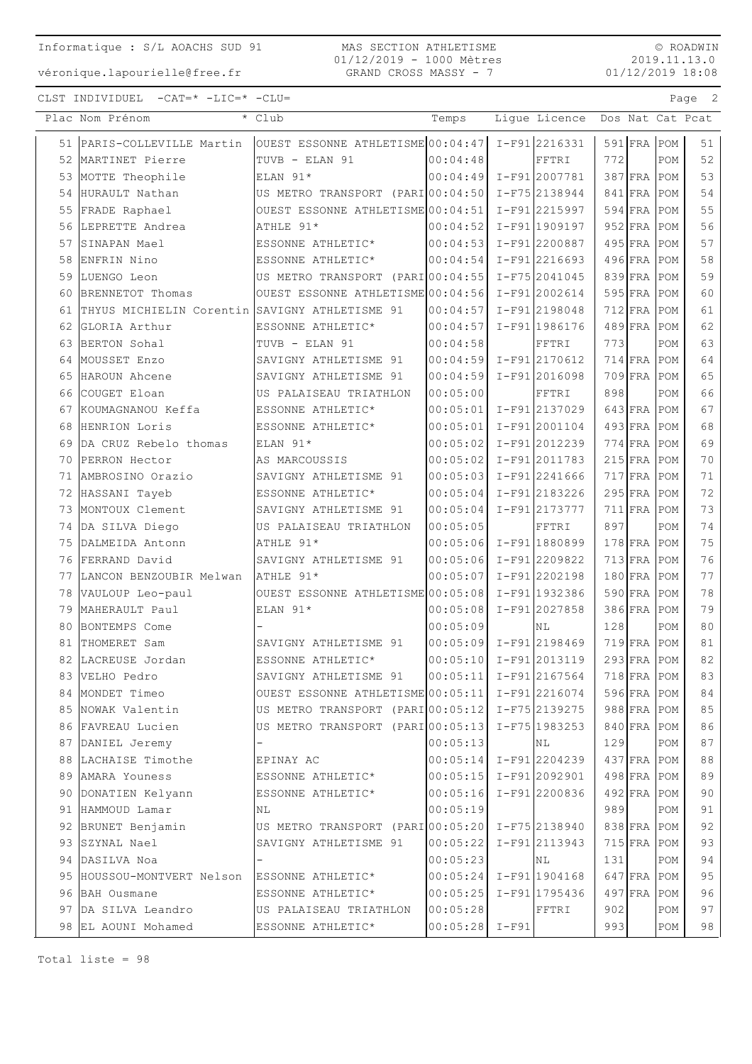CLST INDIVIDUEL -CAT=* -LIC=* -CLU=

| Plac | Nom Prénom | * Club | Temps | Ligue | Licence | Dos | Nat | Cat | Pcat |
|---|---|---|---|---|---|---|---|---|---|
| 51 | PARIS-COLLEVILLE Martin | OUEST ESSONNE ATHLETISME | 00:04:47 | I-F91 | 2216331 | 591 | FRA | POM | 51 |
| 52 | MARTINET Pierre | TUVB - ELAN 91 | 00:04:48 | | FFTRI | 772 | | POM | 52 |
| 53 | MOTTE Theophile | ELAN 91* | 00:04:49 | I-F91 | 2007781 | 387 | FRA | POM | 53 |
| 54 | HURAULT Nathan | US METRO TRANSPORT (PARI | 00:04:50 | I-F75 | 2138944 | 841 | FRA | POM | 54 |
| 55 | FRADE Raphael | OUEST ESSONNE ATHLETISME | 00:04:51 | I-F91 | 2215997 | 594 | FRA | POM | 55 |
| 56 | LEPRETTE Andrea | ATHLE 91* | 00:04:52 | I-F91 | 1909197 | 952 | FRA | POM | 56 |
| 57 | SINAPAN Mael | ESSONNE ATHLETIC* | 00:04:53 | I-F91 | 2200887 | 495 | FRA | POM | 57 |
| 58 | ENFRIN Nino | ESSONNE ATHLETIC* | 00:04:54 | I-F91 | 2216693 | 496 | FRA | POM | 58 |
| 59 | LUENGO Leon | US METRO TRANSPORT (PARI | 00:04:55 | I-F75 | 2041045 | 839 | FRA | POM | 59 |
| 60 | BRENNETOT Thomas | OUEST ESSONNE ATHLETISME | 00:04:56 | I-F91 | 2002614 | 595 | FRA | POM | 60 |
| 61 | THYUS MICHIELIN Corentin | SAVIGNY ATHLETISME 91 | 00:04:57 | I-F91 | 2198048 | 712 | FRA | POM | 61 |
| 62 | GLORIA Arthur | ESSONNE ATHLETIC* | 00:04:57 | I-F91 | 1986176 | 489 | FRA | POM | 62 |
| 63 | BERTON Sohal | TUVB - ELAN 91 | 00:04:58 | | FFTRI | 773 | | POM | 63 |
| 64 | MOUSSET Enzo | SAVIGNY ATHLETISME 91 | 00:04:59 | I-F91 | 2170612 | 714 | FRA | POM | 64 |
| 65 | HAROUN Ahcene | SAVIGNY ATHLETISME 91 | 00:04:59 | I-F91 | 2016098 | 709 | FRA | POM | 65 |
| 66 | COUGET Eloan | US PALAISEAU TRIATHLON | 00:05:00 | | FFTRI | 898 | | POM | 66 |
| 67 | KOUMAGNANOU Keffa | ESSONNE ATHLETIC* | 00:05:01 | I-F91 | 2137029 | 643 | FRA | POM | 67 |
| 68 | HENRION Loris | ESSONNE ATHLETIC* | 00:05:01 | I-F91 | 2001104 | 493 | FRA | POM | 68 |
| 69 | DA CRUZ Rebelo thomas | ELAN 91* | 00:05:02 | I-F91 | 2012239 | 774 | FRA | POM | 69 |
| 70 | PERRON Hector | AS MARCOUSSIS | 00:05:02 | I-F91 | 2011783 | 215 | FRA | POM | 70 |
| 71 | AMBROSINO Orazio | SAVIGNY ATHLETISME 91 | 00:05:03 | I-F91 | 2241666 | 717 | FRA | POM | 71 |
| 72 | HASSANI Tayeb | ESSONNE ATHLETIC* | 00:05:04 | I-F91 | 2183226 | 295 | FRA | POM | 72 |
| 73 | MONTOUX Clement | SAVIGNY ATHLETISME 91 | 00:05:04 | I-F91 | 2173777 | 711 | FRA | POM | 73 |
| 74 | DA SILVA Diego | US PALAISEAU TRIATHLON | 00:05:05 | | FFTRI | 897 | | POM | 74 |
| 75 | DALMEIDA Antonn | ATHLE 91* | 00:05:06 | I-F91 | 1880899 | 178 | FRA | POM | 75 |
| 76 | FERRAND David | SAVIGNY ATHLETISME 91 | 00:05:06 | I-F91 | 2209822 | 713 | FRA | POM | 76 |
| 77 | LANCON BENZOUBIR Melwan | ATHLE 91* | 00:05:07 | I-F91 | 2202198 | 180 | FRA | POM | 77 |
| 78 | VAULOUP Leo-paul | OUEST ESSONNE ATHLETISME | 00:05:08 | I-F91 | 1932386 | 590 | FRA | POM | 78 |
| 79 | MAHERAULT Paul | ELAN 91* | 00:05:08 | I-F91 | 2027858 | 386 | FRA | POM | 79 |
| 80 | BONTEMPS Come | - | 00:05:09 | | NL | 128 | | POM | 80 |
| 81 | THOMERET Sam | SAVIGNY ATHLETISME 91 | 00:05:09 | I-F91 | 2198469 | 719 | FRA | POM | 81 |
| 82 | LACREUSE Jordan | ESSONNE ATHLETIC* | 00:05:10 | I-F91 | 2013119 | 293 | FRA | POM | 82 |
| 83 | VELHO Pedro | SAVIGNY ATHLETISME 91 | 00:05:11 | I-F91 | 2167564 | 718 | FRA | POM | 83 |
| 84 | MONDET Timeo | OUEST ESSONNE ATHLETISME | 00:05:11 | I-F91 | 2216074 | 596 | FRA | POM | 84 |
| 85 | NOWAK Valentin | US METRO TRANSPORT (PARI | 00:05:12 | I-F75 | 2139275 | 988 | FRA | POM | 85 |
| 86 | FAVREAU Lucien | US METRO TRANSPORT (PARI | 00:05:13 | I-F75 | 1983253 | 840 | FRA | POM | 86 |
| 87 | DANIEL Jeremy | - | 00:05:13 | | NL | 129 | | POM | 87 |
| 88 | LACHAISE Timothe | EPINAY AC | 00:05:14 | I-F91 | 2204239 | 437 | FRA | POM | 88 |
| 89 | AMARA Youness | ESSONNE ATHLETIC* | 00:05:15 | I-F91 | 2092901 | 498 | FRA | POM | 89 |
| 90 | DONATIEN Kelyann | ESSONNE ATHLETIC* | 00:05:16 | I-F91 | 2200836 | 492 | FRA | POM | 90 |
| 91 | HAMMOUD Lamar | NL | 00:05:19 | | | 989 | | POM | 91 |
| 92 | BRUNET Benjamin | US METRO TRANSPORT (PARI | 00:05:20 | I-F75 | 2138940 | 838 | FRA | POM | 92 |
| 93 | SZYNAL Nael | SAVIGNY ATHLETISME 91 | 00:05:22 | I-F91 | 2113943 | 715 | FRA | POM | 93 |
| 94 | DASILVA Noa | - | 00:05:23 | | NL | 131 | | POM | 94 |
| 95 | HOUSSOU-MONTVERT Nelson | ESSONNE ATHLETIC* | 00:05:24 | I-F91 | 1904168 | 647 | FRA | POM | 95 |
| 96 | BAH Ousmane | ESSONNE ATHLETIC* | 00:05:25 | I-F91 | 1795436 | 497 | FRA | POM | 96 |
| 97 | DA SILVA Leandro | US PALAISEAU TRIATHLON | 00:05:28 | | FFTRI | 902 | | POM | 97 |
| 98 | EL AOUNI Mohamed | ESSONNE ATHLETIC* | 00:05:28 | I-F91 | | 993 | | POM | 98 |

Total liste = 98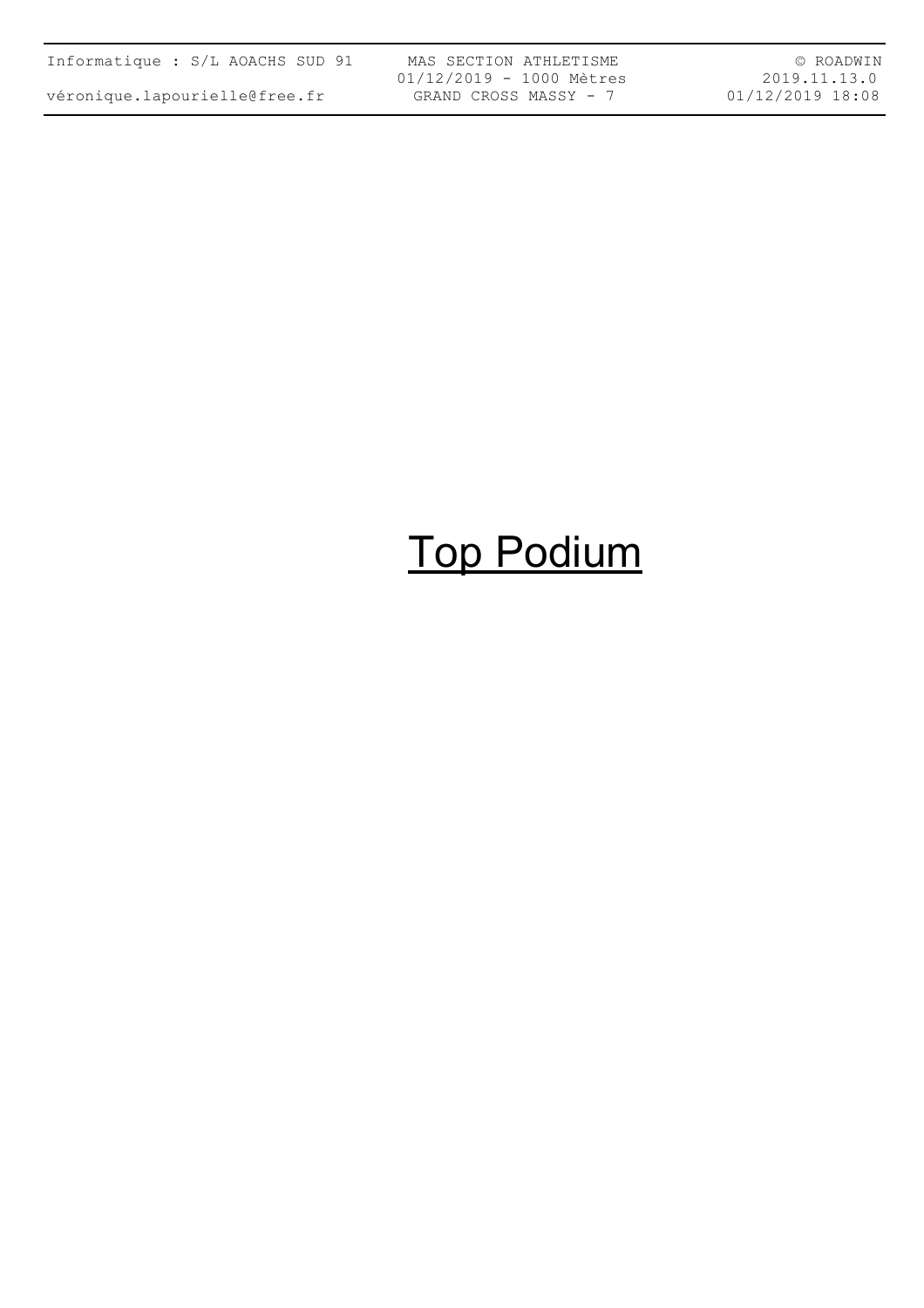# Top Podium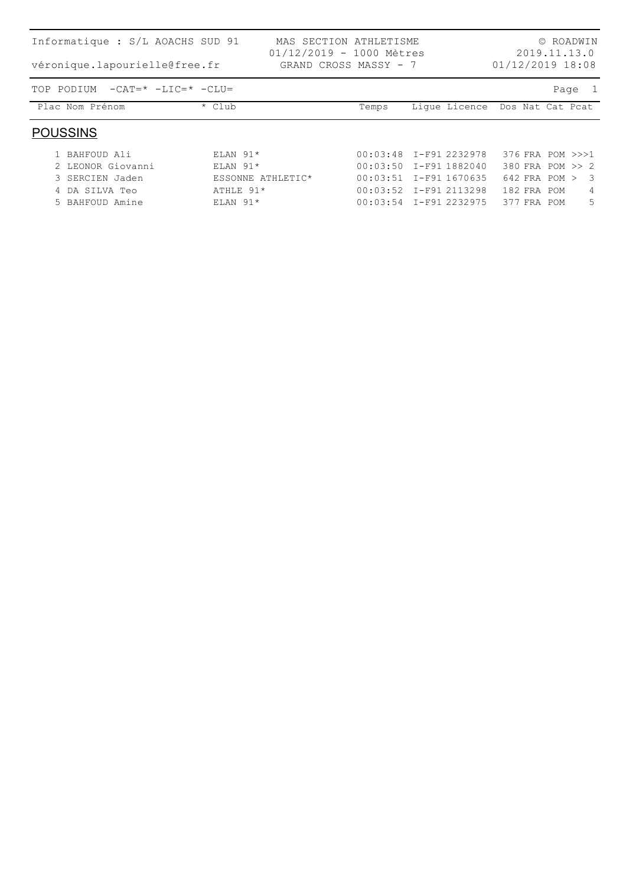Informatique : S/L AOACHS SUD 91 — MAS SECTION ATHLETISME — © ROADWIN

véronique.lapourielle@free.fr — 01/12/2019 - 1000 Mètres — 2019.11.13.0

GRAND CROSS MASSY - 7 — 01/12/2019 18:08

TOP PODIUM -CAT=* -LIC=* -CLU=

## POUSSINS

| Plac | Nom Prénom | * Club | Temps | Ligue | Licence | Dos | Nat | Cat | Pcat |
|---|---|---|---|---|---|---|---|---|---|
| 1 | BAHFOUD Ali | ELAN 91* | 00:03:48 | I-F91 | 2232978 | 376 | FRA | POM | >>>1 |
| 2 | LEONOR Giovanni | ELAN 91* | 00:03:50 | I-F91 | 1882040 | 380 | FRA | POM | >> 2 |
| 3 | SERCIEN Jaden | ESSONNE ATHLETIC* | 00:03:51 | I-F91 | 1670635 | 642 | FRA | POM | > 3 |
| 4 | DA SILVA Teo | ATHLE 91* | 00:03:52 | I-F91 | 2113298 | 182 | FRA | POM | 4 |
| 5 | BAHFOUD Amine | ELAN 91* | 00:03:54 | I-F91 | 2232975 | 377 | FRA | POM | 5 |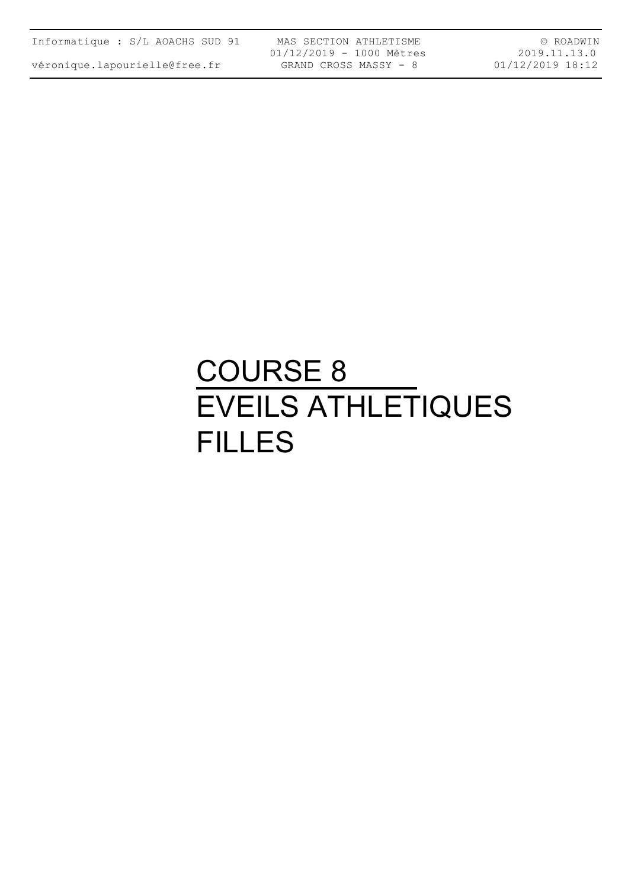# COURSE 8
# EVEILS ATHLETIQUES FILLES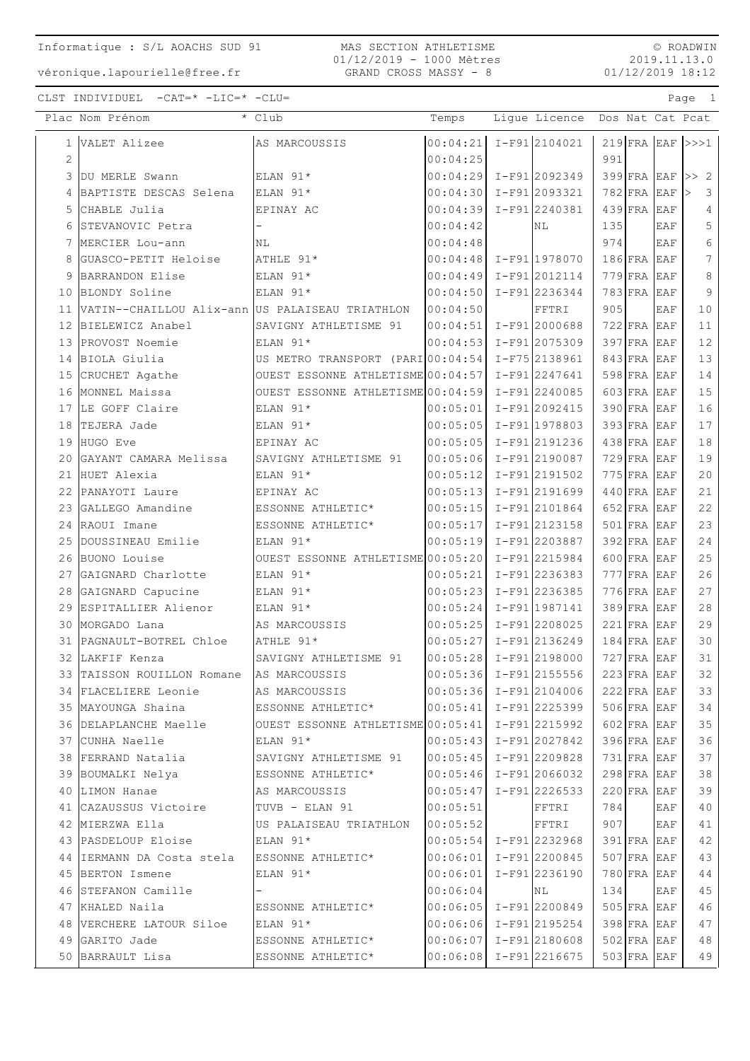Informatique : S/L AOACHS SUD 91
véronique.lapourielle@free.fr

MAS SECTION ATHLETISME
01/12/2019 - 1000 Mètres
GRAND CROSS MASSY - 8

© ROADWIN
2019.11.13.0
01/12/2019 18:12

CLST INDIVIDUEL -CAT=* -LIC=* -CLU=

| Plac | Nom Prénom | * Club | Temps | Ligue | Licence | Dos | Nat | Cat | Pcat |
|---|---|---|---|---|---|---|---|---|---|
| 1 | VALET Alizee | AS MARCOUSSIS | 00:04:21 | I-F91 | 2104021 | 219 | FRA | EAF | >>>1 |
| 2 | | | 00:04:25 | | | 991 | | | |
| 3 | DU MERLE Swann | ELAN 91* | 00:04:29 | I-F91 | 2092349 | 399 | FRA | EAF | >> 2 |
| 4 | BAPTISTE DESCAS Selena | ELAN 91* | 00:04:30 | I-F91 | 2093321 | 782 | FRA | EAF | > 3 |
| 5 | CHABLE Julia | EPINAY AC | 00:04:39 | I-F91 | 2240381 | 439 | FRA | EAF | 4 |
| 6 | STEVANOVIC Petra | - | 00:04:42 | | NL | 135 | | EAF | 5 |
| 7 | MERCIER Lou-ann | NL | 00:04:48 | | | 974 | | EAF | 6 |
| 8 | GUASCO-PETIT Heloise | ATHLE 91* | 00:04:48 | I-F91 | 1978070 | 186 | FRA | EAF | 7 |
| 9 | BARRANDON Elise | ELAN 91* | 00:04:49 | I-F91 | 2012114 | 779 | FRA | EAF | 8 |
| 10 | BLONDY Soline | ELAN 91* | 00:04:50 | I-F91 | 2236344 | 783 | FRA | EAF | 9 |
| 11 | VATIN--CHAILLOU Alix-ann | US PALAISEAU TRIATHLON | 00:04:50 | | FFTRI | 905 | | EAF | 10 |
| 12 | BIELEWICZ Anabel | SAVIGNY ATHLETISME 91 | 00:04:51 | I-F91 | 2000688 | 722 | FRA | EAF | 11 |
| 13 | PROVOST Noemie | ELAN 91* | 00:04:53 | I-F91 | 2075309 | 397 | FRA | EAF | 12 |
| 14 | BIOLA Giulia | US METRO TRANSPORT (PARI | 00:04:54 | I-F75 | 2138961 | 843 | FRA | EAF | 13 |
| 15 | CRUCHET Agathe | OUEST ESSONNE ATHLETISME | 00:04:57 | I-F91 | 2247641 | 598 | FRA | EAF | 14 |
| 16 | MONNEL Maissa | OUEST ESSONNE ATHLETISME | 00:04:59 | I-F91 | 2240085 | 603 | FRA | EAF | 15 |
| 17 | LE GOFF Claire | ELAN 91* | 00:05:01 | I-F91 | 2092415 | 390 | FRA | EAF | 16 |
| 18 | TEJERA Jade | ELAN 91* | 00:05:05 | I-F91 | 1978803 | 393 | FRA | EAF | 17 |
| 19 | HUGO Eve | EPINAY AC | 00:05:05 | I-F91 | 2191236 | 438 | FRA | EAF | 18 |
| 20 | GAYANT CAMARA Melissa | SAVIGNY ATHLETISME 91 | 00:05:06 | I-F91 | 2190087 | 729 | FRA | EAF | 19 |
| 21 | HUET Alexia | ELAN 91* | 00:05:12 | I-F91 | 2191502 | 775 | FRA | EAF | 20 |
| 22 | PANAYOTI Laure | EPINAY AC | 00:05:13 | I-F91 | 2191699 | 440 | FRA | EAF | 21 |
| 23 | GALLEGO Amandine | ESSONNE ATHLETIC* | 00:05:15 | I-F91 | 2101864 | 652 | FRA | EAF | 22 |
| 24 | RAOUI Imane | ESSONNE ATHLETIC* | 00:05:17 | I-F91 | 2123158 | 501 | FRA | EAF | 23 |
| 25 | DOUSSINEAU Emilie | ELAN 91* | 00:05:19 | I-F91 | 2203887 | 392 | FRA | EAF | 24 |
| 26 | BUONO Louise | OUEST ESSONNE ATHLETISME | 00:05:20 | I-F91 | 2215984 | 600 | FRA | EAF | 25 |
| 27 | GAIGNARD Charlotte | ELAN 91* | 00:05:21 | I-F91 | 2236383 | 777 | FRA | EAF | 26 |
| 28 | GAIGNARD Capucine | ELAN 91* | 00:05:23 | I-F91 | 2236385 | 776 | FRA | EAF | 27 |
| 29 | ESPITALLIER Alienor | ELAN 91* | 00:05:24 | I-F91 | 1987141 | 389 | FRA | EAF | 28 |
| 30 | MORGADO Lana | AS MARCOUSSIS | 00:05:25 | I-F91 | 2208025 | 221 | FRA | EAF | 29 |
| 31 | PAGNAULT-BOTREL Chloe | ATHLE 91* | 00:05:27 | I-F91 | 2136249 | 184 | FRA | EAF | 30 |
| 32 | LAKFIF Kenza | SAVIGNY ATHLETISME 91 | 00:05:28 | I-F91 | 2198000 | 727 | FRA | EAF | 31 |
| 33 | TAISSON ROUILLON Romane | AS MARCOUSSIS | 00:05:36 | I-F91 | 2155556 | 223 | FRA | EAF | 32 |
| 34 | FLACELIERE Leonie | AS MARCOUSSIS | 00:05:36 | I-F91 | 2104006 | 222 | FRA | EAF | 33 |
| 35 | MAYOUNGA Shaina | ESSONNE ATHLETIC* | 00:05:41 | I-F91 | 2225399 | 506 | FRA | EAF | 34 |
| 36 | DELAPLANCHE Maelle | OUEST ESSONNE ATHLETISME | 00:05:41 | I-F91 | 2215992 | 602 | FRA | EAF | 35 |
| 37 | CUNHA Naelle | ELAN 91* | 00:05:43 | I-F91 | 2027842 | 396 | FRA | EAF | 36 |
| 38 | FERRAND Natalia | SAVIGNY ATHLETISME 91 | 00:05:45 | I-F91 | 2209828 | 731 | FRA | EAF | 37 |
| 39 | BOUMALKI Nelya | ESSONNE ATHLETIC* | 00:05:46 | I-F91 | 2066032 | 298 | FRA | EAF | 38 |
| 40 | LIMON Hanae | AS MARCOUSSIS | 00:05:47 | I-F91 | 2226533 | 220 | FRA | EAF | 39 |
| 41 | CAZAUSSUS Victoire | TUVB - ELAN 91 | 00:05:51 | | FFTRI | 784 | | EAF | 40 |
| 42 | MIERZWA Ella | US PALAISEAU TRIATHLON | 00:05:52 | | FFTRI | 907 | | EAF | 41 |
| 43 | PASDELOUP Eloise | ELAN 91* | 00:05:54 | I-F91 | 2232968 | 391 | FRA | EAF | 42 |
| 44 | IERMANN DA Costa stela | ESSONNE ATHLETIC* | 00:06:01 | I-F91 | 2200845 | 507 | FRA | EAF | 43 |
| 45 | BERTON Ismene | ELAN 91* | 00:06:01 | I-F91 | 2236190 | 780 | FRA | EAF | 44 |
| 46 | STEFANON Camille | - | 00:06:04 | | NL | 134 | | EAF | 45 |
| 47 | KHALED Naila | ESSONNE ATHLETIC* | 00:06:05 | I-F91 | 2200849 | 505 | FRA | EAF | 46 |
| 48 | VERCHERE LATOUR Siloe | ELAN 91* | 00:06:06 | I-F91 | 2195254 | 398 | FRA | EAF | 47 |
| 49 | GARITO Jade | ESSONNE ATHLETIC* | 00:06:07 | I-F91 | 2180608 | 502 | FRA | EAF | 48 |
| 50 | BARRAULT Lisa | ESSONNE ATHLETIC* | 00:06:08 | I-F91 | 2216675 | 503 | FRA | EAF | 49 |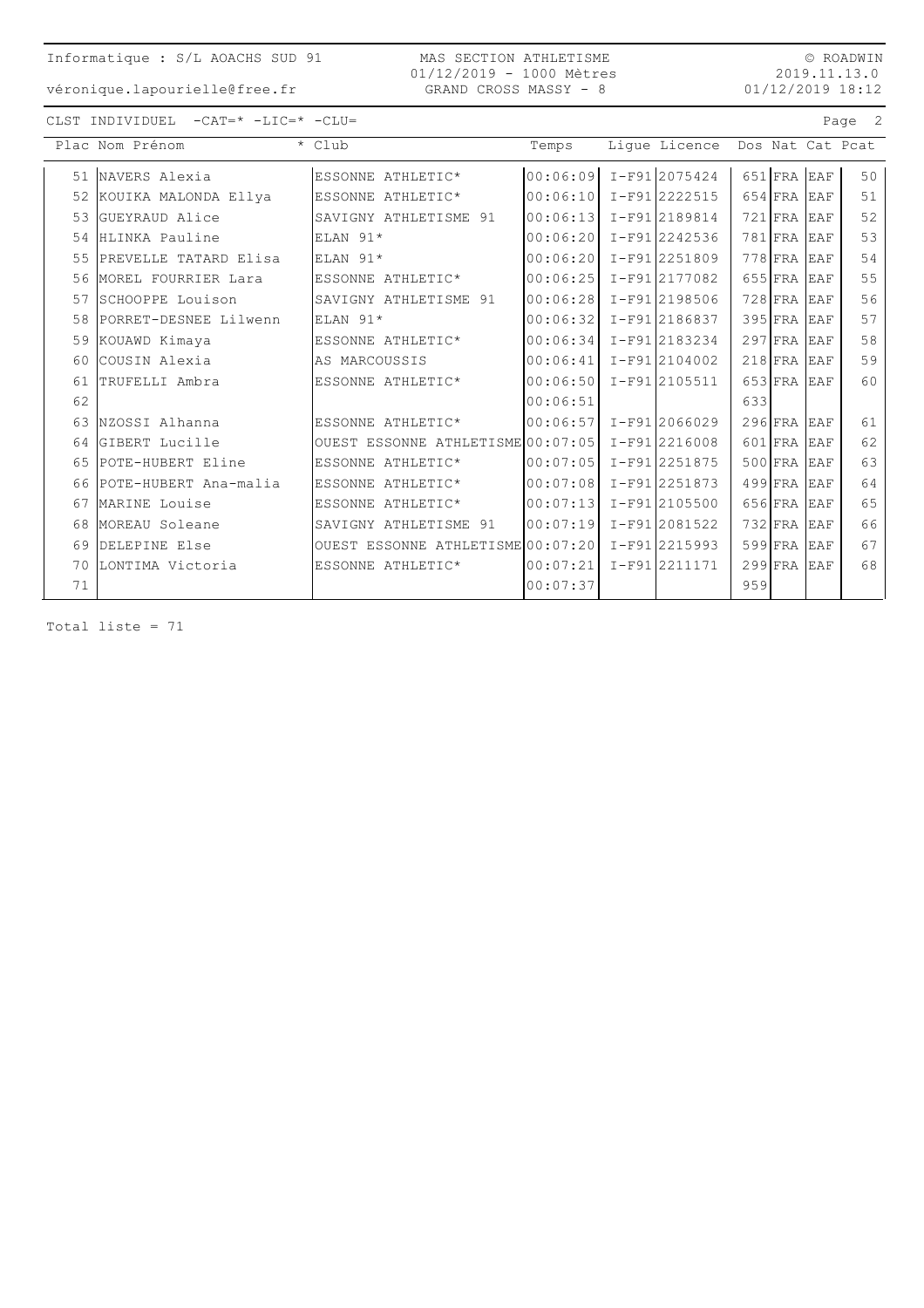Informatique : S/L AOACHS SUD 91
véronique.lapourielle@free.fr

MAS SECTION ATHLETISME
01/12/2019 - 1000 Mètres
GRAND CROSS MASSY - 8

© ROADWIN
2019.11.13.0
01/12/2019 18:12

CLST INDIVIDUEL -CAT=* -LIC=* -CLU=

| Plac | Nom Prénom | * Club | Temps | Ligue | Licence | Dos | Nat | Cat | Pcat |
|---|---|---|---|---|---|---|---|---|---|
| 51 | NAVERS Alexia | ESSONNE ATHLETIC* | 00:06:09 | I-F91 | 2075424 | 651 | FRA | EAF | 50 |
| 52 | KOUIKA MALONDA Ellya | ESSONNE ATHLETIC* | 00:06:10 | I-F91 | 2222515 | 654 | FRA | EAF | 51 |
| 53 | GUEYRAUD Alice | SAVIGNY ATHLETISME 91 | 00:06:13 | I-F91 | 2189814 | 721 | FRA | EAF | 52 |
| 54 | HLINKA Pauline | ELAN 91* | 00:06:20 | I-F91 | 2242536 | 781 | FRA | EAF | 53 |
| 55 | PREVELLE TATARD Elisa | ELAN 91* | 00:06:20 | I-F91 | 2251809 | 778 | FRA | EAF | 54 |
| 56 | MOREL FOURRIER Lara | ESSONNE ATHLETIC* | 00:06:25 | I-F91 | 2177082 | 655 | FRA | EAF | 55 |
| 57 | SCHOOPPE Louison | SAVIGNY ATHLETISME 91 | 00:06:28 | I-F91 | 2198506 | 728 | FRA | EAF | 56 |
| 58 | PORRET-DESNEE Lilwenn | ELAN 91* | 00:06:32 | I-F91 | 2186837 | 395 | FRA | EAF | 57 |
| 59 | KOUAWD Kimaya | ESSONNE ATHLETIC* | 00:06:34 | I-F91 | 2183234 | 297 | FRA | EAF | 58 |
| 60 | COUSIN Alexia | AS MARCOUSSIS | 00:06:41 | I-F91 | 2104002 | 218 | FRA | EAF | 59 |
| 61 | TRUFELLI Ambra | ESSONNE ATHLETIC* | 00:06:50 | I-F91 | 2105511 | 653 | FRA | EAF | 60 |
| 62 | | | 00:06:51 | | | 633 | | | |
| 63 | NZOSSI Alhanna | ESSONNE ATHLETIC* | 00:06:57 | I-F91 | 2066029 | 296 | FRA | EAF | 61 |
| 64 | GIBERT Lucille | OUEST ESSONNE ATHLETISME | 00:07:05 | I-F91 | 2216008 | 601 | FRA | EAF | 62 |
| 65 | POTE-HUBERT Eline | ESSONNE ATHLETIC* | 00:07:05 | I-F91 | 2251875 | 500 | FRA | EAF | 63 |
| 66 | POTE-HUBERT Ana-malia | ESSONNE ATHLETIC* | 00:07:08 | I-F91 | 2251873 | 499 | FRA | EAF | 64 |
| 67 | MARINE Louise | ESSONNE ATHLETIC* | 00:07:13 | I-F91 | 2105500 | 656 | FRA | EAF | 65 |
| 68 | MOREAU Soleane | SAVIGNY ATHLETISME 91 | 00:07:19 | I-F91 | 2081522 | 732 | FRA | EAF | 66 |
| 69 | DELEPINE Else | OUEST ESSONNE ATHLETISME | 00:07:20 | I-F91 | 2215993 | 599 | FRA | EAF | 67 |
| 70 | LONTIMA Victoria | ESSONNE ATHLETIC* | 00:07:21 | I-F91 | 2211171 | 299 | FRA | EAF | 68 |
| 71 | | | 00:07:37 | | | 959 | | | |

Total liste = 71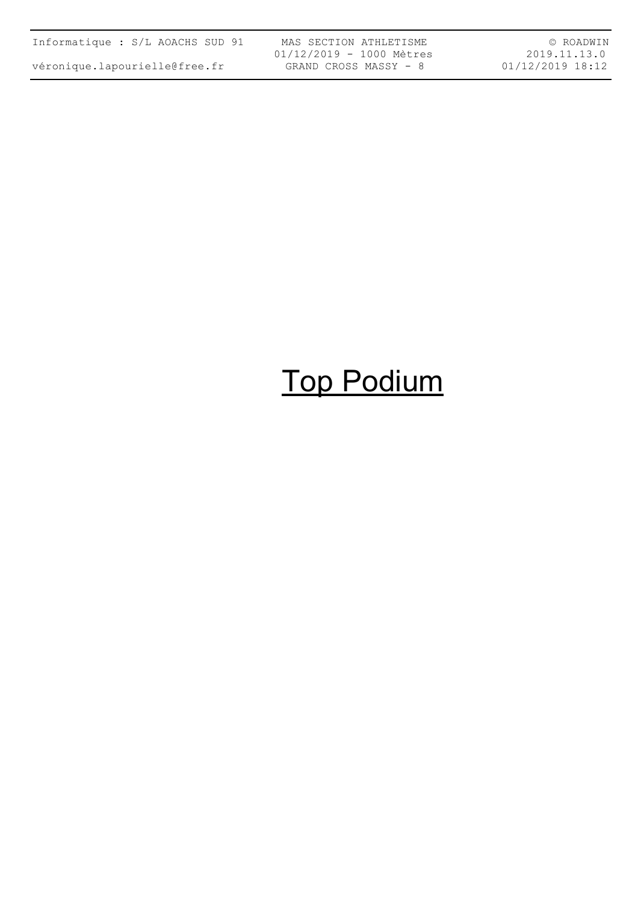# Top Podium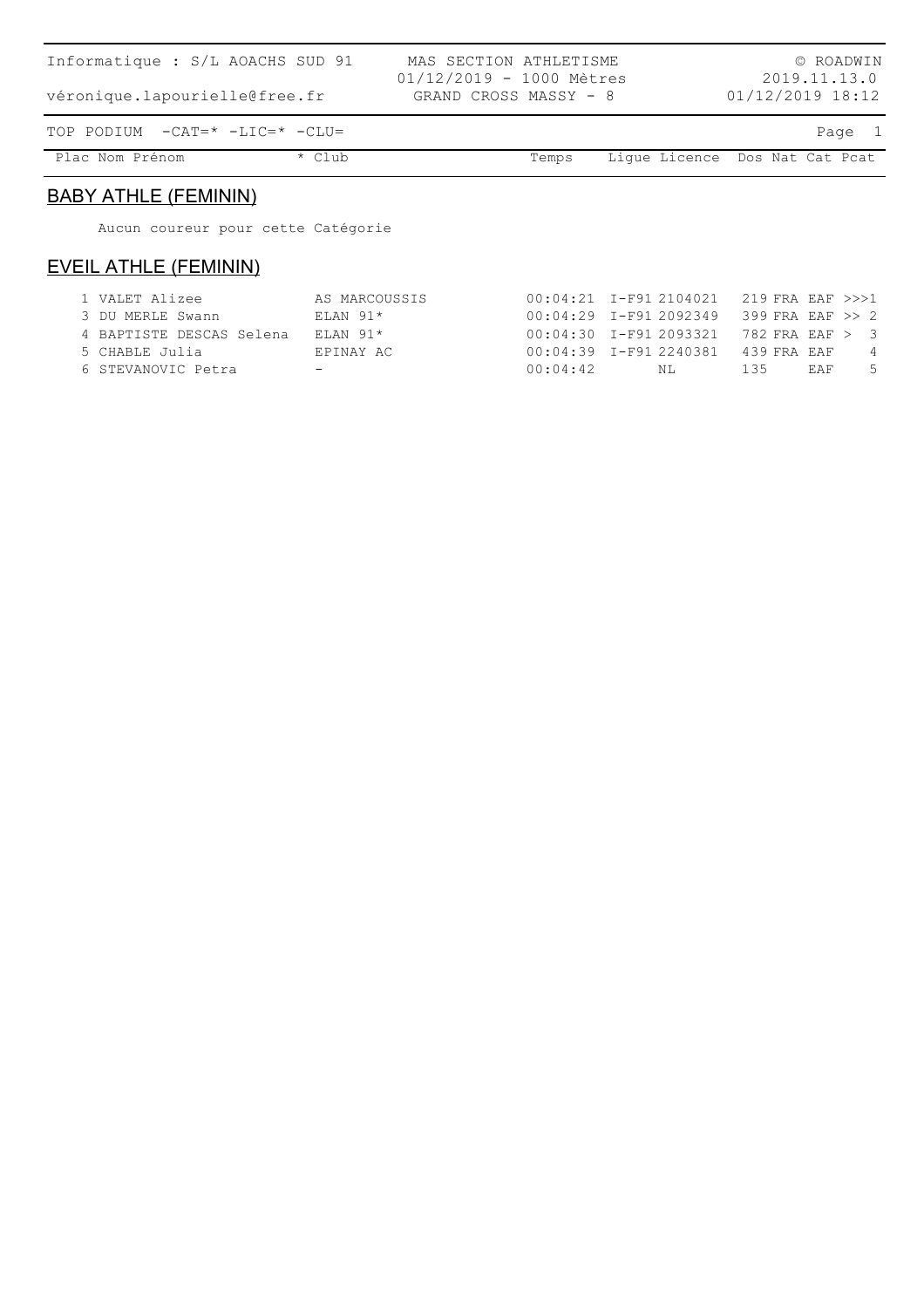Informatique : S/L AOACHS SUD 91 — MAS SECTION ATHLETISME — © ROADWIN

véronique.lapourielle@free.fr — 01/12/2019 - 1000 Mètres — 2019.11.13.0

GRAND CROSS MASSY - 8 — 01/12/2019 18:12

TOP PODIUM -CAT=* -LIC=* -CLU=

## BABY ATHLE (FEMININ)

Aucun coureur pour cette Catégorie

## EVEIL ATHLE (FEMININ)

| Plac | Nom Prénom | * Club | Temps | Ligue | Licence | Dos | Nat | Cat | Pcat |
|---|---|---|---|---|---|---|---|---|---|
| 1 | VALET Alizee | AS MARCOUSSIS | 00:04:21 | I-F91 | 2104021 | 219 | FRA | EAF | >>>1 |
| 3 | DU MERLE Swann | ELAN 91* | 00:04:29 | I-F91 | 2092349 | 399 | FRA | EAF | >> 2 |
| 4 | BAPTISTE DESCAS Selena | ELAN 91* | 00:04:30 | I-F91 | 2093321 | 782 | FRA | EAF | > 3 |
| 5 | CHABLE Julia | EPINAY AC | 00:04:39 | I-F91 | 2240381 | 439 | FRA | EAF | 4 |
| 6 | STEVANOVIC Petra | - | 00:04:42 | | NL | 135 | | EAF | 5 |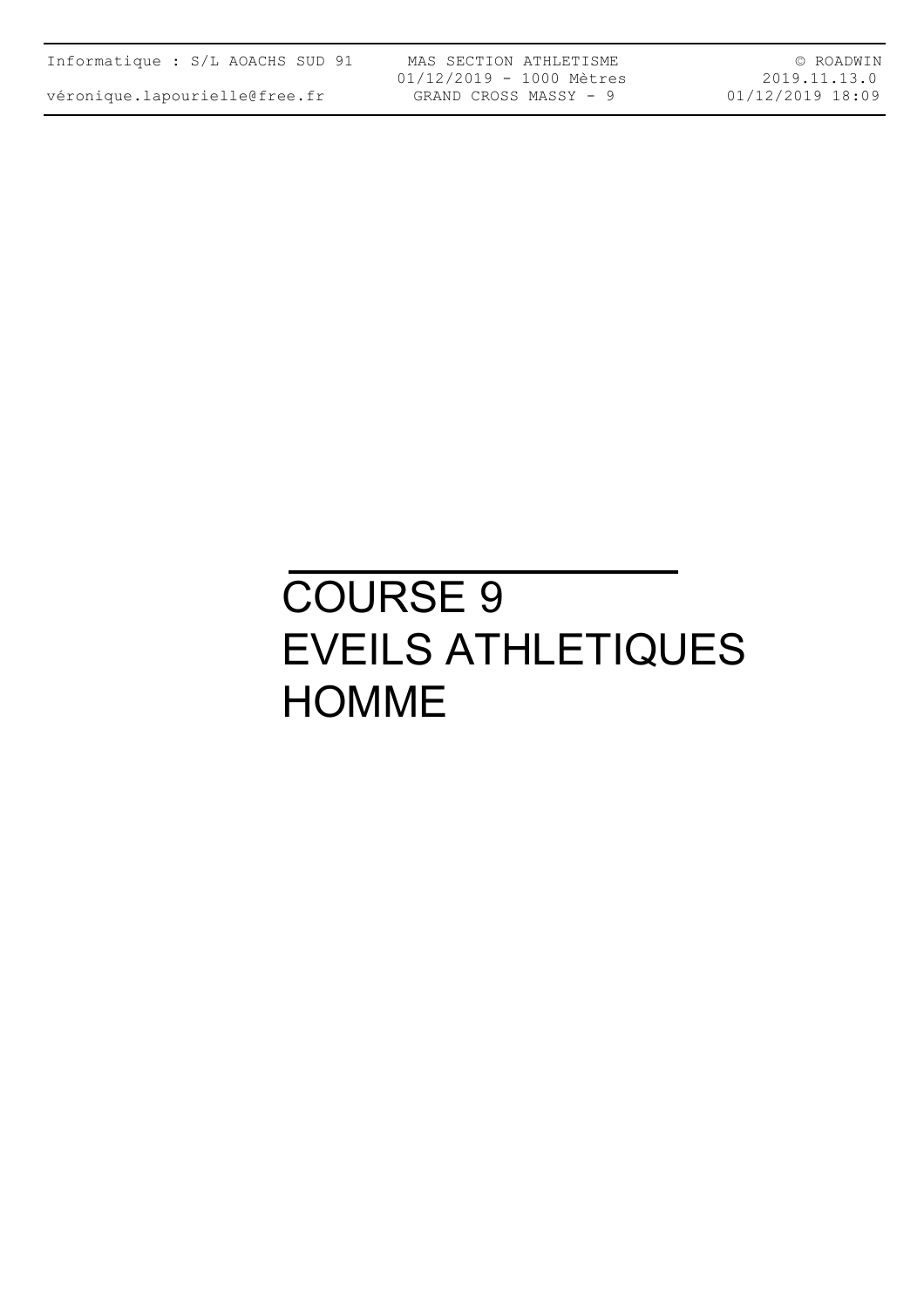# COURSE 9
# EVEILS ATHLETIQUES
# HOMME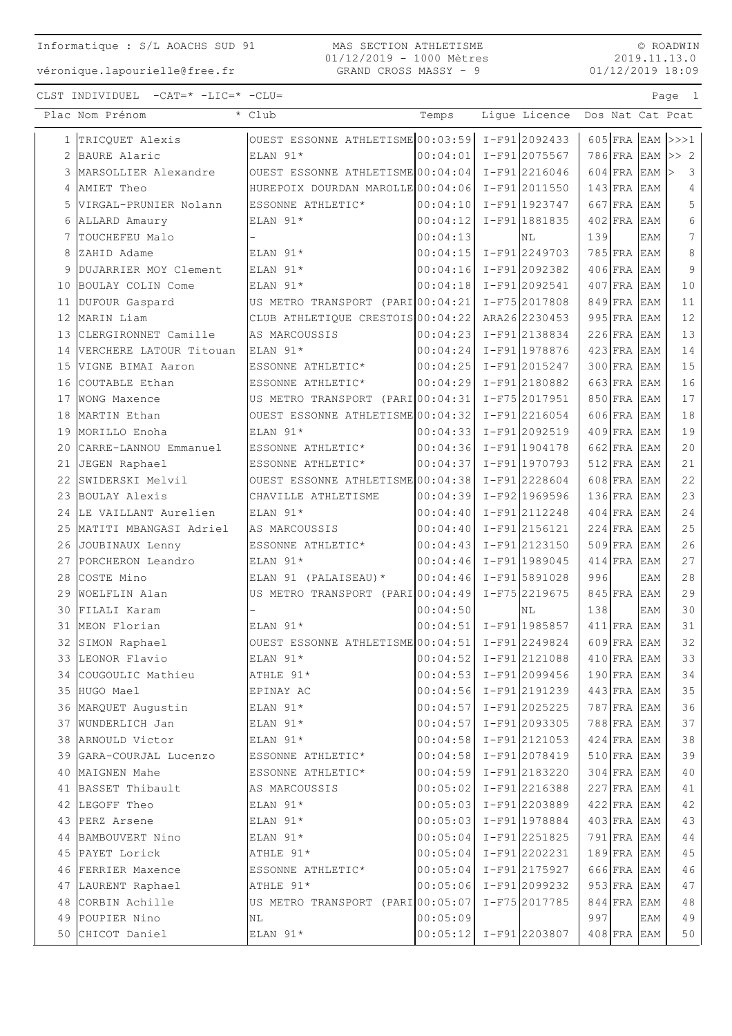Informatique : S/L AOACHS SUD 91

véronique.lapourielle@free.fr

MAS SECTION ATHLETISME
01/12/2019 - 1000 Mètres
GRAND CROSS MASSY - 9

© ROADWIN
2019.11.13.0
01/12/2019 18:09

CLST INDIVIDUEL -CAT=* -LIC=* -CLU=

| Plac | Nom Prénom | * Club | Temps | Ligue | Licence | Dos | Nat | Cat | Pcat |
|---|---|---|---|---|---|---|---|---|---|
| 1 | TRICQUET Alexis | OUEST ESSONNE ATHLETISME | 00:03:59 | I-F91 | 2092433 | 605 | FRA | EAM | >>>1 |
| 2 | BAURE Alaric | ELAN 91* | 00:04:01 | I-F91 | 2075567 | 786 | FRA | EAM | >> 2 |
| 3 | MARSOLLIER Alexandre | OUEST ESSONNE ATHLETISME | 00:04:04 | I-F91 | 2216046 | 604 | FRA | EAM | > 3 |
| 4 | AMIET Theo | HUREPOIX DOURDAN MAROLLE | 00:04:06 | I-F91 | 2011550 | 143 | FRA | EAM | 4 |
| 5 | VIRGAL-PRUNIER Nolann | ESSONNE ATHLETIC* | 00:04:10 | I-F91 | 1923747 | 667 | FRA | EAM | 5 |
| 6 | ALLARD Amaury | ELAN 91* | 00:04:12 | I-F91 | 1881835 | 402 | FRA | EAM | 6 |
| 7 | TOUCHEFEU Malo | - | 00:04:13 | | NL | 139 | | EAM | 7 |
| 8 | ZAHID Adame | ELAN 91* | 00:04:15 | I-F91 | 2249703 | 785 | FRA | EAM | 8 |
| 9 | DUJARRIER MOY Clement | ELAN 91* | 00:04:16 | I-F91 | 2092382 | 406 | FRA | EAM | 9 |
| 10 | BOULAY COLIN Come | ELAN 91* | 00:04:18 | I-F91 | 2092541 | 407 | FRA | EAM | 10 |
| 11 | DUFOUR Gaspard | US METRO TRANSPORT (PARI | 00:04:21 | I-F75 | 2017808 | 849 | FRA | EAM | 11 |
| 12 | MARIN Liam | CLUB ATHLETIQUE CRESTOIS | 00:04:22 | ARA26 | 2230453 | 995 | FRA | EAM | 12 |
| 13 | CLERGIRONNET Camille | AS MARCOUSSIS | 00:04:23 | I-F91 | 2138834 | 226 | FRA | EAM | 13 |
| 14 | VERCHERE LATOUR Titouan | ELAN 91* | 00:04:24 | I-F91 | 1978876 | 423 | FRA | EAM | 14 |
| 15 | VIGNE BIMAI Aaron | ESSONNE ATHLETIC* | 00:04:25 | I-F91 | 2015247 | 300 | FRA | EAM | 15 |
| 16 | COUTABLE Ethan | ESSONNE ATHLETIC* | 00:04:29 | I-F91 | 2180882 | 663 | FRA | EAM | 16 |
| 17 | WONG Maxence | US METRO TRANSPORT (PARI | 00:04:31 | I-F75 | 2017951 | 850 | FRA | EAM | 17 |
| 18 | MARTIN Ethan | OUEST ESSONNE ATHLETISME | 00:04:32 | I-F91 | 2216054 | 606 | FRA | EAM | 18 |
| 19 | MORILLO Enoha | ELAN 91* | 00:04:33 | I-F91 | 2092519 | 409 | FRA | EAM | 19 |
| 20 | CARRE-LANNOU Emmanuel | ESSONNE ATHLETIC* | 00:04:36 | I-F91 | 1904178 | 662 | FRA | EAM | 20 |
| 21 | JEGEN Raphael | ESSONNE ATHLETIC* | 00:04:37 | I-F91 | 1970793 | 512 | FRA | EAM | 21 |
| 22 | SWIDERSKI Melvil | OUEST ESSONNE ATHLETISME | 00:04:38 | I-F91 | 2228604 | 608 | FRA | EAM | 22 |
| 23 | BOULAY Alexis | CHAVILLE ATHLETISME | 00:04:39 | I-F92 | 1969596 | 136 | FRA | EAM | 23 |
| 24 | LE VAILLANT Aurelien | ELAN 91* | 00:04:40 | I-F91 | 2112248 | 404 | FRA | EAM | 24 |
| 25 | MATITI MBANGASI Adriel | AS MARCOUSSIS | 00:04:40 | I-F91 | 2156121 | 224 | FRA | EAM | 25 |
| 26 | JOUBINAUX Lenny | ESSONNE ATHLETIC* | 00:04:43 | I-F91 | 2123150 | 509 | FRA | EAM | 26 |
| 27 | PORCHERON Leandro | ELAN 91* | 00:04:46 | I-F91 | 1989045 | 414 | FRA | EAM | 27 |
| 28 | COSTE Mino | ELAN 91 (PALAISEAU)* | 00:04:46 | I-F91 | 5891028 | 996 | | EAM | 28 |
| 29 | WOELFLIN Alan | US METRO TRANSPORT (PARI | 00:04:49 | I-F75 | 2219675 | 845 | FRA | EAM | 29 |
| 30 | FILALI Karam | - | 00:04:50 | | NL | 138 | | EAM | 30 |
| 31 | MEON Florian | ELAN 91* | 00:04:51 | I-F91 | 1985857 | 411 | FRA | EAM | 31 |
| 32 | SIMON Raphael | OUEST ESSONNE ATHLETISME | 00:04:51 | I-F91 | 2249824 | 609 | FRA | EAM | 32 |
| 33 | LEONOR Flavio | ELAN 91* | 00:04:52 | I-F91 | 2121088 | 410 | FRA | EAM | 33 |
| 34 | COUGOULIC Mathieu | ATHLE 91* | 00:04:53 | I-F91 | 2099456 | 190 | FRA | EAM | 34 |
| 35 | HUGO Mael | EPINAY AC | 00:04:56 | I-F91 | 2191239 | 443 | FRA | EAM | 35 |
| 36 | MARQUET Augustin | ELAN 91* | 00:04:57 | I-F91 | 2025225 | 787 | FRA | EAM | 36 |
| 37 | WUNDERLICH Jan | ELAN 91* | 00:04:57 | I-F91 | 2093305 | 788 | FRA | EAM | 37 |
| 38 | ARNOULD Victor | ELAN 91* | 00:04:58 | I-F91 | 2121053 | 424 | FRA | EAM | 38 |
| 39 | GARA-COURJAL Lucenzo | ESSONNE ATHLETIC* | 00:04:58 | I-F91 | 2078419 | 510 | FRA | EAM | 39 |
| 40 | MAIGNEN Mahe | ESSONNE ATHLETIC* | 00:04:59 | I-F91 | 2183220 | 304 | FRA | EAM | 40 |
| 41 | BASSET Thibault | AS MARCOUSSIS | 00:05:02 | I-F91 | 2216388 | 227 | FRA | EAM | 41 |
| 42 | LEGOFF Theo | ELAN 91* | 00:05:03 | I-F91 | 2203889 | 422 | FRA | EAM | 42 |
| 43 | PERZ Arsene | ELAN 91* | 00:05:03 | I-F91 | 1978884 | 403 | FRA | EAM | 43 |
| 44 | BAMBOUVERT Nino | ELAN 91* | 00:05:04 | I-F91 | 2251825 | 791 | FRA | EAM | 44 |
| 45 | PAYET Lorick | ATHLE 91* | 00:05:04 | I-F91 | 2202231 | 189 | FRA | EAM | 45 |
| 46 | FERRIER Maxence | ESSONNE ATHLETIC* | 00:05:04 | I-F91 | 2175927 | 666 | FRA | EAM | 46 |
| 47 | LAURENT Raphael | ATHLE 91* | 00:05:06 | I-F91 | 2099232 | 953 | FRA | EAM | 47 |
| 48 | CORBIN Achille | US METRO TRANSPORT (PARI | 00:05:07 | I-F75 | 2017785 | 844 | FRA | EAM | 48 |
| 49 | POUPIER Nino | NL | 00:05:09 | | | 997 | | EAM | 49 |
| 50 | CHICOT Daniel | ELAN 91* | 00:05:12 | I-F91 | 2203807 | 408 | FRA | EAM | 50 |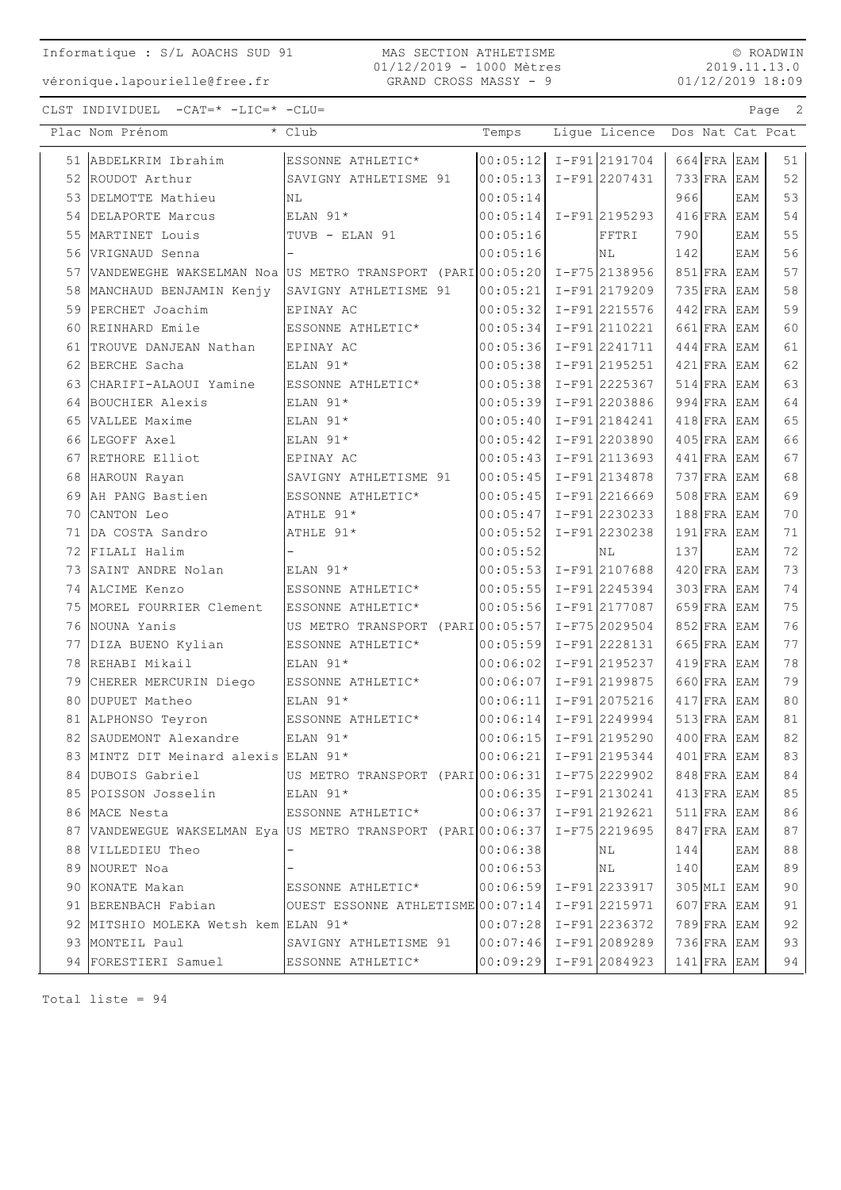Informatique : S/L AOACHS SUD 91
véronique.lapourielle@free.fr

MAS SECTION ATHLETISME
01/12/2019 - 1000 Mètres
GRAND CROSS MASSY - 9

© ROADWIN
2019.11.13.0
01/12/2019 18:09

CLST INDIVIDUEL -CAT=* -LIC=* -CLU=

| Plac | Nom Prénom | * Club | Temps | Ligue | Licence | Dos | Nat | Cat | Pcat |
|---|---|---|---|---|---|---|---|---|---|
| 51 | ABDELKRIM Ibrahim | ESSONNE ATHLETIC* | 00:05:12 | I-F91 | 2191704 | 664 | FRA | EAM | 51 |
| 52 | ROUDOT Arthur | SAVIGNY ATHLETISME 91 | 00:05:13 | I-F91 | 2207431 | 733 | FRA | EAM | 52 |
| 53 | DELMOTTE Mathieu | NL | 00:05:14 | | | 966 | | EAM | 53 |
| 54 | DELAPORTE Marcus | ELAN 91* | 00:05:14 | I-F91 | 2195293 | 416 | FRA | EAM | 54 |
| 55 | MARTINET Louis | TUVB - ELAN 91 | 00:05:16 | | FFTRI | 790 | | EAM | 55 |
| 56 | VRIGNAUD Senna | - | 00:05:16 | | NL | 142 | | EAM | 56 |
| 57 | VANDEWEGHE WAKSELMAN Noa | US METRO TRANSPORT (PARI | 00:05:20 | I-F75 | 2138956 | 851 | FRA | EAM | 57 |
| 58 | MANCHAUD BENJAMIN Kenjy | SAVIGNY ATHLETISME 91 | 00:05:21 | I-F91 | 2179209 | 735 | FRA | EAM | 58 |
| 59 | PERCHET Joachim | EPINAY AC | 00:05:32 | I-F91 | 2215576 | 442 | FRA | EAM | 59 |
| 60 | REINHARD Emile | ESSONNE ATHLETIC* | 00:05:34 | I-F91 | 2110221 | 661 | FRA | EAM | 60 |
| 61 | TROUVE DANJEAN Nathan | EPINAY AC | 00:05:36 | I-F91 | 2241711 | 444 | FRA | EAM | 61 |
| 62 | BERCHE Sacha | ELAN 91* | 00:05:38 | I-F91 | 2195251 | 421 | FRA | EAM | 62 |
| 63 | CHARIFI-ALAOUI Yamine | ESSONNE ATHLETIC* | 00:05:38 | I-F91 | 2225367 | 514 | FRA | EAM | 63 |
| 64 | BOUCHIER Alexis | ELAN 91* | 00:05:39 | I-F91 | 2203886 | 994 | FRA | EAM | 64 |
| 65 | VALLEE Maxime | ELAN 91* | 00:05:40 | I-F91 | 2184241 | 418 | FRA | EAM | 65 |
| 66 | LEGOFF Axel | ELAN 91* | 00:05:42 | I-F91 | 2203890 | 405 | FRA | EAM | 66 |
| 67 | RETHORE Elliot | EPINAY AC | 00:05:43 | I-F91 | 2113693 | 441 | FRA | EAM | 67 |
| 68 | HAROUN Rayan | SAVIGNY ATHLETISME 91 | 00:05:45 | I-F91 | 2134878 | 737 | FRA | EAM | 68 |
| 69 | AH PANG Bastien | ESSONNE ATHLETIC* | 00:05:45 | I-F91 | 2216669 | 508 | FRA | EAM | 69 |
| 70 | CANTON Leo | ATHLE 91* | 00:05:47 | I-F91 | 2230233 | 188 | FRA | EAM | 70 |
| 71 | DA COSTA Sandro | ATHLE 91* | 00:05:52 | I-F91 | 2230238 | 191 | FRA | EAM | 71 |
| 72 | FILALI Halim | - | 00:05:52 | | NL | 137 | | EAM | 72 |
| 73 | SAINT ANDRE Nolan | ELAN 91* | 00:05:53 | I-F91 | 2107688 | 420 | FRA | EAM | 73 |
| 74 | ALCIME Kenzo | ESSONNE ATHLETIC* | 00:05:55 | I-F91 | 2245394 | 303 | FRA | EAM | 74 |
| 75 | MOREL FOURRIER Clement | ESSONNE ATHLETIC* | 00:05:56 | I-F91 | 2177087 | 659 | FRA | EAM | 75 |
| 76 | NOUNA Yanis | US METRO TRANSPORT (PARI | 00:05:57 | I-F75 | 2029504 | 852 | FRA | EAM | 76 |
| 77 | DIZA BUENO Kylian | ESSONNE ATHLETIC* | 00:05:59 | I-F91 | 2228131 | 665 | FRA | EAM | 77 |
| 78 | REHABI Mikail | ELAN 91* | 00:06:02 | I-F91 | 2195237 | 419 | FRA | EAM | 78 |
| 79 | CHERER MERCURIN Diego | ESSONNE ATHLETIC* | 00:06:07 | I-F91 | 2199875 | 660 | FRA | EAM | 79 |
| 80 | DUPUET Matheo | ELAN 91* | 00:06:11 | I-F91 | 2075216 | 417 | FRA | EAM | 80 |
| 81 | ALPHONSO Teyron | ESSONNE ATHLETIC* | 00:06:14 | I-F91 | 2249994 | 513 | FRA | EAM | 81 |
| 82 | SAUDEMONT Alexandre | ELAN 91* | 00:06:15 | I-F91 | 2195290 | 400 | FRA | EAM | 82 |
| 83 | MINTZ DIT Meinard alexis | ELAN 91* | 00:06:21 | I-F91 | 2195344 | 401 | FRA | EAM | 83 |
| 84 | DUBOIS Gabriel | US METRO TRANSPORT (PARI | 00:06:31 | I-F75 | 2229902 | 848 | FRA | EAM | 84 |
| 85 | POISSON Josselin | ELAN 91* | 00:06:35 | I-F91 | 2130241 | 413 | FRA | EAM | 85 |
| 86 | MACE Nesta | ESSONNE ATHLETIC* | 00:06:37 | I-F91 | 2192621 | 511 | FRA | EAM | 86 |
| 87 | VANDEWEGUE WAKSELMAN Eya | US METRO TRANSPORT (PARI | 00:06:37 | I-F75 | 2219695 | 847 | FRA | EAM | 87 |
| 88 | VILLEDIEU Theo | - | 00:06:38 | | NL | 144 | | EAM | 88 |
| 89 | NOURET Noa | - | 00:06:53 | | NL | 140 | | EAM | 89 |
| 90 | KONATE Makan | ESSONNE ATHLETIC* | 00:06:59 | I-F91 | 2233917 | 305 | MLI | EAM | 90 |
| 91 | BERENBACH Fabian | OUEST ESSONNE ATHLETISME | 00:07:14 | I-F91 | 2215971 | 607 | FRA | EAM | 91 |
| 92 | MITSHIO MOLEKA Wetsh kem | ELAN 91* | 00:07:28 | I-F91 | 2236372 | 789 | FRA | EAM | 92 |
| 93 | MONTEIL Paul | SAVIGNY ATHLETISME 91 | 00:07:46 | I-F91 | 2089289 | 736 | FRA | EAM | 93 |
| 94 | FORESTIERI Samuel | ESSONNE ATHLETIC* | 00:09:29 | I-F91 | 2084923 | 141 | FRA | EAM | 94 |

Total liste = 94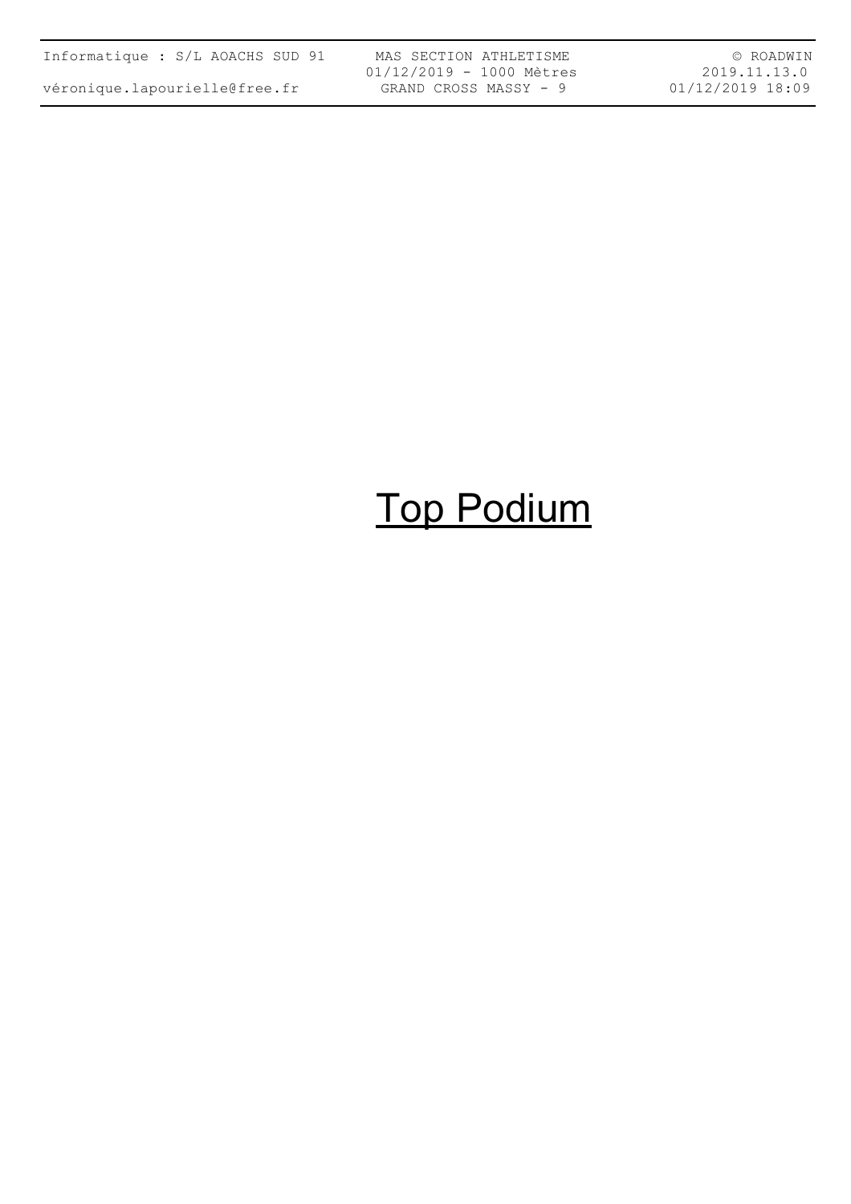# Top Podium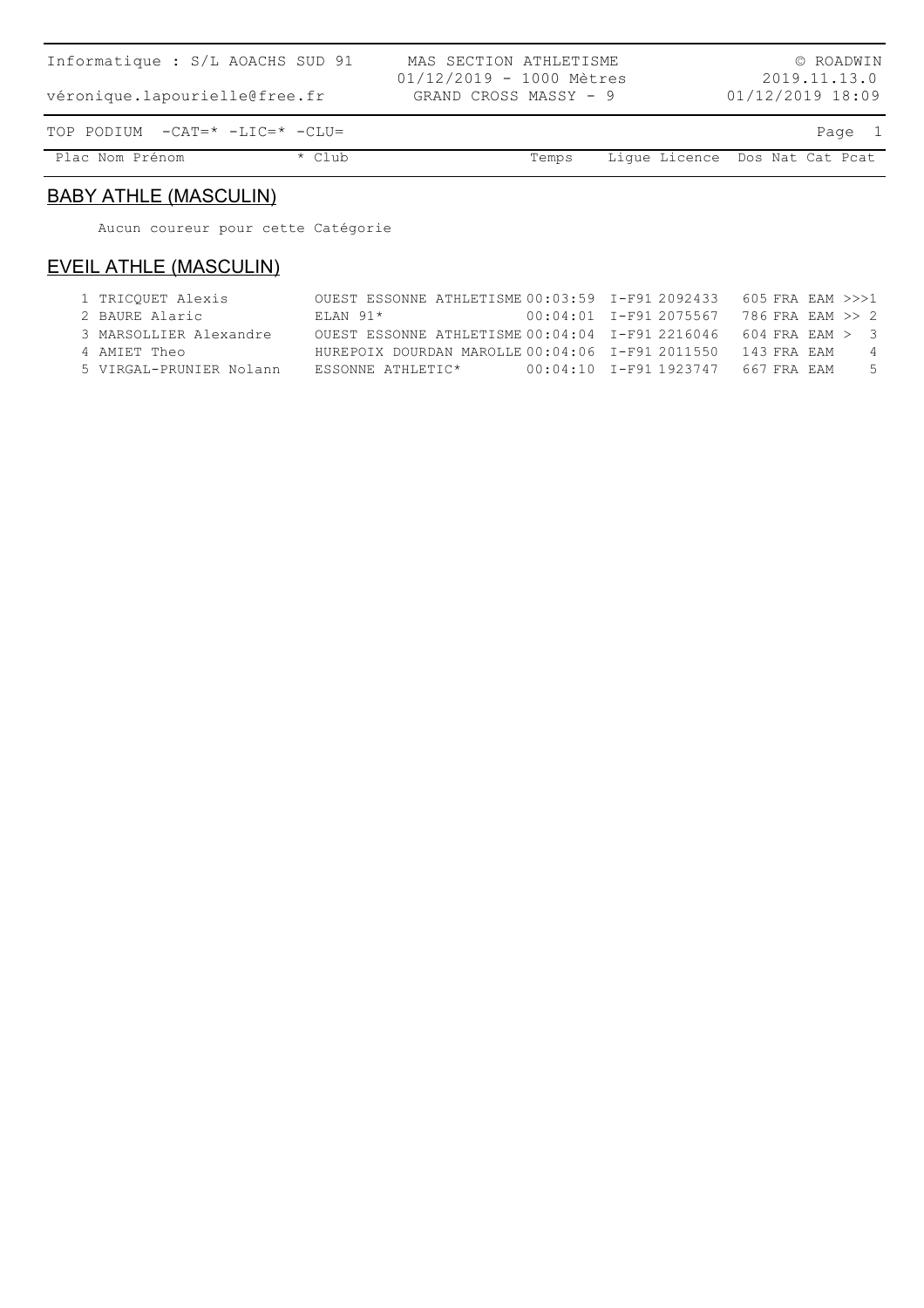## BABY ATHLE (MASCULIN)

Aucun coureur pour cette Catégorie

## EVEIL ATHLE (MASCULIN)

| Plac | Nom Prénom | Club | Temps | Ligue | Licence | Dos | Nat | Cat | Pcat |
|---|---|---|---|---|---|---|---|---|---|
| 1 | TRICQUET Alexis | OUEST ESSONNE ATHLETISME | 00:03:59 | I-F91 | 2092433 | 605 | FRA | EAM | >>>1 |
| 2 | BAURE Alaric | ELAN 91* | 00:04:01 | I-F91 | 2075567 | 786 | FRA | EAM | >> 2 |
| 3 | MARSOLLIER Alexandre | OUEST ESSONNE ATHLETISME | 00:04:04 | I-F91 | 2216046 | 604 | FRA | EAM | > 3 |
| 4 | AMIET Theo | HUREPOIX DOURDAN MAROLLE | 00:04:06 | I-F91 | 2011550 | 143 | FRA | EAM | 4 |
| 5 | VIRGAL-PRUNIER Nolann | ESSONNE ATHLETIC* | 00:04:10 | I-F91 | 1923747 | 667 | FRA | EAM | 5 |